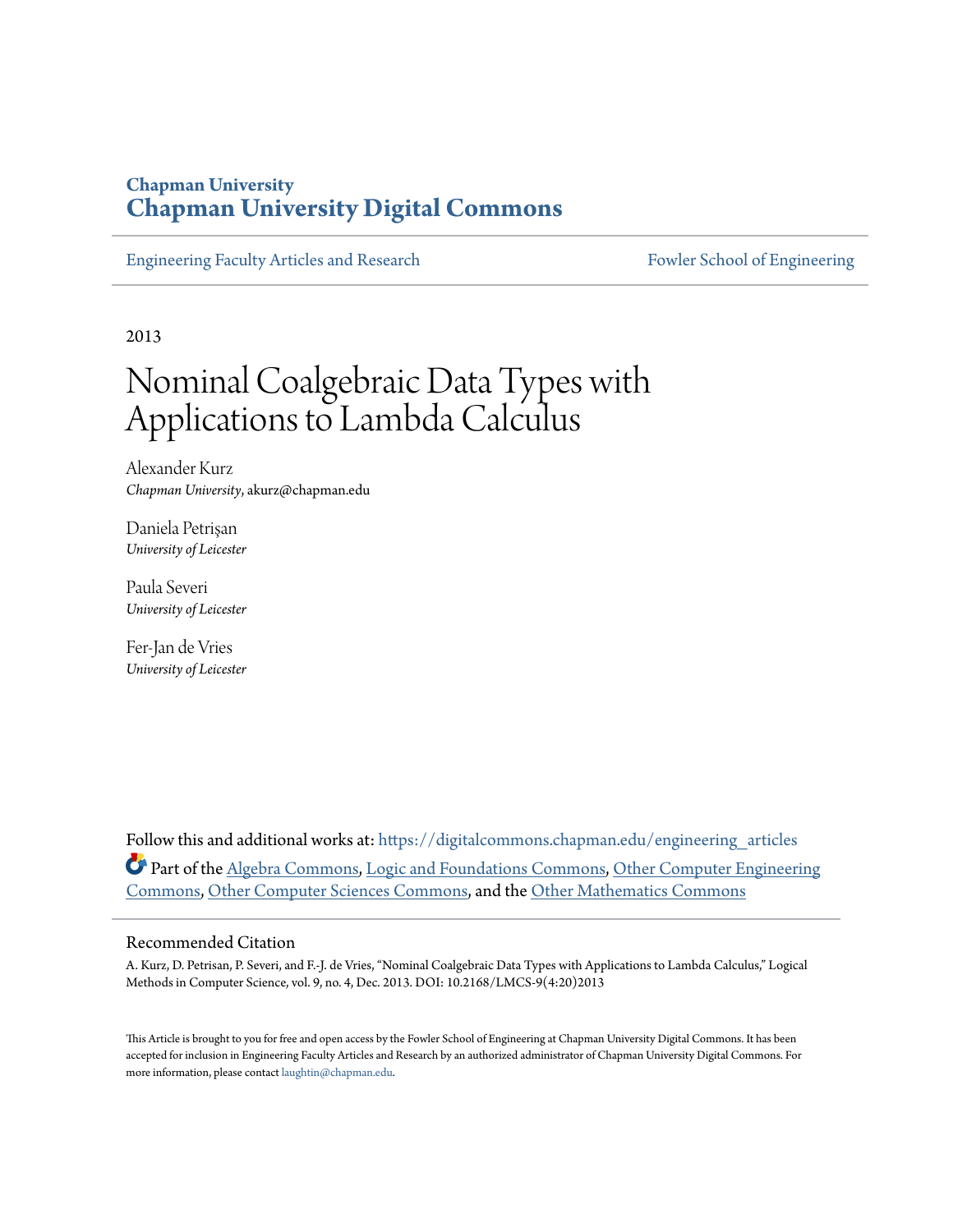# Chapman University
# Chapman University Digital Commons

Engineering Faculty Articles and Research | Fowler School of Engineering

2013

# Nominal Coalgebraic Data Types with Applications to Lambda Calculus

Alexander Kurz
*Chapman University*, akurz@chapman.edu

Daniela Petrişan
*University of Leicester*

Paula Severi
*University of Leicester*

Fer-Jan de Vries
*University of Leicester*

Follow this and additional works at: https://digitalcommons.chapman.edu/engineering_articles

Part of the Algebra Commons, Logic and Foundations Commons, Other Computer Engineering Commons, Other Computer Sciences Commons, and the Other Mathematics Commons

## Recommended Citation

A. Kurz, D. Petrisan, P. Severi, and F.-J. de Vries, "Nominal Coalgebraic Data Types with Applications to Lambda Calculus," Logical Methods in Computer Science, vol. 9, no. 4, Dec. 2013. DOI: 10.2168/LMCS-9(4:20)2013

This Article is brought to you for free and open access by the Fowler School of Engineering at Chapman University Digital Commons. It has been accepted for inclusion in Engineering Faculty Articles and Research by an authorized administrator of Chapman University Digital Commons. For more information, please contact laughtin@chapman.edu.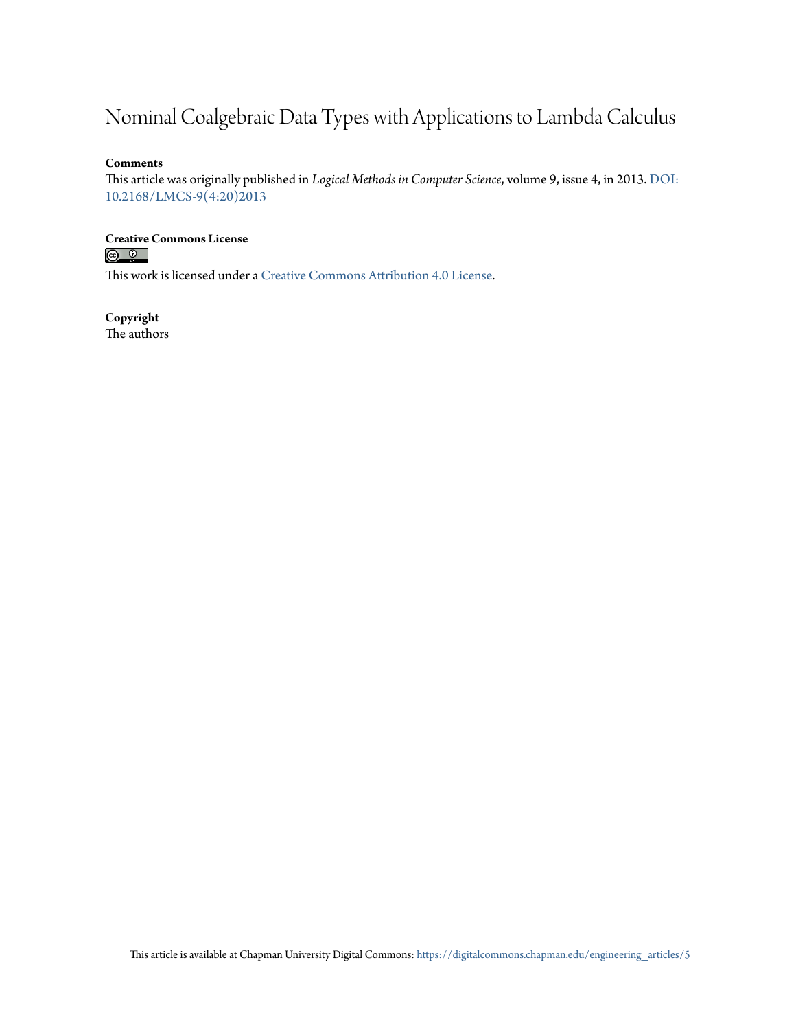# Nominal Coalgebraic Data Types with Applications to Lambda Calculus

**Comments**

This article was originally published in *Logical Methods in Computer Science*, volume 9, issue 4, in 2013. DOI: 10.2168/LMCS-9(4:20)2013

**Creative Commons License**

This work is licensed under a Creative Commons Attribution 4.0 License.

**Copyright**

The authors

This article is available at Chapman University Digital Commons: https://digitalcommons.chapman.edu/engineering_articles/5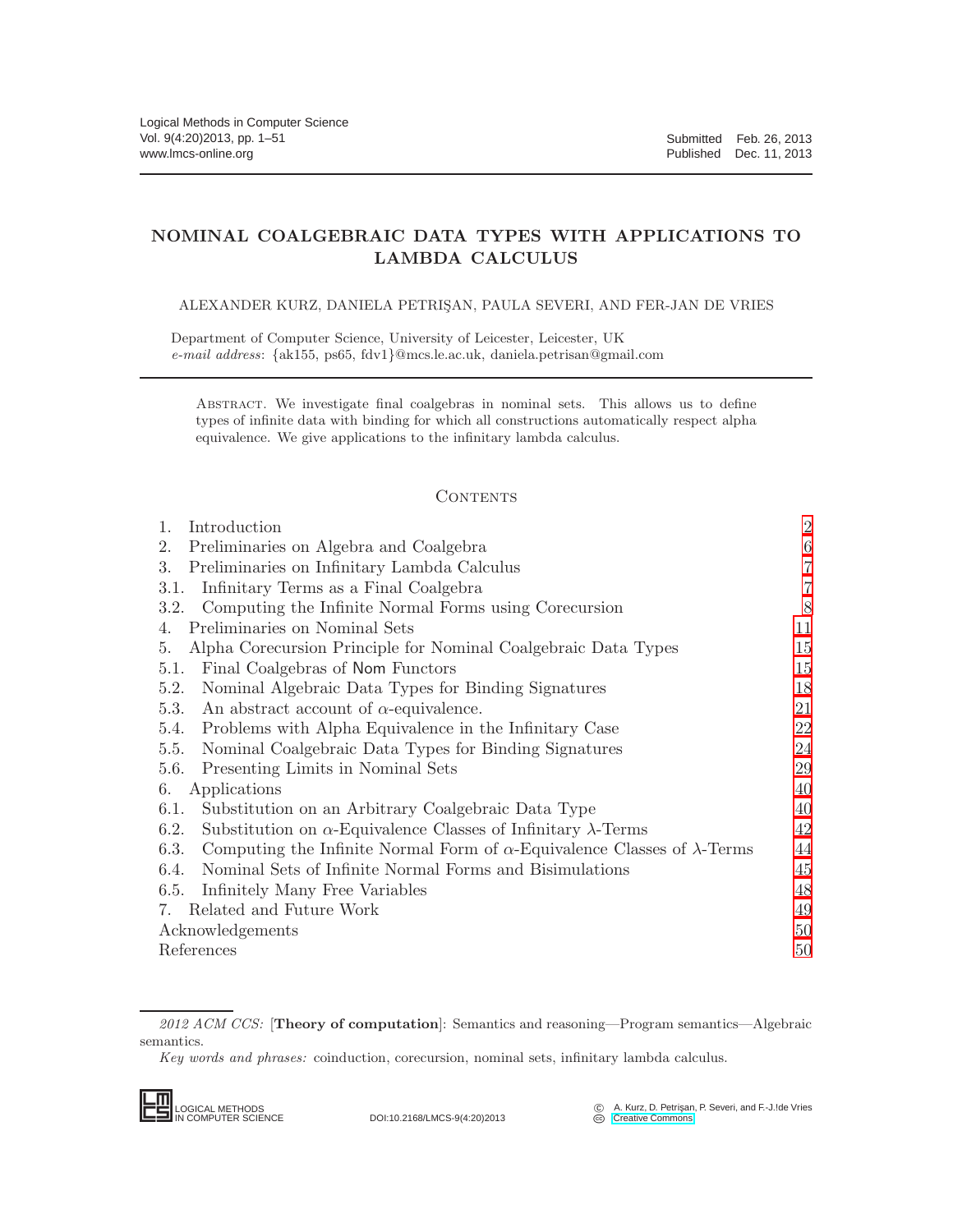# NOMINAL COALGEBRAIC DATA TYPES WITH APPLICATIONS TO LAMBDA CALCULUS

ALEXANDER KURZ, DANIELA PETRIŞAN, PAULA SEVERI, AND FER-JAN DE VRIES

Department of Computer Science, University of Leicester, Leicester, UK
*e-mail address*: {ak155, ps65, fdv1}@mcs.le.ac.uk, daniela.petrisan@gmail.com

Abstract. We investigate final coalgebras in nominal sets. This allows us to define types of infinite data with binding for which all constructions automatically respect alpha equivalence. We give applications to the infinitary lambda calculus.

## Contents

| | | |
|---|---|---|
| 1. | Introduction | 2 |
| 2. | Preliminaries on Algebra and Coalgebra | 6 |
| 3. | Preliminaries on Infinitary Lambda Calculus | 7 |
| 3.1. | Infinitary Terms as a Final Coalgebra | 7 |
| 3.2. | Computing the Infinite Normal Forms using Corecursion | 8 |
| 4. | Preliminaries on Nominal Sets | 11 |
| 5. | Alpha Corecursion Principle for Nominal Coalgebraic Data Types | 15 |
| 5.1. | Final Coalgebras of Nom Functors | 15 |
| 5.2. | Nominal Algebraic Data Types for Binding Signatures | 18 |
| 5.3. | An abstract account of $\alpha$-equivalence. | 21 |
| 5.4. | Problems with Alpha Equivalence in the Infinitary Case | 22 |
| 5.5. | Nominal Coalgebraic Data Types for Binding Signatures | 24 |
| 5.6. | Presenting Limits in Nominal Sets | 29 |
| 6. | Applications | 40 |
| 6.1. | Substitution on an Arbitrary Coalgebraic Data Type | 40 |
| 6.2. | Substitution on $\alpha$-Equivalence Classes of Infinitary $\lambda$-Terms | 42 |
| 6.3. | Computing the Infinite Normal Form of $\alpha$-Equivalence Classes of $\lambda$-Terms | 44 |
| 6.4. | Nominal Sets of Infinite Normal Forms and Bisimulations | 45 |
| 6.5. | Infinitely Many Free Variables | 48 |
| 7. | Related and Future Work | 49 |
| | Acknowledgements | 50 |
| | References | 50 |

*2012 ACM CCS:* [**Theory of computation**]: Semantics and reasoning—Program semantics—Algebraic semantics.

*Key words and phrases:* coinduction, corecursion, nominal sets, infinitary lambda calculus.

© A. Kurz, D. Petrişan, P. Severi, and F.-J. de Vries
Creative Commons

DOI:10.2168/LMCS-9(4:20)2013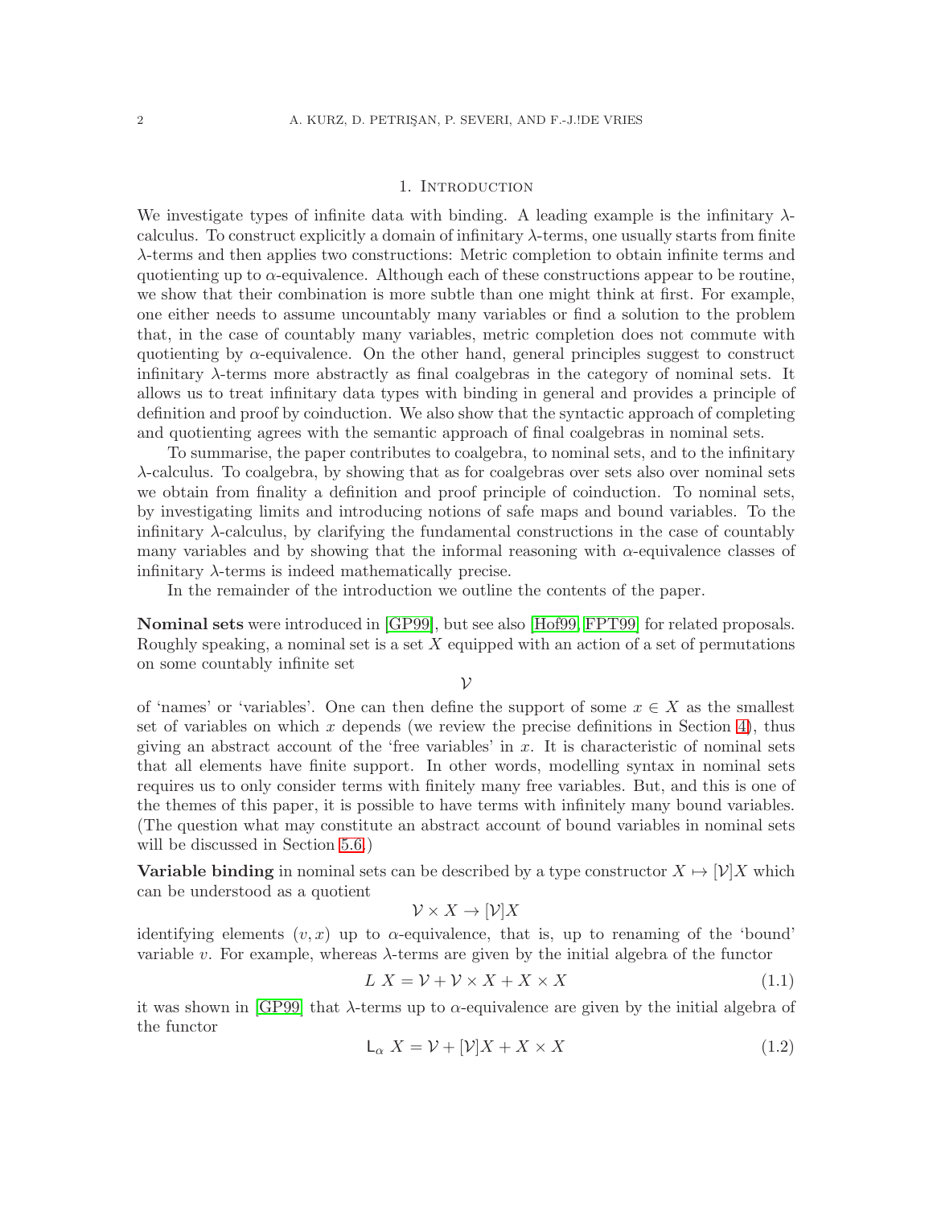## 1. Introduction

We investigate types of infinite data with binding. A leading example is the infinitary $\lambda$-calculus. To construct explicitly a domain of infinitary $\lambda$-terms, one usually starts from finite $\lambda$-terms and then applies two constructions: Metric completion to obtain infinite terms and quotienting up to $\alpha$-equivalence. Although each of these constructions appear to be routine, we show that their combination is more subtle than one might think at first. For example, one either needs to assume uncountably many variables or find a solution to the problem that, in the case of countably many variables, metric completion does not commute with quotienting by $\alpha$-equivalence. On the other hand, general principles suggest to construct infinitary $\lambda$-terms more abstractly as final coalgebras in the category of nominal sets. It allows us to treat infinitary data types with binding in general and provides a principle of definition and proof by coinduction. We also show that the syntactic approach of completing and quotienting agrees with the semantic approach of final coalgebras in nominal sets.

To summarise, the paper contributes to coalgebra, to nominal sets, and to the infinitary $\lambda$-calculus. To coalgebra, by showing that as for coalgebras over sets also over nominal sets we obtain from finality a definition and proof principle of coinduction. To nominal sets, by investigating limits and introducing notions of safe maps and bound variables. To the infinitary $\lambda$-calculus, by clarifying the fundamental constructions in the case of countably many variables and by showing that the informal reasoning with $\alpha$-equivalence classes of infinitary $\lambda$-terms is indeed mathematically precise.

In the remainder of the introduction we outline the contents of the paper.

**Nominal sets** were introduced in [GP99], but see also [Hof99, FPT99] for related proposals. Roughly speaking, a nominal set is a set $X$ equipped with an action of a set of permutations on some countably infinite set

$$\mathcal{V}$$

of 'names' or 'variables'. One can then define the support of some $x \in X$ as the smallest set of variables on which $x$ depends (we review the precise definitions in Section 4), thus giving an abstract account of the 'free variables' in $x$. It is characteristic of nominal sets that all elements have finite support. In other words, modelling syntax in nominal sets requires us to only consider terms with finitely many free variables. But, and this is one of the themes of this paper, it is possible to have terms with infinitely many bound variables. (The question what may constitute an abstract account of bound variables in nominal sets will be discussed in Section 5.6.)

**Variable binding** in nominal sets can be described by a type constructor $X \mapsto [\mathcal{V}]X$ which can be understood as a quotient

$$\mathcal{V} \times X \to [\mathcal{V}]X$$

identifying elements $(v, x)$ up to $\alpha$-equivalence, that is, up to renaming of the 'bound' variable $v$. For example, whereas $\lambda$-terms are given by the initial algebra of the functor

$$L\ X = \mathcal{V} + \mathcal{V} \times X + X \times X \tag{1.1}$$

it was shown in [GP99] that $\lambda$-terms up to $\alpha$-equivalence are given by the initial algebra of the functor

$$\mathsf{L}_\alpha\ X = \mathcal{V} + [\mathcal{V}]X + X \times X \tag{1.2}$$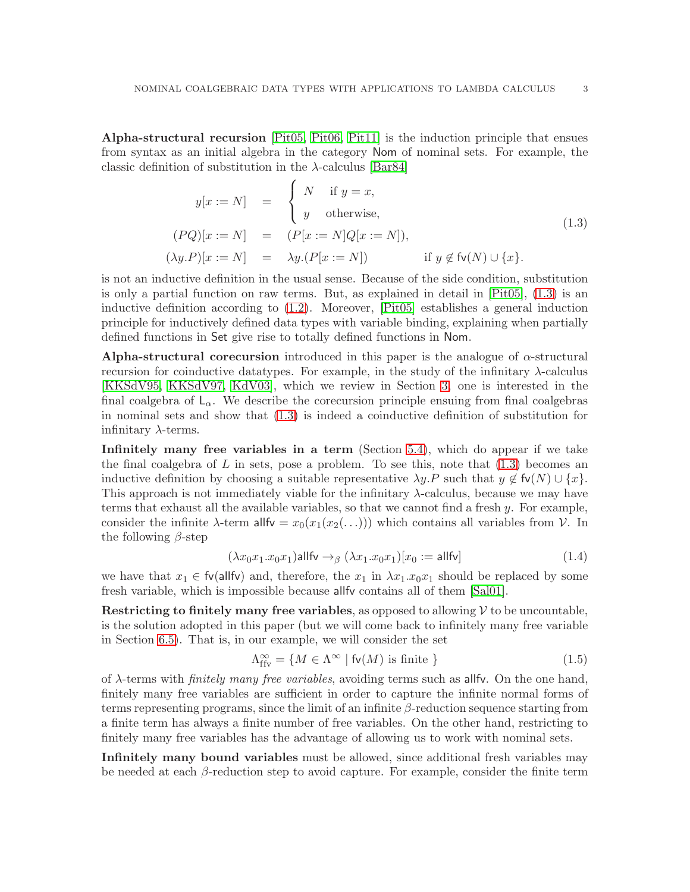**Alpha-structural recursion** [Pit05, Pit06, Pit11] is the induction principle that ensues from syntax as an initial algebra in the category $\mathsf{Nom}$ of nominal sets. For example, the classic definition of substitution in the $\lambda$-calculus [Bar84]

$$
\begin{aligned}
y[x := N] &= \begin{cases} N & \text{if } y = x, \\ y & \text{otherwise,} \end{cases} \\
(PQ)[x := N] &= (P[x := N]Q[x := N]), \\
(\lambda y.P)[x := N] &= \lambda y.(P[x := N]) \qquad\qquad \text{if } y \notin \mathsf{fv}(N) \cup \{x\}.
\end{aligned}
\tag{1.3}
$$

is not an inductive definition in the usual sense. Because of the side condition, substitution is only a partial function on raw terms. But, as explained in detail in [Pit05], (1.3) is an inductive definition according to (1.2). Moreover, [Pit05] establishes a general induction principle for inductively defined data types with variable binding, explaining when partially defined functions in $\mathsf{Set}$ give rise to totally defined functions in $\mathsf{Nom}$.

**Alpha-structural corecursion** introduced in this paper is the analogue of $\alpha$-structural recursion for coinductive datatypes. For example, in the study of the infinitary $\lambda$-calculus [KKSdV95, KKSdV97, KdV03], which we review in Section 3, one is interested in the final coalgebra of $\mathsf{L}_\alpha$. We describe the corecursion principle ensuing from final coalgebras in nominal sets and show that (1.3) is indeed a coinductive definition of substitution for infinitary $\lambda$-terms.

**Infinitely many free variables in a term** (Section 5.4), which do appear if we take the final coalgebra of $L$ in sets, pose a problem. To see this, note that (1.3) becomes an inductive definition by choosing a suitable representative $\lambda y.P$ such that $y \notin \mathsf{fv}(N) \cup \{x\}$. This approach is not immediately viable for the infinitary $\lambda$-calculus, because we may have terms that exhaust all the available variables, so that we cannot find a fresh $y$. For example, consider the infinite $\lambda$-term $\mathsf{allfv} = x_0(x_1(x_2(\ldots)))$ which contains all variables from $\mathcal{V}$. In the following $\beta$-step

$$
(\lambda x_0 x_1.x_0 x_1)\mathsf{allfv} \to_\beta (\lambda x_1.x_0 x_1)[x_0 := \mathsf{allfv}] \tag{1.4}
$$

we have that $x_1 \in \mathsf{fv}(\mathsf{allfv})$ and, therefore, the $x_1$ in $\lambda x_1.x_0 x_1$ should be replaced by some fresh variable, which is impossible because $\mathsf{allfv}$ contains all of them [Sal01].

**Restricting to finitely many free variables**, as opposed to allowing $\mathcal{V}$ to be uncountable, is the solution adopted in this paper (but we will come back to infinitely many free variable in Section 6.5). That is, in our example, we will consider the set

$$
\Lambda^\infty_{\mathrm{ffv}} = \{M \in \Lambda^\infty \mid \mathsf{fv}(M) \text{ is finite }\} \tag{1.5}
$$

of $\lambda$-terms with *finitely many free variables*, avoiding terms such as $\mathsf{allfv}$. On the one hand, finitely many free variables are sufficient in order to capture the infinite normal forms of terms representing programs, since the limit of an infinite $\beta$-reduction sequence starting from a finite term has always a finite number of free variables. On the other hand, restricting to finitely many free variables has the advantage of allowing us to work with nominal sets.

**Infinitely many bound variables** must be allowed, since additional fresh variables may be needed at each $\beta$-reduction step to avoid capture. For example, consider the finite term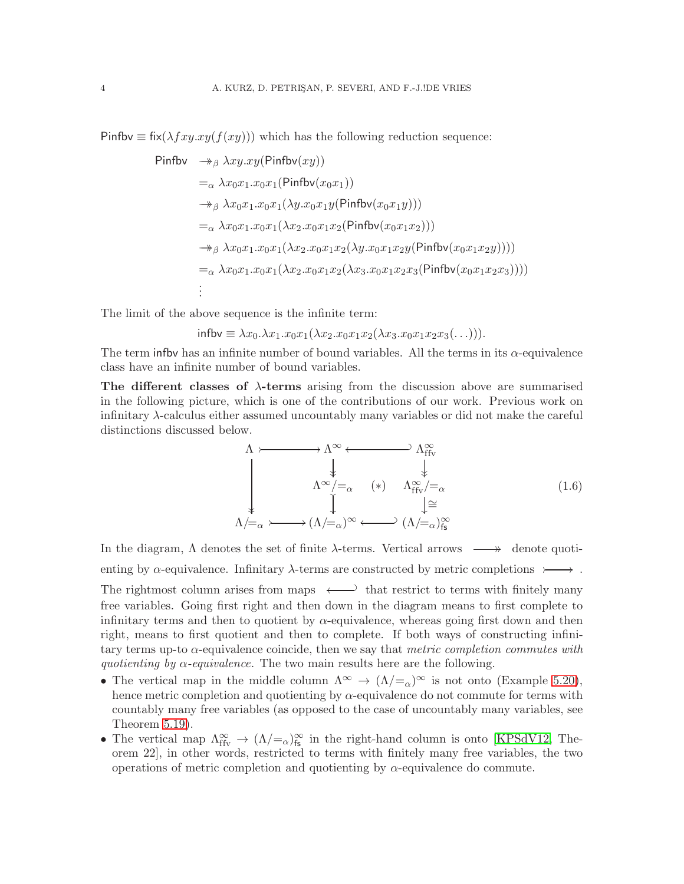$\mathsf{Pinfbv} \equiv \mathsf{fix}(\lambda fxy.xy(f(xy)))$ which has the following reduction sequence:

$$
\begin{aligned}
\mathsf{Pinfbv} \;&\twoheadrightarrow_\beta \lambda xy.xy(\mathsf{Pinfbv}(xy)) \\
&=_\alpha \lambda x_0x_1.x_0x_1(\mathsf{Pinfbv}(x_0x_1)) \\
&\twoheadrightarrow_\beta \lambda x_0x_1.x_0x_1(\lambda y.x_0x_1y(\mathsf{Pinfbv}(x_0x_1y))) \\
&=_\alpha \lambda x_0x_1.x_0x_1(\lambda x_2.x_0x_1x_2(\mathsf{Pinfbv}(x_0x_1x_2))) \\
&\twoheadrightarrow_\beta \lambda x_0x_1.x_0x_1(\lambda x_2.x_0x_1x_2(\lambda y.x_0x_1x_2y(\mathsf{Pinfbv}(x_0x_1x_2y)))) \\
&=_\alpha \lambda x_0x_1.x_0x_1(\lambda x_2.x_0x_1x_2(\lambda x_3.x_0x_1x_2x_3(\mathsf{Pinfbv}(x_0x_1x_2x_3)))) \\
&\;\vdots
\end{aligned}
$$

The limit of the above sequence is the infinite term:

$$\mathsf{infbv} \equiv \lambda x_0.\lambda x_1.x_0x_1(\lambda x_2.x_0x_1x_2(\lambda x_3.x_0x_1x_2x_3(\ldots))).$$

The term $\mathsf{infbv}$ has an infinite number of bound variables. All the terms in its $\alpha$-equivalence class have an infinite number of bound variables.

**The different classes of $\lambda$-terms** arising from the discussion above are summarised in the following picture, which is one of the contributions of our work. Previous work on infinitary $\lambda$-calculus either assumed uncountably many variables or did not make the careful distinctions discussed below.

$$
\begin{array}{ccccc}
\Lambda & \rightarrowtail & \Lambda^\infty & \hookleftarrow & \Lambda^\infty_{\mathrm{ffv}} \\
 & & \downarrow\!\!\downarrow & & \downarrow\!\!\downarrow \\
\Big\downarrow\!\!\downarrow & & \Lambda^\infty/{=_\alpha} & (*) & \Lambda^\infty_{\mathrm{ffv}}/{=_\alpha} \\
 & & \downarrow & & \downarrow\cong \\
\Lambda/{=_\alpha} & \rightarrowtail & (\Lambda/{=_\alpha})^\infty & \hookleftarrow & (\Lambda/{=_\alpha})^\infty_{\mathsf{fs}}
\end{array}
\tag{1.6}
$$

In the diagram, $\Lambda$ denotes the set of finite $\lambda$-terms. Vertical arrows $\twoheadrightarrow$ denote quotienting by $\alpha$-equivalence. Infinitary $\lambda$-terms are constructed by metric completions $\rightarrowtail$. The rightmost column arises from maps $\hookleftarrow$ that restrict to terms with finitely many free variables. Going first right and then down in the diagram means to first complete to infinitary terms and then to quotient by $\alpha$-equivalence, whereas going first down and then right, means to first quotient and then to complete. If both ways of constructing infinitary terms up-to $\alpha$-equivalence coincide, then we say that *metric completion commutes with quotienting by $\alpha$-equivalence*. The two main results here are the following.

- The vertical map in the middle column $\Lambda^\infty \to (\Lambda/{=_\alpha})^\infty$ is not onto (Example 5.20), hence metric completion and quotienting by $\alpha$-equivalence do not commute for terms with countably many free variables (as opposed to the case of uncountably many variables, see Theorem 5.19).
- The vertical map $\Lambda^\infty_{\mathrm{ffv}} \to (\Lambda/{=_\alpha})^\infty_{\mathsf{fs}}$ in the right-hand column is onto [KPSdV12, Theorem 22], in other words, restricted to terms with finitely many free variables, the two operations of metric completion and quotienting by $\alpha$-equivalence do commute.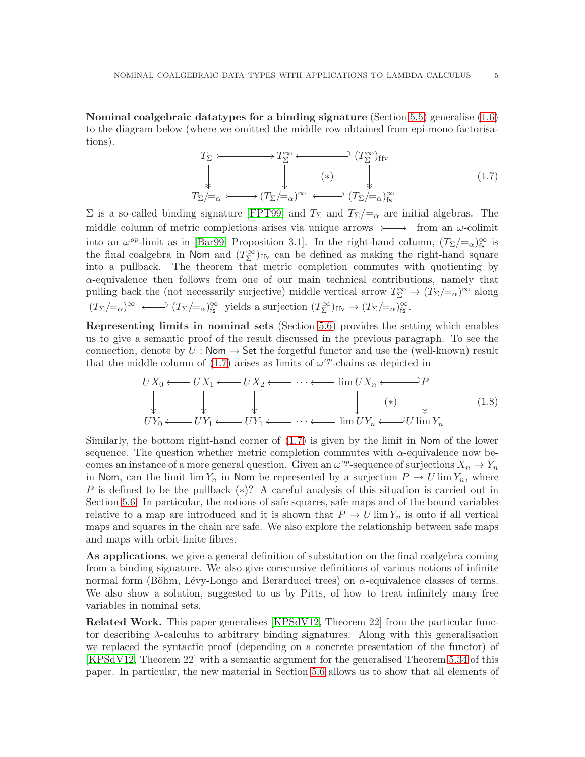**Nominal coalgebraic datatypes for a binding signature** (Section 5.5) generalise (1.6) to the diagram below (where we omitted the middle row obtained from epi-mono factorisations).

$$
\begin{array}{ccccc}
T_\Sigma & \rightarrowtail & T_\Sigma^\infty & \hookleftarrow & (T_\Sigma^\infty)_{\mathrm{ffv}} \\
\downarrow & & \downarrow & (*) & \downarrow \\
T_\Sigma/{=_\alpha} & \rightarrowtail & (T_\Sigma/{=_\alpha})^\infty & \hookleftarrow & (T_\Sigma/{=_\alpha})^\infty_{\mathsf{fs}}
\end{array}
\tag{1.7}
$$

$\Sigma$ is a so-called binding signature [FPT99] and $T_\Sigma$ and $T_\Sigma/{=_\alpha}$ are initial algebras. The middle column of metric completions arises via unique arrows $\rightarrowtail$ from an $\omega$-colimit into an $\omega^{op}$-limit as in [Bar99, Proposition 3.1]. In the right-hand column, $(T_\Sigma/{=_\alpha})^\infty_{\mathsf{fs}}$ is the final coalgebra in $\mathsf{Nom}$ and $(T_\Sigma^\infty)_{\mathrm{ffv}}$ can be defined as making the right-hand square into a pullback. The theorem that metric completion commutes with quotienting by $\alpha$-equivalence then follows from one of our main technical contributions, namely that pulling back the (not necessarily surjective) middle vertical arrow $T_\Sigma^\infty \to (T_\Sigma/{=_\alpha})^\infty$ along $(T_\Sigma/{=_\alpha})^\infty \hookleftarrow (T_\Sigma/{=_\alpha})^\infty_{\mathsf{fs}}$ yields a surjection $(T_\Sigma^\infty)_{\mathrm{ffv}} \to (T_\Sigma/{=_\alpha})^\infty_{\mathsf{fs}}$.

**Representing limits in nominal sets** (Section 5.6) provides the setting which enables us to give a semantic proof of the result discussed in the previous paragraph. To see the connection, denote by $U : \mathsf{Nom} \to \mathsf{Set}$ the forgetful functor and use the (well-known) result that the middle column of (1.7) arises as limits of $\omega^{op}$-chains as depicted in

$$
\begin{array}{ccccccccccc}
UX_0 & \longleftarrow & UX_1 & \longleftarrow & UX_2 & \longleftarrow & \cdots \longleftarrow & \lim UX_n & \hookleftarrow & P \\
\downarrow & & \downarrow & & \downarrow & & & \downarrow & (*) & \downarrow \\
UY_0 & \longleftarrow & UY_1 & \longleftarrow & UY_1 & \longleftarrow & \cdots \longleftarrow & \lim UY_n & \hookleftarrow & U\lim Y_n
\end{array}
\tag{1.8}
$$

Similarly, the bottom right-hand corner of (1.7) is given by the limit in $\mathsf{Nom}$ of the lower sequence. The question whether metric completion commutes with $\alpha$-equivalence now becomes an instance of a more general question. Given an $\omega^{op}$-sequence of surjections $X_n \to Y_n$ in $\mathsf{Nom}$, can the limit $\lim Y_n$ in $\mathsf{Nom}$ be represented by a surjection $P \to U \lim Y_n$, where $P$ is defined to be the pullback $(*)$? A careful analysis of this situation is carried out in Section 5.6. In particular, the notions of safe squares, safe maps and of the bound variables relative to a map are introduced and it is shown that $P \to U \lim Y_n$ is onto if all vertical maps and squares in the chain are safe. We also explore the relationship between safe maps and maps with orbit-finite fibres.

**As applications**, we give a general definition of substitution on the final coalgebra coming from a binding signature. We also give corecursive definitions of various notions of infinite normal form (Böhm, Lévy-Longo and Berarducci trees) on $\alpha$-equivalence classes of terms. We also show a solution, suggested to us by Pitts, of how to treat infinitely many free variables in nominal sets.

**Related Work.** This paper generalises [KPSdV12, Theorem 22] from the particular functor describing $\lambda$-calculus to arbitrary binding signatures. Along with this generalisation we replaced the syntactic proof (depending on a concrete presentation of the functor) of [KPSdV12, Theorem 22] with a semantic argument for the generalised Theorem 5.34 of this paper. In particular, the new material in Section 5.6 allows us to show that all elements of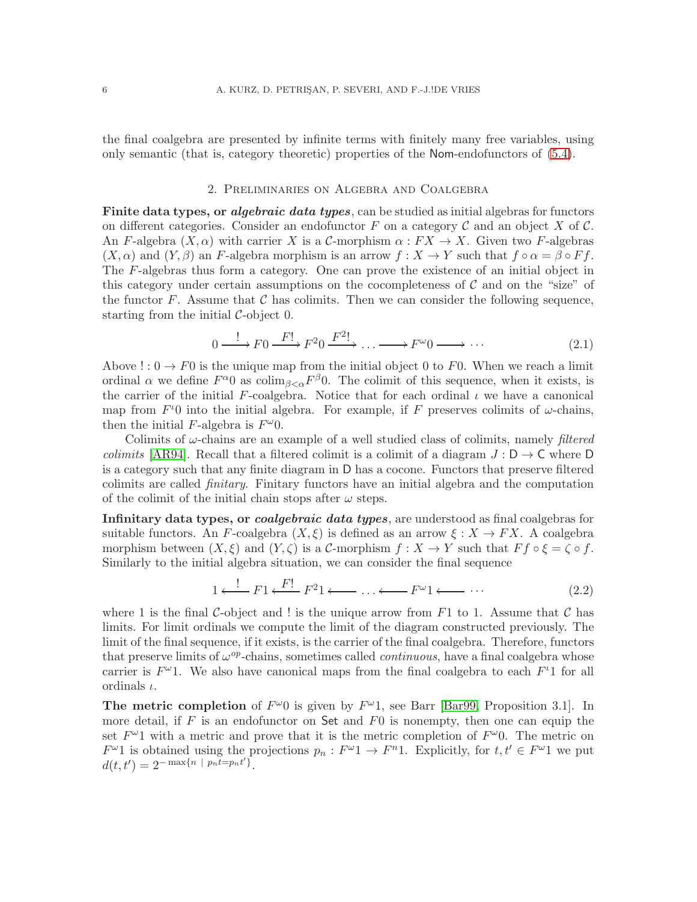the final coalgebra are presented by infinite terms with finitely many free variables, using only semantic (that is, category theoretic) properties of the Nom-endofunctors of (5.4).

## 2. Preliminaries on Algebra and Coalgebra

**Finite data types, or *algebraic data types***, can be studied as initial algebras for functors on different categories. Consider an endofunctor $F$ on a category $\mathcal{C}$ and an object $X$ of $\mathcal{C}$. An $F$-algebra $(X,\alpha)$ with carrier $X$ is a $\mathcal{C}$-morphism $\alpha : FX \to X$. Given two $F$-algebras $(X,\alpha)$ and $(Y,\beta)$ an $F$-algebra morphism is an arrow $f : X \to Y$ such that $f \circ \alpha = \beta \circ Ff$. The $F$-algebras thus form a category. One can prove the existence of an initial object in this category under certain assumptions on the cocompleteness of $\mathcal{C}$ and on the "size" of the functor $F$. Assume that $\mathcal{C}$ has colimits. Then we can consider the following sequence, starting from the initial $\mathcal{C}$-object 0.

$$0 \xrightarrow{\;!\;} F0 \xrightarrow{\;F!\;} F^2 0 \xrightarrow{\;F^2!\;} \ldots \longrightarrow F^\omega 0 \longrightarrow \cdots \tag{2.1}$$

Above $! : 0 \to F0$ is the unique map from the initial object 0 to $F0$. When we reach a limit ordinal $\alpha$ we define $F^\alpha 0$ as $\mathrm{colim}_{\beta<\alpha} F^\beta 0$. The colimit of this sequence, when it exists, is the carrier of the initial $F$-coalgebra. Notice that for each ordinal $\iota$ we have a canonical map from $F^\iota 0$ into the initial algebra. For example, if $F$ preserves colimits of $\omega$-chains, then the initial $F$-algebra is $F^\omega 0$.

Colimits of $\omega$-chains are an example of a well studied class of colimits, namely *filtered colimits* [AR94]. Recall that a filtered colimit is a colimit of a diagram $J : \mathsf{D} \to \mathsf{C}$ where $\mathsf{D}$ is a category such that any finite diagram in $\mathsf{D}$ has a cocone. Functors that preserve filtered colimits are called *finitary*. Finitary functors have an initial algebra and the computation of the colimit of the initial chain stops after $\omega$ steps.

**Infinitary data types, or *coalgebraic data types***, are understood as final coalgebras for suitable functors. An $F$-coalgebra $(X,\xi)$ is defined as an arrow $\xi : X \to FX$. A coalgebra morphism between $(X,\xi)$ and $(Y,\zeta)$ is a $\mathcal{C}$-morphism $f : X \to Y$ such that $Ff \circ \xi = \zeta \circ f$. Similarly to the initial algebra situation, we can consider the final sequence

$$1 \xleftarrow{\;!\;} F1 \xleftarrow{\;F!\;} F^2 1 \longleftarrow \ldots \longleftarrow F^\omega 1 \longleftarrow \cdots \tag{2.2}$$

where 1 is the final $\mathcal{C}$-object and ! is the unique arrow from $F1$ to 1. Assume that $\mathcal{C}$ has limits. For limit ordinals we compute the limit of the diagram constructed previously. The limit of the final sequence, if it exists, is the carrier of the final coalgebra. Therefore, functors that preserve limits of $\omega^{op}$-chains, sometimes called *continuous*, have a final coalgebra whose carrier is $F^\omega 1$. We also have canonical maps from the final coalgebra to each $F^\iota 1$ for all ordinals $\iota$.

**The metric completion** of $F^\omega 0$ is given by $F^\omega 1$, see Barr [Bar99, Proposition 3.1]. In more detail, if $F$ is an endofunctor on $\mathsf{Set}$ and $F0$ is nonempty, then one can equip the set $F^\omega 1$ with a metric and prove that it is the metric completion of $F^\omega 0$. The metric on $F^\omega 1$ is obtained using the projections $p_n : F^\omega 1 \to F^n 1$. Explicitly, for $t, t' \in F^\omega 1$ we put $d(t,t') = 2^{-\max\{n \,\mid\, p_n t = p_n t'\}}$.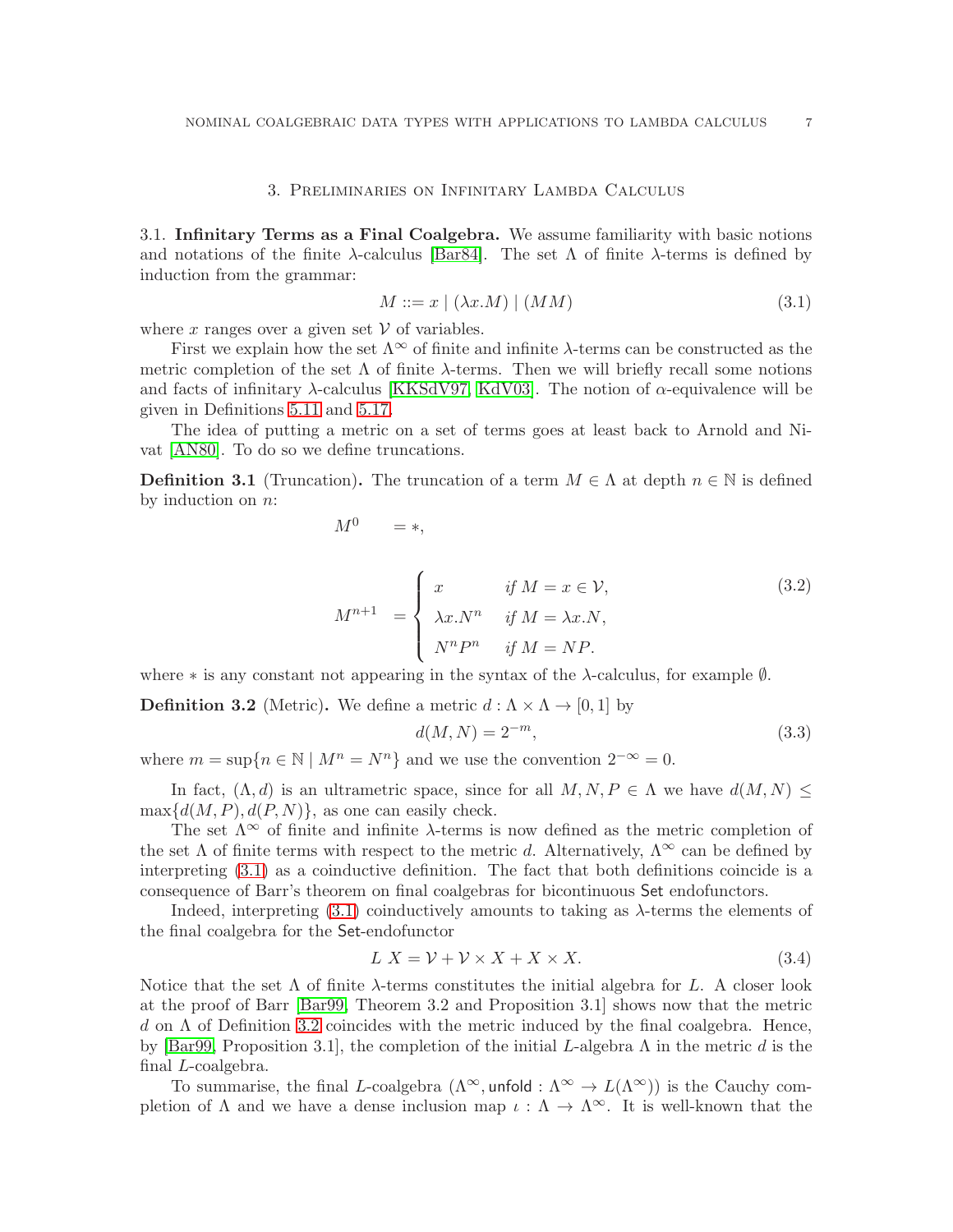## 3. Preliminaries on Infinitary Lambda Calculus

### 3.1. Infinitary Terms as a Final Coalgebra.

We assume familiarity with basic notions and notations of the finite $\lambda$-calculus [Bar84]. The set $\Lambda$ of finite $\lambda$-terms is defined by induction from the grammar:

$$M ::= x \mid (\lambda x.M) \mid (MM) \tag{3.1}$$

where $x$ ranges over a given set $\mathcal{V}$ of variables.

First we explain how the set $\Lambda^\infty$ of finite and infinite $\lambda$-terms can be constructed as the metric completion of the set $\Lambda$ of finite $\lambda$-terms. Then we will briefly recall some notions and facts of infinitary $\lambda$-calculus [KKSdV97, KdV03]. The notion of $\alpha$-equivalence will be given in Definitions 5.11 and 5.17.

The idea of putting a metric on a set of terms goes at least back to Arnold and Nivat [AN80]. To do so we define truncations.

**Definition 3.1** (Truncation)**.** The truncation of a term $M \in \Lambda$ at depth $n \in \mathbb{N}$ is defined by induction on $n$:

$$M^0 \quad = *,$$

$$M^{n+1} \quad = \begin{cases} x & \textit{if } M = x \in \mathcal{V}, \\ \lambda x.N^n & \textit{if } M = \lambda x.N, \\ N^n P^n & \textit{if } M = NP. \end{cases} \tag{3.2}$$

where $*$ is any constant not appearing in the syntax of the $\lambda$-calculus, for example $\emptyset$.

**Definition 3.2** (Metric)**.** We define a metric $d : \Lambda \times \Lambda \to [0, 1]$ by

$$d(M, N) = 2^{-m}, \tag{3.3}$$

where $m = \sup\{n \in \mathbb{N} \mid M^n = N^n\}$ and we use the convention $2^{-\infty} = 0$.

In fact, $(\Lambda, d)$ is an ultrametric space, since for all $M, N, P \in \Lambda$ we have $d(M, N) \leq \max\{d(M, P), d(P, N)\}$, as one can easily check.

The set $\Lambda^\infty$ of finite and infinite $\lambda$-terms is now defined as the metric completion of the set $\Lambda$ of finite terms with respect to the metric $d$. Alternatively, $\Lambda^\infty$ can be defined by interpreting (3.1) as a coinductive definition. The fact that both definitions coincide is a consequence of Barr's theorem on final coalgebras for bicontinuous $\mathsf{Set}$ endofunctors.

Indeed, interpreting (3.1) coinductively amounts to taking as $\lambda$-terms the elements of the final coalgebra for the $\mathsf{Set}$-endofunctor

$$L\ X = \mathcal{V} + \mathcal{V} \times X + X \times X. \tag{3.4}$$

Notice that the set $\Lambda$ of finite $\lambda$-terms constitutes the initial algebra for $L$. A closer look at the proof of Barr [Bar99, Theorem 3.2 and Proposition 3.1] shows now that the metric $d$ on $\Lambda$ of Definition 3.2 coincides with the metric induced by the final coalgebra. Hence, by [Bar99, Proposition 3.1], the completion of the initial $L$-algebra $\Lambda$ in the metric $d$ is the final $L$-coalgebra.

To summarise, the final $L$-coalgebra $(\Lambda^\infty, \mathsf{unfold} : \Lambda^\infty \to L(\Lambda^\infty))$ is the Cauchy completion of $\Lambda$ and we have a dense inclusion map $\iota : \Lambda \to \Lambda^\infty$. It is well-known that the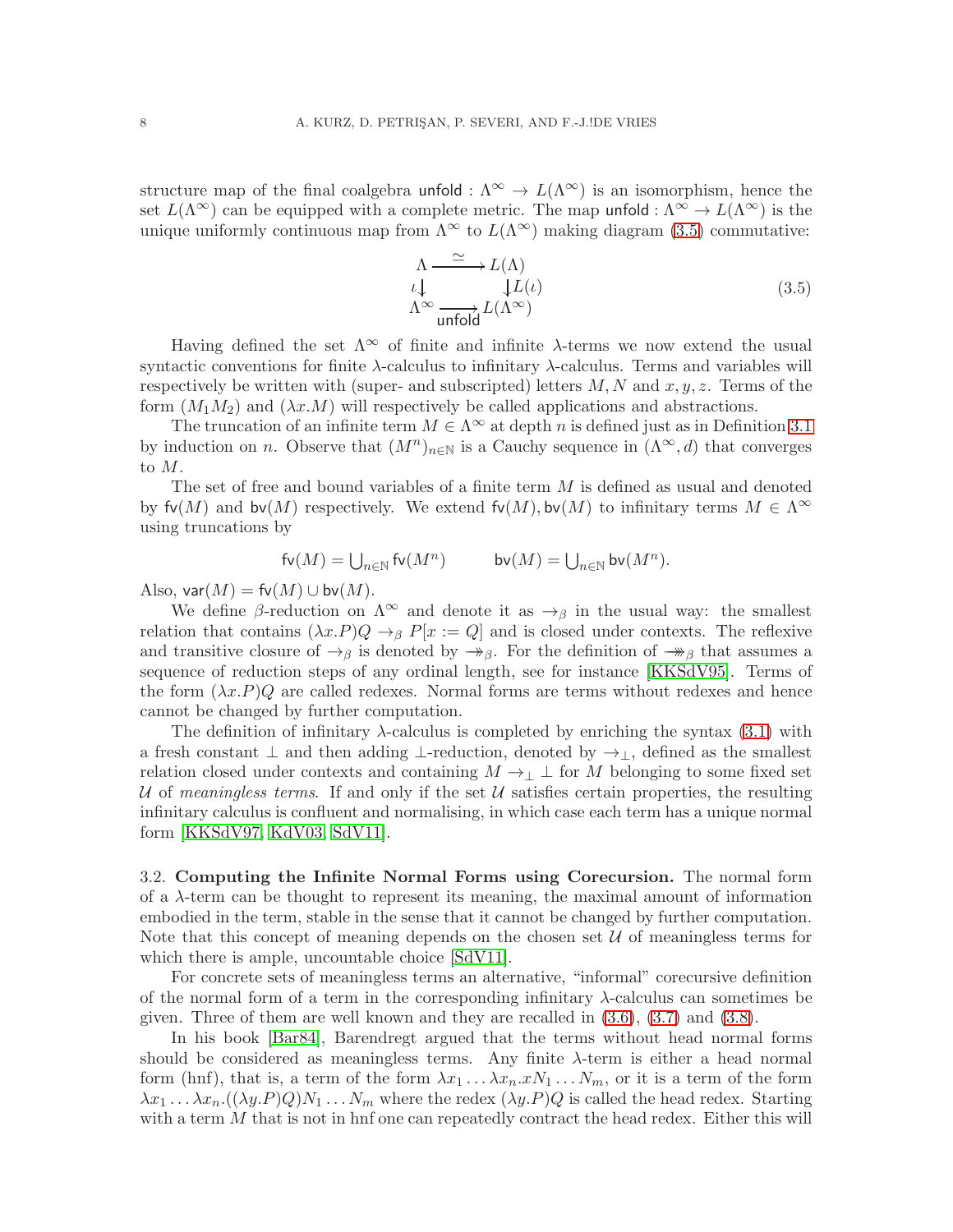structure map of the final coalgebra $\mathsf{unfold} : \Lambda^\infty \to L(\Lambda^\infty)$ is an isomorphism, hence the set $L(\Lambda^\infty)$ can be equipped with a complete metric. The map $\mathsf{unfold} : \Lambda^\infty \to L(\Lambda^\infty)$ is the unique uniformly continuous map from $\Lambda^\infty$ to $L(\Lambda^\infty)$ making diagram (3.5) commutative:

$$\begin{array}{ccc} \Lambda & \xrightarrow{\simeq} & L(\Lambda) \\ \iota\downarrow & & \downarrow L(\iota) \\ \Lambda^\infty & \xrightarrow[\mathsf{unfold}]{} & L(\Lambda^\infty) \end{array} \tag{3.5}$$

Having defined the set $\Lambda^\infty$ of finite and infinite $\lambda$-terms we now extend the usual syntactic conventions for finite $\lambda$-calculus to infinitary $\lambda$-calculus. Terms and variables will respectively be written with (super- and subscripted) letters $M, N$ and $x, y, z$. Terms of the form $(M_1 M_2)$ and $(\lambda x.M)$ will respectively be called applications and abstractions.

The truncation of an infinite term $M \in \Lambda^\infty$ at depth $n$ is defined just as in Definition 3.1 by induction on $n$. Observe that $(M^n)_{n\in\mathbb{N}}$ is a Cauchy sequence in $(\Lambda^\infty, d)$ that converges to $M$.

The set of free and bound variables of a finite term $M$ is defined as usual and denoted by $\mathsf{fv}(M)$ and $\mathsf{bv}(M)$ respectively. We extend $\mathsf{fv}(M), \mathsf{bv}(M)$ to infinitary terms $M \in \Lambda^\infty$ using truncations by

$$\mathsf{fv}(M) = \bigcup_{n\in\mathbb{N}} \mathsf{fv}(M^n) \qquad \mathsf{bv}(M) = \bigcup_{n\in\mathbb{N}} \mathsf{bv}(M^n).$$

Also, $\mathsf{var}(M) = \mathsf{fv}(M) \cup \mathsf{bv}(M)$.

We define $\beta$-reduction on $\Lambda^\infty$ and denote it as $\to_\beta$ in the usual way: the smallest relation that contains $(\lambda x.P)Q \to_\beta P[x := Q]$ and is closed under contexts. The reflexive and transitive closure of $\to_\beta$ is denoted by $\twoheadrightarrow_\beta$. For the definition of $\twoheadrightarrow\!\!\!\!\rightarrow_\beta$ that assumes a sequence of reduction steps of any ordinal length, see for instance [KKSdV95]. Terms of the form $(\lambda x.P)Q$ are called redexes. Normal forms are terms without redexes and hence cannot be changed by further computation.

The definition of infinitary $\lambda$-calculus is completed by enriching the syntax (3.1) with a fresh constant $\bot$ and then adding $\bot$-reduction, denoted by $\to_\bot$, defined as the smallest relation closed under contexts and containing $M \to_\bot \bot$ for $M$ belonging to some fixed set $\mathcal{U}$ of *meaningless terms*. If and only if the set $\mathcal{U}$ satisfies certain properties, the resulting infinitary calculus is confluent and normalising, in which case each term has a unique normal form [KKSdV97, KdV03, SdV11].

### 3.2. Computing the Infinite Normal Forms using Corecursion.

The normal form of a $\lambda$-term can be thought to represent its meaning, the maximal amount of information embodied in the term, stable in the sense that it cannot be changed by further computation. Note that this concept of meaning depends on the chosen set $\mathcal{U}$ of meaningless terms for which there is ample, uncountable choice [SdV11].

For concrete sets of meaningless terms an alternative, "informal" corecursive definition of the normal form of a term in the corresponding infinitary $\lambda$-calculus can sometimes be given. Three of them are well known and they are recalled in (3.6), (3.7) and (3.8).

In his book [Bar84], Barendregt argued that the terms without head normal forms should be considered as meaningless terms. Any finite $\lambda$-term is either a head normal form (hnf), that is, a term of the form $\lambda x_1 \ldots \lambda x_n.xN_1 \ldots N_m$, or it is a term of the form $\lambda x_1 \ldots \lambda x_n.((\lambda y.P)Q)N_1 \ldots N_m$ where the redex $(\lambda y.P)Q$ is called the head redex. Starting with a term $M$ that is not in hnf one can repeatedly contract the head redex. Either this will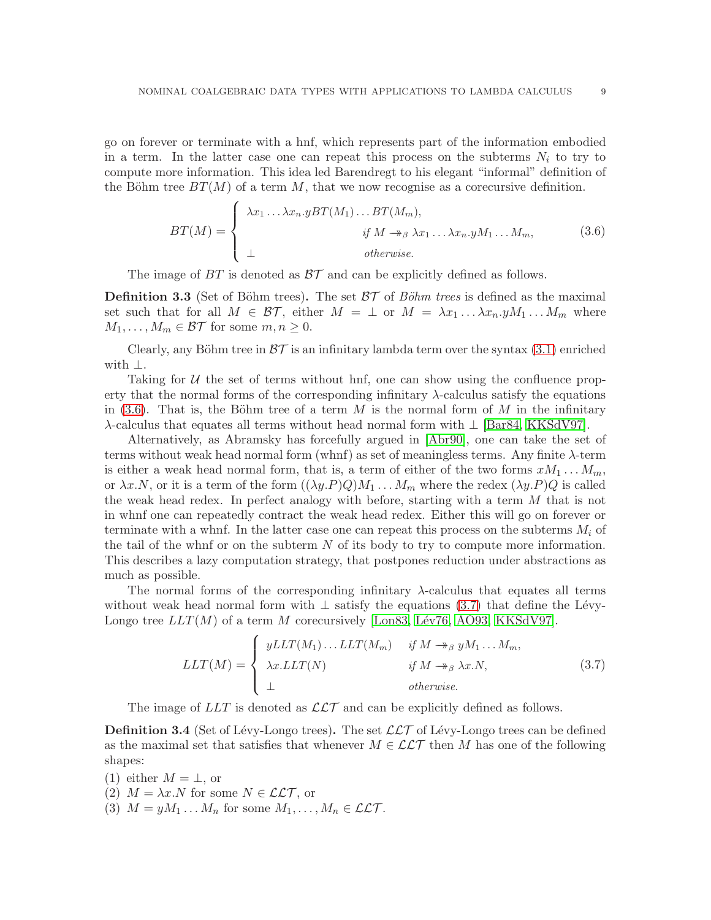go on forever or terminate with a hnf, which represents part of the information embodied in a term. In the latter case one can repeat this process on the subterms $N_i$ to try to compute more information. This idea led Barendregt to his elegant "informal" definition of the Böhm tree $BT(M)$ of a term $M$, that we now recognise as a corecursive definition.

$$BT(M) = \begin{cases} \lambda x_1 \ldots \lambda x_n . y BT(M_1) \ldots BT(M_m), & \\ & \text{if } M \twoheadrightarrow_\beta \lambda x_1 \ldots \lambda x_n . y M_1 \ldots M_m, \\ \bot & \text{otherwise.} \end{cases} \tag{3.6}$$

The image of $BT$ is denoted as $\mathcal{BT}$ and can be explicitly defined as follows.

**Definition 3.3** (Set of Böhm trees)**.** The set $\mathcal{BT}$ of *Böhm trees* is defined as the maximal set such that for all $M \in \mathcal{BT}$, either $M = \bot$ or $M = \lambda x_1 \ldots \lambda x_n . y M_1 \ldots M_m$ where $M_1, \ldots, M_m \in \mathcal{BT}$ for some $m, n \geq 0$.

Clearly, any Böhm tree in $\mathcal{BT}$ is an infinitary lambda term over the syntax (3.1) enriched with $\bot$.

Taking for $\mathcal{U}$ the set of terms without hnf, one can show using the confluence property that the normal forms of the corresponding infinitary $\lambda$-calculus satisfy the equations in (3.6). That is, the Böhm tree of a term $M$ is the normal form of $M$ in the infinitary $\lambda$-calculus that equates all terms without head normal form with $\bot$ [Bar84, KKSdV97].

Alternatively, as Abramsky has forcefully argued in [Abr90], one can take the set of terms without weak head normal form (whnf) as set of meaningless terms. Any finite $\lambda$-term is either a weak head normal form, that is, a term of either of the two forms $xM_1 \ldots M_m$, or $\lambda x.N$, or it is a term of the form $((\lambda y.P)Q)M_1 \ldots M_m$ where the redex $(\lambda y.P)Q$ is called the weak head redex. In perfect analogy with before, starting with a term $M$ that is not in whnf one can repeatedly contract the weak head redex. Either this will go on forever or terminate with a whnf. In the latter case one can repeat this process on the subterms $M_i$ of the tail of the whnf or on the subterm $N$ of its body to try to compute more information. This describes a lazy computation strategy, that postpones reduction under abstractions as much as possible.

The normal forms of the corresponding infinitary $\lambda$-calculus that equates all terms without weak head normal form with $\bot$ satisfy the equations (3.7) that define the Lévy-Longo tree $LLT(M)$ of a term $M$ corecursively [Lon83, Lév76, AO93, KKSdV97].

$$LLT(M) = \begin{cases} y LLT(M_1) \ldots LLT(M_m) & \text{if } M \twoheadrightarrow_\beta y M_1 \ldots M_m, \\ \lambda x. LLT(N) & \text{if } M \twoheadrightarrow_\beta \lambda x.N, \\ \bot & \text{otherwise.} \end{cases} \tag{3.7}$$

The image of $LLT$ is denoted as $\mathcal{LLT}$ and can be explicitly defined as follows.

**Definition 3.4** (Set of Lévy-Longo trees)**.** The set $\mathcal{LLT}$ of Lévy-Longo trees can be defined as the maximal set that satisfies that whenever $M \in \mathcal{LLT}$ then $M$ has one of the following shapes:

(1) either $M = \bot$, or
(2) $M = \lambda x.N$ for some $N \in \mathcal{LLT}$, or
(3) $M = y M_1 \ldots M_n$ for some $M_1, \ldots, M_n \in \mathcal{LLT}$.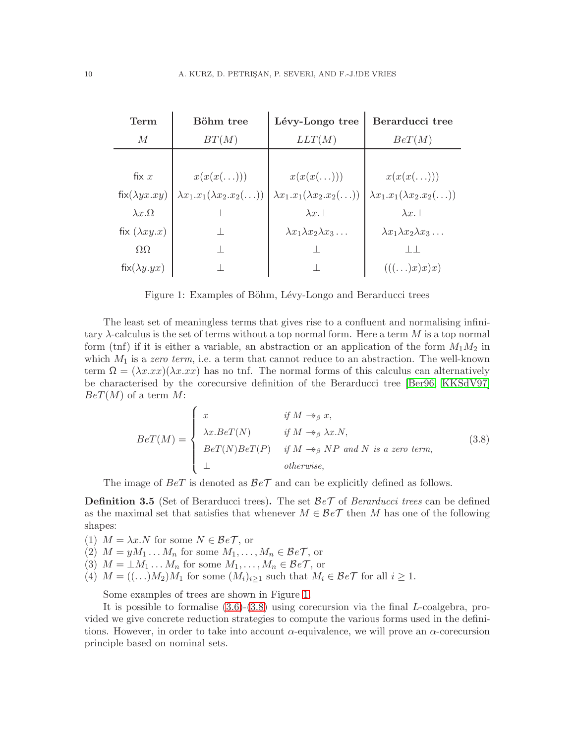| **Term** | **Böhm tree** | **Lévy-Longo tree** | **Berarducci tree** |
|---|---|---|---|
| $M$ | $BT(M)$ | $LLT(M)$ | $BeT(M)$ |
| $\mathsf{fix}\ x$ | $x(x(x(\ldots)))$ | $x(x(x(\ldots)))$ | $x(x(x(\ldots)))$ |
| $\mathsf{fix}(\lambda yx.xy)$ | $\lambda x_1.x_1(\lambda x_2.x_2(\ldots))$ | $\lambda x_1.x_1(\lambda x_2.x_2(\ldots))$ | $\lambda x_1.x_1(\lambda x_2.x_2(\ldots))$ |
| $\lambda x.\Omega$ | $\bot$ | $\lambda x.\bot$ | $\lambda x.\bot$ |
| $\mathsf{fix}\ (\lambda xy.x)$ | $\bot$ | $\lambda x_1 \lambda x_2 \lambda x_3 \ldots$ | $\lambda x_1 \lambda x_2 \lambda x_3 \ldots$ |
| $\Omega\Omega$ | $\bot$ | $\bot$ | $\bot\bot$ |
| $\mathsf{fix}(\lambda y.yx)$ | $\bot$ | $\bot$ | $(((\ldots)x)x)x)$ |

Figure 1: Examples of Böhm, Lévy-Longo and Berarducci trees

The least set of meaningless terms that gives rise to a confluent and normalising infinitary $\lambda$-calculus is the set of terms without a top normal form. Here a term $M$ is a top normal form (tnf) if it is either a variable, an abstraction or an application of the form $M_1 M_2$ in which $M_1$ is a *zero term*, i.e. a term that cannot reduce to an abstraction. The well-known term $\Omega = (\lambda x.xx)(\lambda x.xx)$ has no tnf. The normal forms of this calculus can alternatively be characterised by the corecursive definition of the Berarducci tree [Ber96, KKSdV97] $BeT(M)$ of a term $M$:

$$BeT(M) = \begin{cases} x & \text{if } M \twoheadrightarrow_\beta x, \\ \lambda x.BeT(N) & \text{if } M \twoheadrightarrow_\beta \lambda x.N, \\ BeT(N)BeT(P) & \text{if } M \twoheadrightarrow_\beta NP \text{ and } N \text{ is a zero term}, \\ \bot & \text{otherwise}, \end{cases} \tag{3.8}$$

The image of $BeT$ is denoted as $\mathcal{B}e\mathcal{T}$ and can be explicitly defined as follows.

**Definition 3.5** (Set of Berarducci trees)**.** The set $\mathcal{B}e\mathcal{T}$ of *Berarducci trees* can be defined as the maximal set that satisfies that whenever $M \in \mathcal{B}e\mathcal{T}$ then $M$ has one of the following shapes:

(1) $M = \lambda x.N$ for some $N \in \mathcal{B}e\mathcal{T}$, or
(2) $M = yM_1 \ldots M_n$ for some $M_1, \ldots, M_n \in \mathcal{B}e\mathcal{T}$, or
(3) $M = \bot M_1 \ldots M_n$ for some $M_1, \ldots, M_n \in \mathcal{B}e\mathcal{T}$, or
(4) $M = ((\ldots)M_2)M_1$ for some $(M_i)_{i\geq 1}$ such that $M_i \in \mathcal{B}e\mathcal{T}$ for all $i \geq 1$.

Some examples of trees are shown in Figure 1.

It is possible to formalise (3.6)-(3.8) using corecursion via the final $L$-coalgebra, provided we give concrete reduction strategies to compute the various forms used in the definitions. However, in order to take into account $\alpha$-equivalence, we will prove an $\alpha$-corecursion principle based on nominal sets.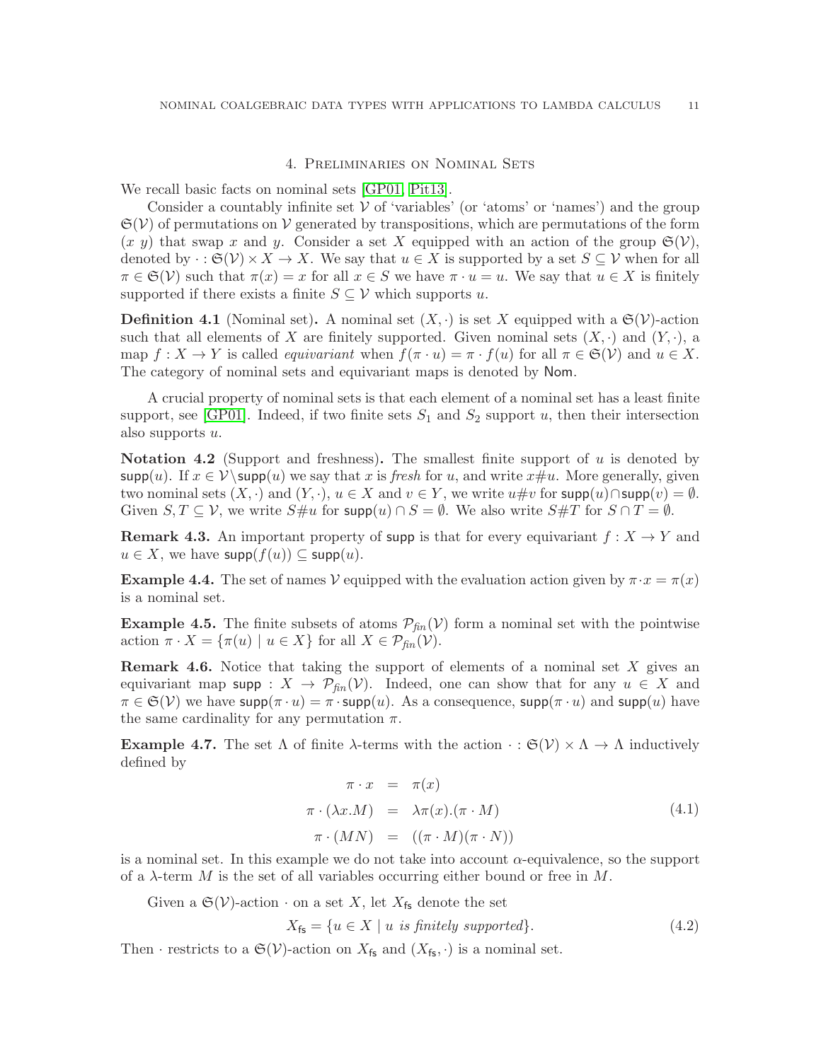## 4. Preliminaries on Nominal Sets

We recall basic facts on nominal sets [GP01, Pit13].

Consider a countably infinite set $\mathcal{V}$ of 'variables' (or 'atoms' or 'names') and the group $\mathfrak{S}(\mathcal{V})$ of permutations on $\mathcal{V}$ generated by transpositions, which are permutations of the form $(x\ y)$ that swap $x$ and $y$. Consider a set $X$ equipped with an action of the group $\mathfrak{S}(\mathcal{V})$, denoted by $\cdot : \mathfrak{S}(\mathcal{V}) \times X \to X$. We say that $u \in X$ is supported by a set $S \subseteq \mathcal{V}$ when for all $\pi \in \mathfrak{S}(\mathcal{V})$ such that $\pi(x) = x$ for all $x \in S$ we have $\pi \cdot u = u$. We say that $u \in X$ is finitely supported if there exists a finite $S \subseteq \mathcal{V}$ which supports $u$.

**Definition 4.1** (Nominal set)**.** A nominal set $(X, \cdot)$ is set $X$ equipped with a $\mathfrak{S}(\mathcal{V})$-action such that all elements of $X$ are finitely supported. Given nominal sets $(X, \cdot)$ and $(Y, \cdot)$, a map $f : X \to Y$ is called *equivariant* when $f(\pi \cdot u) = \pi \cdot f(u)$ for all $\pi \in \mathfrak{S}(\mathcal{V})$ and $u \in X$. The category of nominal sets and equivariant maps is denoted by $\mathsf{Nom}$.

A crucial property of nominal sets is that each element of a nominal set has a least finite support, see [GP01]. Indeed, if two finite sets $S_1$ and $S_2$ support $u$, then their intersection also supports $u$.

**Notation 4.2** (Support and freshness)**.** The smallest finite support of $u$ is denoted by $\mathsf{supp}(u)$. If $x \in \mathcal{V} \backslash \mathsf{supp}(u)$ we say that $x$ is *fresh* for $u$, and write $x \# u$. More generally, given two nominal sets $(X, \cdot)$ and $(Y, \cdot)$, $u \in X$ and $v \in Y$, we write $u \# v$ for $\mathsf{supp}(u) \cap \mathsf{supp}(v) = \emptyset$. Given $S, T \subseteq \mathcal{V}$, we write $S \# u$ for $\mathsf{supp}(u) \cap S = \emptyset$. We also write $S \# T$ for $S \cap T = \emptyset$.

**Remark 4.3.** An important property of $\mathsf{supp}$ is that for every equivariant $f : X \to Y$ and $u \in X$, we have $\mathsf{supp}(f(u)) \subseteq \mathsf{supp}(u)$.

**Example 4.4.** The set of names $\mathcal{V}$ equipped with the evaluation action given by $\pi \cdot x = \pi(x)$ is a nominal set.

**Example 4.5.** The finite subsets of atoms $\mathcal{P}_{fin}(\mathcal{V})$ form a nominal set with the pointwise action $\pi \cdot X = \{\pi(u) \mid u \in X\}$ for all $X \in \mathcal{P}_{fin}(\mathcal{V})$.

**Remark 4.6.** Notice that taking the support of elements of a nominal set $X$ gives an equivariant map $\mathsf{supp} : X \to \mathcal{P}_{fin}(\mathcal{V})$. Indeed, one can show that for any $u \in X$ and $\pi \in \mathfrak{S}(\mathcal{V})$ we have $\mathsf{supp}(\pi \cdot u) = \pi \cdot \mathsf{supp}(u)$. As a consequence, $\mathsf{supp}(\pi \cdot u)$ and $\mathsf{supp}(u)$ have the same cardinality for any permutation $\pi$.

**Example 4.7.** The set $\Lambda$ of finite $\lambda$-terms with the action $\cdot : \mathfrak{S}(\mathcal{V}) \times \Lambda \to \Lambda$ inductively defined by

$$
\begin{aligned}
\pi \cdot x &= \pi(x) \\
\pi \cdot (\lambda x.M) &= \lambda \pi(x).(\pi \cdot M) \\
\pi \cdot (MN) &= ((\pi \cdot M)(\pi \cdot N))
\end{aligned}
\tag{4.1}
$$

is a nominal set. In this example we do not take into account $\alpha$-equivalence, so the support of a $\lambda$-term $M$ is the set of all variables occurring either bound or free in $M$.

Given a $\mathfrak{S}(\mathcal{V})$-action $\cdot$ on a set $X$, let $X_{\mathsf{fs}}$ denote the set

$$
X_{\mathsf{fs}} = \{u \in X \mid u \textit{ is finitely supported}\}. \tag{4.2}
$$

Then $\cdot$ restricts to a $\mathfrak{S}(\mathcal{V})$-action on $X_{\mathsf{fs}}$ and $(X_{\mathsf{fs}}, \cdot)$ is a nominal set.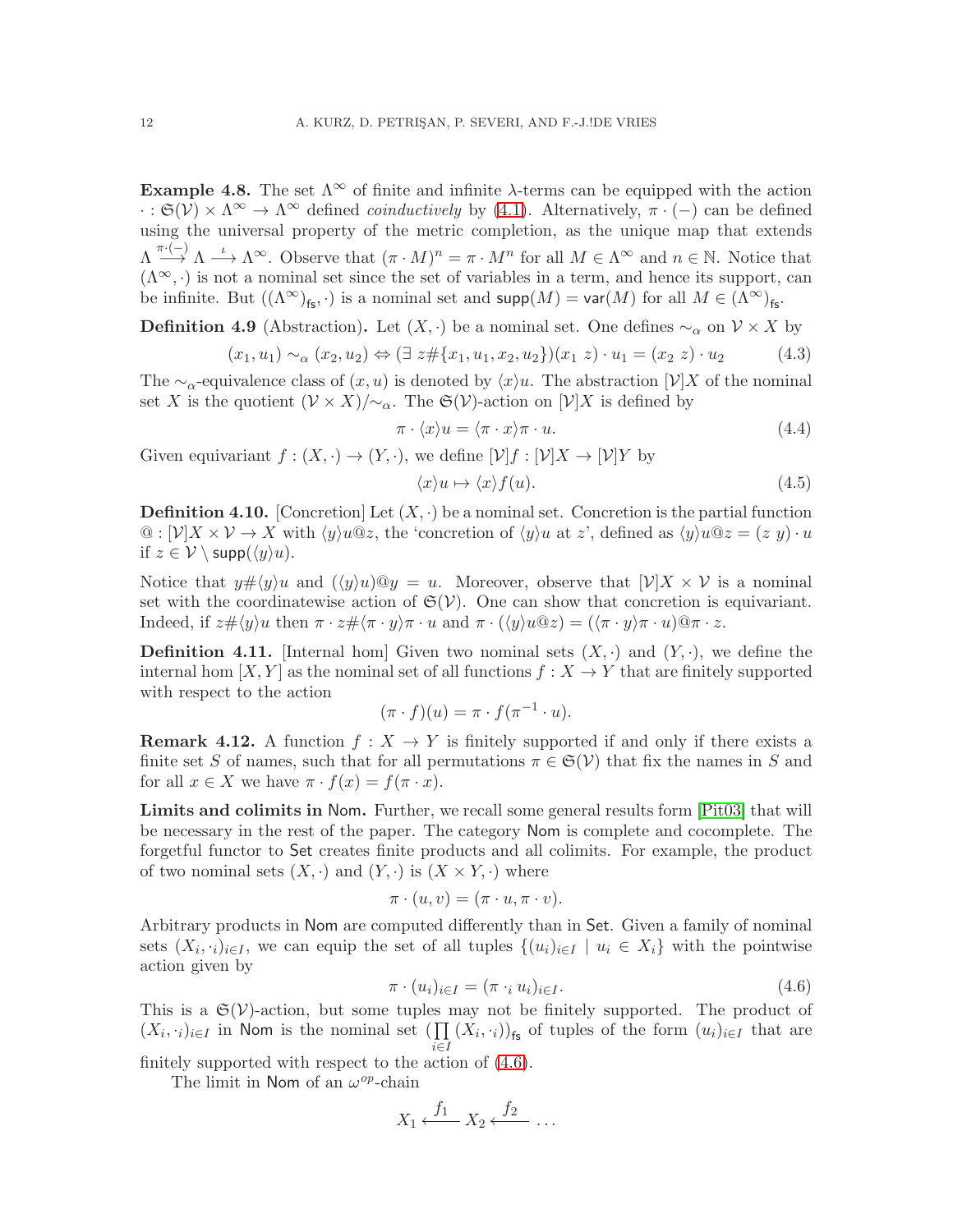**Example 4.8.** The set $\Lambda^\infty$ of finite and infinite $\lambda$-terms can be equipped with the action $\cdot : \mathfrak{S}(\mathcal{V}) \times \Lambda^\infty \to \Lambda^\infty$ defined *coinductively* by (4.1). Alternatively, $\pi \cdot (-)$ can be defined using the universal property of the metric completion, as the unique map that extends $\Lambda \xrightarrow{\pi\cdot(-)} \Lambda \xrightarrow{\iota} \Lambda^\infty$. Observe that $(\pi \cdot M)^n = \pi \cdot M^n$ for all $M \in \Lambda^\infty$ and $n \in \mathbb{N}$. Notice that $(\Lambda^\infty, \cdot)$ is not a nominal set since the set of variables in a term, and hence its support, can be infinite. But $((\Lambda^\infty)_{\mathsf{fs}}, \cdot)$ is a nominal set and $\mathsf{supp}(M) = \mathsf{var}(M)$ for all $M \in (\Lambda^\infty)_{\mathsf{fs}}$.

**Definition 4.9** (Abstraction)**.** Let $(X, \cdot)$ be a nominal set. One defines $\sim_\alpha$ on $\mathcal{V} \times X$ by

$$(x_1, u_1) \sim_\alpha (x_2, u_2) \Leftrightarrow (\exists\ z \# \{x_1, u_1, x_2, u_2\})(x_1\ z) \cdot u_1 = (x_2\ z) \cdot u_2 \tag{4.3}$$

The $\sim_\alpha$-equivalence class of $(x, u)$ is denoted by $\langle x \rangle u$. The abstraction $[\mathcal{V}]X$ of the nominal set $X$ is the quotient $(\mathcal{V} \times X)/{\sim_\alpha}$. The $\mathfrak{S}(\mathcal{V})$-action on $[\mathcal{V}]X$ is defined by

$$\pi \cdot \langle x \rangle u = \langle \pi \cdot x \rangle \pi \cdot u. \tag{4.4}$$

Given equivariant $f : (X, \cdot) \to (Y, \cdot)$, we define $[\mathcal{V}]f : [\mathcal{V}]X \to [\mathcal{V}]Y$ by

$$\langle x \rangle u \mapsto \langle x \rangle f(u). \tag{4.5}$$

**Definition 4.10.** [Concretion] Let $(X, \cdot)$ be a nominal set. Concretion is the partial function $@ : [\mathcal{V}]X \times \mathcal{V} \to X$ with $\langle y \rangle u @ z$, the 'concretion of $\langle y \rangle u$ at $z$', defined as $\langle y \rangle u @ z = (z\ y) \cdot u$ if $z \in \mathcal{V} \setminus \mathsf{supp}(\langle y \rangle u)$.

Notice that $y \# \langle y \rangle u$ and $(\langle y \rangle u)@y = u$. Moreover, observe that $[\mathcal{V}]X \times \mathcal{V}$ is a nominal set with the coordinatewise action of $\mathfrak{S}(\mathcal{V})$. One can show that concretion is equivariant. Indeed, if $z \# \langle y \rangle u$ then $\pi \cdot z \# \langle \pi \cdot y \rangle \pi \cdot u$ and $\pi \cdot (\langle y \rangle u @ z) = (\langle \pi \cdot y \rangle \pi \cdot u) @ \pi \cdot z$.

**Definition 4.11.** [Internal hom] Given two nominal sets $(X, \cdot)$ and $(Y, \cdot)$, we define the internal hom $[X, Y]$ as the nominal set of all functions $f : X \to Y$ that are finitely supported with respect to the action

$$(\pi \cdot f)(u) = \pi \cdot f(\pi^{-1} \cdot u).$$

**Remark 4.12.** A function $f : X \to Y$ is finitely supported if and only if there exists a finite set $S$ of names, such that for all permutations $\pi \in \mathfrak{S}(\mathcal{V})$ that fix the names in $S$ and for all $x \in X$ we have $\pi \cdot f(x) = f(\pi \cdot x)$.

**Limits and colimits in Nom.** Further, we recall some general results form [Pit03] that will be necessary in the rest of the paper. The category Nom is complete and cocomplete. The forgetful functor to Set creates finite products and all colimits. For example, the product of two nominal sets $(X, \cdot)$ and $(Y, \cdot)$ is $(X \times Y, \cdot)$ where

$$\pi \cdot (u, v) = (\pi \cdot u, \pi \cdot v).$$

Arbitrary products in Nom are computed differently than in Set. Given a family of nominal sets $(X_i, \cdot_i)_{i \in I}$, we can equip the set of all tuples $\{(u_i)_{i \in I} \mid u_i \in X_i\}$ with the pointwise action given by

$$\pi \cdot (u_i)_{i \in I} = (\pi \cdot_i u_i)_{i \in I}. \tag{4.6}$$

This is a $\mathfrak{S}(\mathcal{V})$-action, but some tuples may not be finitely supported. The product of $(X_i, \cdot_i)_{i \in I}$ in Nom is the nominal set $(\prod_{i \in I} (X_i, \cdot_i))_{\mathsf{fs}}$ of tuples of the form $(u_i)_{i \in I}$ that are finitely supported with respect to the action of (4.6).

The limit in Nom of an $\omega^{op}$-chain

$$X_1 \xleftarrow{f_1} X_2 \xleftarrow{f_2} \ldots$$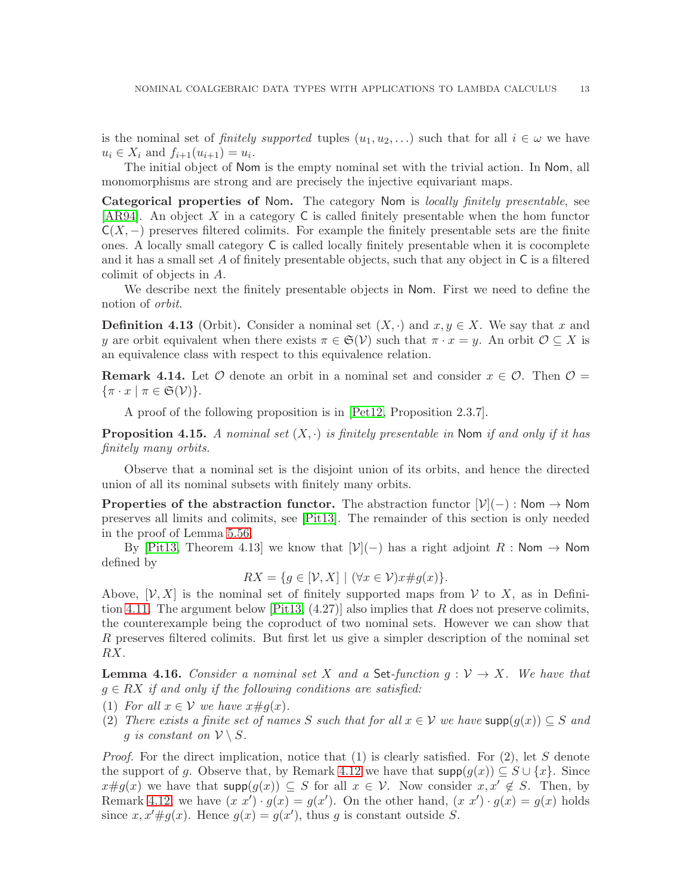is the nominal set of *finitely supported* tuples $(u_1, u_2, \ldots)$ such that for all $i \in \omega$ we have $u_i \in X_i$ and $f_{i+1}(u_{i+1}) = u_i$.

The initial object of Nom is the empty nominal set with the trivial action. In Nom, all monomorphisms are strong and are precisely the injective equivariant maps.

**Categorical properties of Nom.** The category Nom is *locally finitely presentable*, see [AR94]. An object $X$ in a category C is called finitely presentable when the hom functor $\mathsf{C}(X, -)$ preserves filtered colimits. For example the finitely presentable sets are the finite ones. A locally small category C is called locally finitely presentable when it is cocomplete and it has a small set $A$ of finitely presentable objects, such that any object in C is a filtered colimit of objects in $A$.

We describe next the finitely presentable objects in Nom. First we need to define the notion of *orbit*.

**Definition 4.13** (Orbit)**.** Consider a nominal set $(X, \cdot)$ and $x, y \in X$. We say that $x$ and $y$ are orbit equivalent when there exists $\pi \in \mathfrak{S}(\mathcal{V})$ such that $\pi \cdot x = y$. An orbit $\mathcal{O} \subseteq X$ is an equivalence class with respect to this equivalence relation.

**Remark 4.14.** Let $\mathcal{O}$ denote an orbit in a nominal set and consider $x \in \mathcal{O}$. Then $\mathcal{O} = \{\pi \cdot x \mid \pi \in \mathfrak{S}(\mathcal{V})\}$.

A proof of the following proposition is in [Pet12, Proposition 2.3.7].

**Proposition 4.15.** *A nominal set $(X, \cdot)$ is finitely presentable in* Nom *if and only if it has finitely many orbits.*

Observe that a nominal set is the disjoint union of its orbits, and hence the directed union of all its nominal subsets with finitely many orbits.

**Properties of the abstraction functor.** The abstraction functor $[\mathcal{V}](-) : \mathsf{Nom} \to \mathsf{Nom}$ preserves all limits and colimits, see [Pit13]. The remainder of this section is only needed in the proof of Lemma 5.56.

By [Pit13, Theorem 4.13] we know that $[\mathcal{V}](-)$ has a right adjoint $R : \mathsf{Nom} \to \mathsf{Nom}$ defined by

$$RX = \{g \in [\mathcal{V}, X] \mid (\forall x \in \mathcal{V}) x \# g(x)\}.$$

Above, $[\mathcal{V}, X]$ is the nominal set of finitely supported maps from $\mathcal{V}$ to $X$, as in Definition 4.11. The argument below [Pit13, (4.27)] also implies that $R$ does not preserve colimits, the counterexample being the coproduct of two nominal sets. However we can show that $R$ preserves filtered colimits. But first let us give a simpler description of the nominal set $RX$.

**Lemma 4.16.** *Consider a nominal set $X$ and a* Set*-function $g : \mathcal{V} \to X$. We have that $g \in RX$ if and only if the following conditions are satisfied:*

1. *For all $x \in \mathcal{V}$ we have $x \# g(x)$.*
2. *There exists a finite set of names $S$ such that for all $x \in \mathcal{V}$ we have $\mathsf{supp}(g(x)) \subseteq S$ and $g$ is constant on $\mathcal{V} \setminus S$.*

*Proof.* For the direct implication, notice that (1) is clearly satisfied. For (2), let $S$ denote the support of $g$. Observe that, by Remark 4.12 we have that $\mathsf{supp}(g(x)) \subseteq S \cup \{x\}$. Since $x \# g(x)$ we have that $\mathsf{supp}(g(x)) \subseteq S$ for all $x \in \mathcal{V}$. Now consider $x, x' \notin S$. Then, by Remark 4.12, we have $(x\ x') \cdot g(x) = g(x')$. On the other hand, $(x\ x') \cdot g(x) = g(x)$ holds since $x, x' \# g(x)$. Hence $g(x) = g(x')$, thus $g$ is constant outside $S$.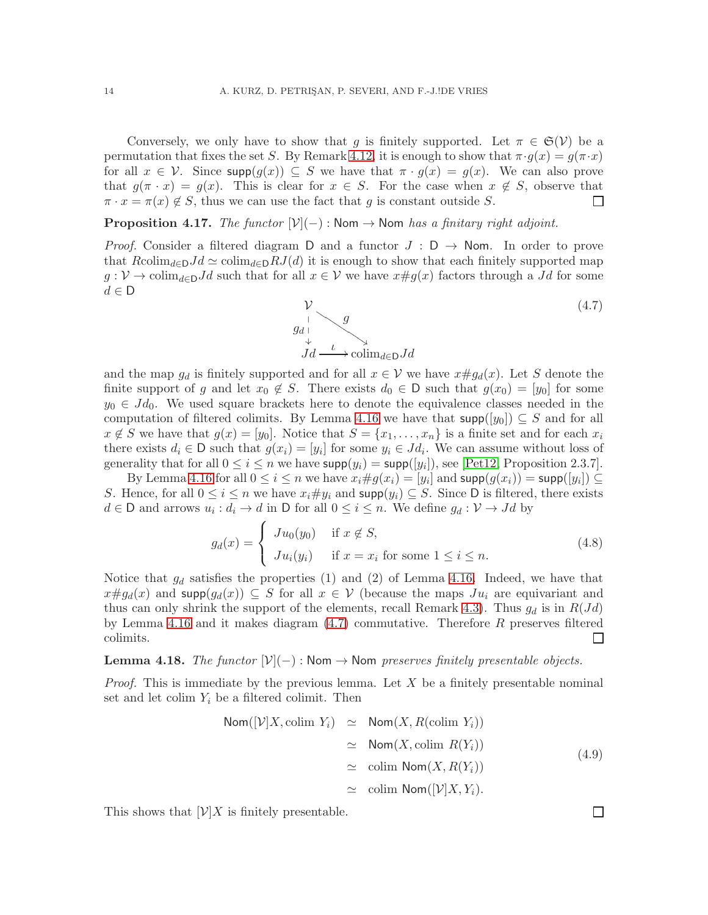Conversely, we only have to show that $g$ is finitely supported. Let $\pi \in \mathfrak{S}(\mathcal{V})$ be a permutation that fixes the set $S$. By Remark 4.12, it is enough to show that $\pi \cdot g(x) = g(\pi \cdot x)$ for all $x \in \mathcal{V}$. Since $\mathsf{supp}(g(x)) \subseteq S$ we have that $\pi \cdot g(x) = g(x)$. We can also prove that $g(\pi \cdot x) = g(x)$. This is clear for $x \in S$. For the case when $x \notin S$, observe that $\pi \cdot x = \pi(x) \notin S$, thus we can use the fact that $g$ is constant outside $S$. □

**Proposition 4.17.** *The functor* $[\mathcal{V}](-) : \mathsf{Nom} \to \mathsf{Nom}$ *has a finitary right adjoint.*

*Proof.* Consider a filtered diagram $\mathsf{D}$ and a functor $J : \mathsf{D} \to \mathsf{Nom}$. In order to prove that $R\mathrm{colim}_{d \in \mathsf{D}} Jd \simeq \mathrm{colim}_{d \in \mathsf{D}} RJ(d)$ it is enough to show that each finitely supported map $g : \mathcal{V} \to \mathrm{colim}_{d \in \mathsf{D}} Jd$ such that for all $x \in \mathcal{V}$ we have $x \# g(x)$ factors through a $Jd$ for some $d \in \mathsf{D}$

$$
\begin{array}{ccc}
\mathcal{V} & & \\
{\scriptstyle g_d}\downarrow & \searrow^{g} & \\
Jd & \xrightarrow{\iota} & \mathrm{colim}_{d \in \mathsf{D}} Jd
\end{array}
\tag{4.7}
$$

and the map $g_d$ is finitely supported and for all $x \in \mathcal{V}$ we have $x \# g_d(x)$. Let $S$ denote the finite support of $g$ and let $x_0 \notin S$. There exists $d_0 \in \mathsf{D}$ such that $g(x_0) = [y_0]$ for some $y_0 \in Jd_0$. We used square brackets here to denote the equivalence classes needed in the computation of filtered colimits. By Lemma 4.16 we have that $\mathsf{supp}([y_0]) \subseteq S$ and for all $x \notin S$ we have that $g(x) = [y_0]$. Notice that $S = \{x_1, \ldots, x_n\}$ is a finite set and for each $x_i$ there exists $d_i \in \mathsf{D}$ such that $g(x_i) = [y_i]$ for some $y_i \in Jd_i$. We can assume without loss of generality that for all $0 \le i \le n$ we have $\mathsf{supp}(y_i) = \mathsf{supp}([y_i])$, see [Pet12, Proposition 2.3.7].

By Lemma 4.16 for all $0 \le i \le n$ we have $x_i \# g(x_i) = [y_i]$ and $\mathsf{supp}(g(x_i)) = \mathsf{supp}([y_i]) \subseteq S$. Hence, for all $0 \le i \le n$ we have $x_i \# y_i$ and $\mathsf{supp}(y_i) \subseteq S$. Since $\mathsf{D}$ is filtered, there exists $d \in \mathsf{D}$ and arrows $u_i : d_i \to d$ in $\mathsf{D}$ for all $0 \le i \le n$. We define $g_d : \mathcal{V} \to Jd$ by

$$
g_d(x) = \begin{cases} Ju_0(y_0) & \text{if } x \notin S, \\ Ju_i(y_i) & \text{if } x = x_i \text{ for some } 1 \le i \le n. \end{cases} \tag{4.8}
$$

Notice that $g_d$ satisfies the properties (1) and (2) of Lemma 4.16. Indeed, we have that $x \# g_d(x)$ and $\mathsf{supp}(g_d(x)) \subseteq S$ for all $x \in \mathcal{V}$ (because the maps $Ju_i$ are equivariant and thus can only shrink the support of the elements, recall Remark 4.3). Thus $g_d$ is in $R(Jd)$ by Lemma 4.16 and it makes diagram (4.7) commutative. Therefore $R$ preserves filtered colimits. □

**Lemma 4.18.** *The functor* $[\mathcal{V}](-) : \mathsf{Nom} \to \mathsf{Nom}$ *preserves finitely presentable objects.*

*Proof.* This is immediate by the previous lemma. Let $X$ be a finitely presentable nominal set and let colim $Y_i$ be a filtered colimit. Then

$$
\begin{aligned}
\mathsf{Nom}([\mathcal{V}]X, \mathrm{colim}\ Y_i) &\simeq \mathsf{Nom}(X, R(\mathrm{colim}\ Y_i)) \\
&\simeq \mathsf{Nom}(X, \mathrm{colim}\ R(Y_i)) \\
&\simeq \mathrm{colim}\ \mathsf{Nom}(X, R(Y_i)) \\
&\simeq \mathrm{colim}\ \mathsf{Nom}([\mathcal{V}]X, Y_i).
\end{aligned}
\tag{4.9}
$$

This shows that $[\mathcal{V}]X$ is finitely presentable. □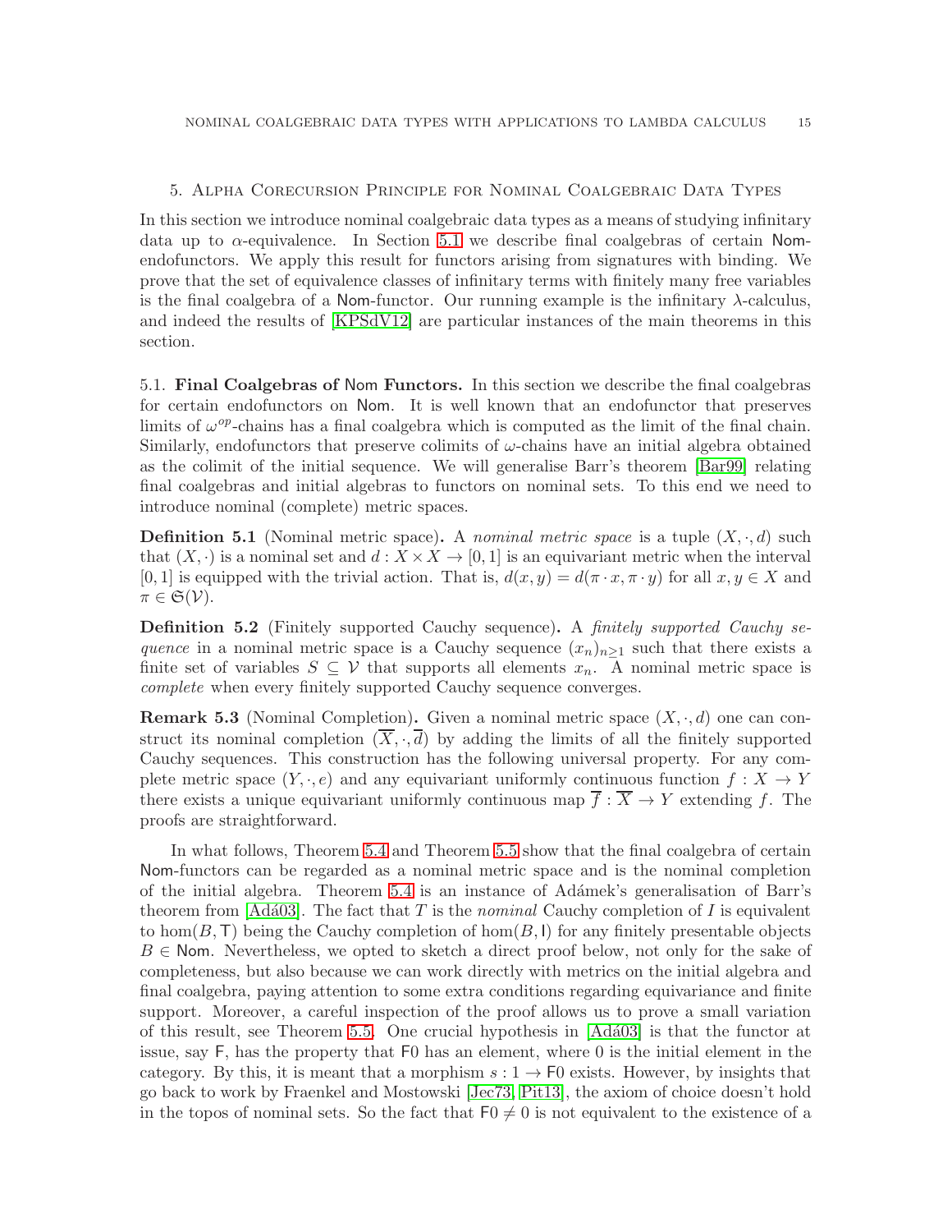## 5. Alpha Corecursion Principle for Nominal Coalgebraic Data Types

In this section we introduce nominal coalgebraic data types as a means of studying infinitary data up to $\alpha$-equivalence. In Section 5.1 we describe final coalgebras of certain $\mathsf{Nom}$-endofunctors. We apply this result for functors arising from signatures with binding. We prove that the set of equivalence classes of infinitary terms with finitely many free variables is the final coalgebra of a $\mathsf{Nom}$-functor. Our running example is the infinitary $\lambda$-calculus, and indeed the results of [KPSdV12] are particular instances of the main theorems in this section.

### 5.1. Final Coalgebras of Nom Functors.

In this section we describe the final coalgebras for certain endofunctors on $\mathsf{Nom}$. It is well known that an endofunctor that preserves limits of $\omega^{op}$-chains has a final coalgebra which is computed as the limit of the final chain. Similarly, endofunctors that preserve colimits of $\omega$-chains have an initial algebra obtained as the colimit of the initial sequence. We will generalise Barr's theorem [Bar99] relating final coalgebras and initial algebras to functors on nominal sets. To this end we need to introduce nominal (complete) metric spaces.

**Definition 5.1** (Nominal metric space)**.** A *nominal metric space* is a tuple $(X, \cdot, d)$ such that $(X, \cdot)$ is a nominal set and $d : X \times X \to [0, 1]$ is an equivariant metric when the interval $[0, 1]$ is equipped with the trivial action. That is, $d(x, y) = d(\pi \cdot x, \pi \cdot y)$ for all $x, y \in X$ and $\pi \in \mathfrak{S}(\mathcal{V})$.

**Definition 5.2** (Finitely supported Cauchy sequence)**.** A *finitely supported Cauchy sequence* in a nominal metric space is a Cauchy sequence $(x_n)_{n\geq 1}$ such that there exists a finite set of variables $S \subseteq \mathcal{V}$ that supports all elements $x_n$. A nominal metric space is *complete* when every finitely supported Cauchy sequence converges.

**Remark 5.3** (Nominal Completion)**.** Given a nominal metric space $(X, \cdot, d)$ one can construct its nominal completion $(\overline{X}, \cdot, \overline{d})$ by adding the limits of all the finitely supported Cauchy sequences. This construction has the following universal property. For any complete metric space $(Y, \cdot, e)$ and any equivariant uniformly continuous function $f : X \to Y$ there exists a unique equivariant uniformly continuous map $\overline{f} : \overline{X} \to Y$ extending $f$. The proofs are straightforward.

In what follows, Theorem 5.4 and Theorem 5.5 show that the final coalgebra of certain $\mathsf{Nom}$-functors can be regarded as a nominal metric space and is the nominal completion of the initial algebra. Theorem 5.4 is an instance of Adámek's generalisation of Barr's theorem from [Adá03]. The fact that $T$ is the *nominal* Cauchy completion of $I$ is equivalent to $\hom(B, \mathsf{T})$ being the Cauchy completion of $\hom(B, \mathsf{I})$ for any finitely presentable objects $B \in \mathsf{Nom}$. Nevertheless, we opted to sketch a direct proof below, not only for the sake of completeness, but also because we can work directly with metrics on the initial algebra and final coalgebra, paying attention to some extra conditions regarding equivariance and finite support. Moreover, a careful inspection of the proof allows us to prove a small variation of this result, see Theorem 5.5. One crucial hypothesis in [Adá03] is that the functor at issue, say $\mathsf{F}$, has the property that $\mathsf{F}0$ has an element, where $0$ is the initial element in the category. By this, it is meant that a morphism $s : 1 \to \mathsf{F}0$ exists. However, by insights that go back to work by Fraenkel and Mostowski [Jec73, Pit13], the axiom of choice doesn't hold in the topos of nominal sets. So the fact that $\mathsf{F}0 \neq 0$ is not equivalent to the existence of a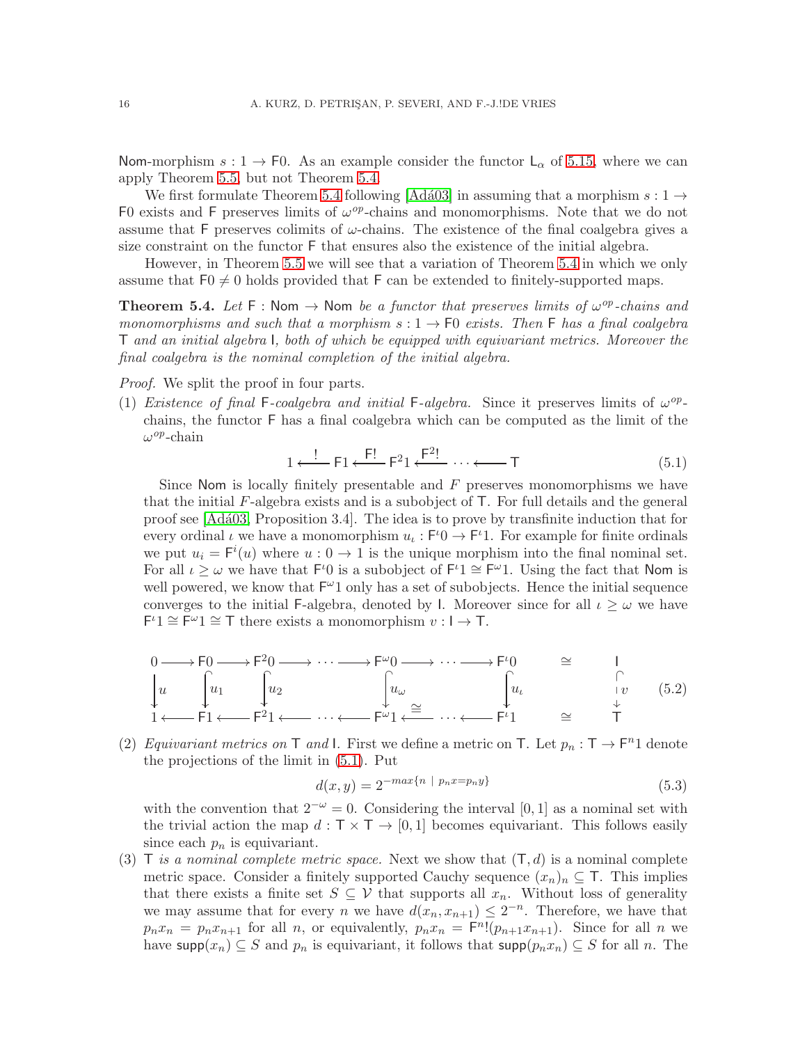Nom-morphism $s : 1 \to \mathsf{F}0$. As an example consider the functor $\mathsf{L}_\alpha$ of 5.15, where we can apply Theorem 5.5, but not Theorem 5.4.

We first formulate Theorem 5.4 following [Adá03] in assuming that a morphism $s : 1 \to \mathsf{F}0$ exists and $\mathsf{F}$ preserves limits of $\omega^{op}$-chains and monomorphisms. Note that we do not assume that $\mathsf{F}$ preserves colimits of $\omega$-chains. The existence of the final coalgebra gives a size constraint on the functor $\mathsf{F}$ that ensures also the existence of the initial algebra.

However, in Theorem 5.5 we will see that a variation of Theorem 5.4 in which we only assume that $\mathsf{F}0 \neq 0$ holds provided that $\mathsf{F}$ can be extended to finitely-supported maps.

**Theorem 5.4.** *Let $\mathsf{F} : \mathsf{Nom} \to \mathsf{Nom}$ be a functor that preserves limits of $\omega^{op}$-chains and monomorphisms and such that a morphism $s : 1 \to \mathsf{F}0$ exists. Then $\mathsf{F}$ has a final coalgebra $\mathsf{T}$ and an initial algebra $\mathsf{I}$, both of which be equipped with equivariant metrics. Moreover the final coalgebra is the nominal completion of the initial algebra.*

*Proof.* We split the proof in four parts.

(1) *Existence of final $\mathsf{F}$-coalgebra and initial $\mathsf{F}$-algebra.* Since it preserves limits of $\omega^{op}$-chains, the functor $\mathsf{F}$ has a final coalgebra which can be computed as the limit of the $\omega^{op}$-chain

$$1 \xleftarrow{\;!\;} \mathsf{F}1 \xleftarrow{\;\mathsf{F}!\;} \mathsf{F}^2 1 \xleftarrow{\;\mathsf{F}^2!\;} \cdots \longleftarrow \mathsf{T} \tag{5.1}$$

Since $\mathsf{Nom}$ is locally finitely presentable and $F$ preserves monomorphisms we have that the initial $F$-algebra exists and is a subobject of $\mathsf{T}$. For full details and the general proof see [Adá03, Proposition 3.4]. The idea is to prove by transfinite induction that for every ordinal $\iota$ we have a monomorphism $u_\iota : \mathsf{F}^\iota 0 \to \mathsf{F}^\iota 1$. For example for finite ordinals we put $u_i = \mathsf{F}^i(u)$ where $u : 0 \to 1$ is the unique morphism into the final nominal set. For all $\iota \geq \omega$ we have that $\mathsf{F}^\iota 0$ is a subobject of $\mathsf{F}^\iota 1 \cong \mathsf{F}^\omega 1$. Using the fact that $\mathsf{Nom}$ is well powered, we know that $\mathsf{F}^\omega 1$ only has a set of subobjects. Hence the initial sequence converges to the initial $\mathsf{F}$-algebra, denoted by $\mathsf{I}$. Moreover since for all $\iota \geq \omega$ we have $\mathsf{F}^\iota 1 \cong \mathsf{F}^\omega 1 \cong \mathsf{T}$ there exists a monomorphism $v : \mathsf{I} \to \mathsf{T}$.

$$\begin{array}{ccccccccccccc}
0 & \longrightarrow & \mathsf{F}0 & \longrightarrow & \mathsf{F}^2 0 & \longrightarrow & \cdots & \longrightarrow & \mathsf{F}^\omega 0 & \longrightarrow \cdots \longrightarrow & \mathsf{F}^\iota 0 & \cong & \mathsf{I} \\
\downarrow u & & \downarrow u_1 & & \downarrow u_2 & & & & \downarrow u_\omega & & \downarrow u_\iota & & \downarrow v \\
1 & \longleftarrow & \mathsf{F}1 & \longleftarrow & \mathsf{F}^2 1 & \longleftarrow & \cdots & \longleftarrow & \mathsf{F}^\omega 1 & \xleftarrow{\cong} \cdots \longleftarrow & \mathsf{F}^\iota 1 & \cong & \mathsf{T}
\end{array} \tag{5.2}$$

(2) *Equivariant metrics on $\mathsf{T}$ and $\mathsf{I}$.* First we define a metric on $\mathsf{T}$. Let $p_n : \mathsf{T} \to \mathsf{F}^n 1$ denote the projections of the limit in (5.1). Put

$$d(x, y) = 2^{-max\{n \mid p_n x = p_n y\}} \tag{5.3}$$

with the convention that $2^{-\omega} = 0$. Considering the interval $[0, 1]$ as a nominal set with the trivial action the map $d : \mathsf{T} \times \mathsf{T} \to [0, 1]$ becomes equivariant. This follows easily since each $p_n$ is equivariant.

(3) $\mathsf{T}$ *is a nominal complete metric space.* Next we show that $(\mathsf{T}, d)$ is a nominal complete metric space. Consider a finitely supported Cauchy sequence $(x_n)_n \subseteq \mathsf{T}$. This implies that there exists a finite set $S \subseteq \mathcal{V}$ that supports all $x_n$. Without loss of generality we may assume that for every $n$ we have $d(x_n, x_{n+1}) \leq 2^{-n}$. Therefore, we have that $p_n x_n = p_n x_{n+1}$ for all $n$, or equivalently, $p_n x_n = \mathsf{F}^n!(p_{n+1} x_{n+1})$. Since for all $n$ we have $\mathsf{supp}(x_n) \subseteq S$ and $p_n$ is equivariant, it follows that $\mathsf{supp}(p_n x_n) \subseteq S$ for all $n$. The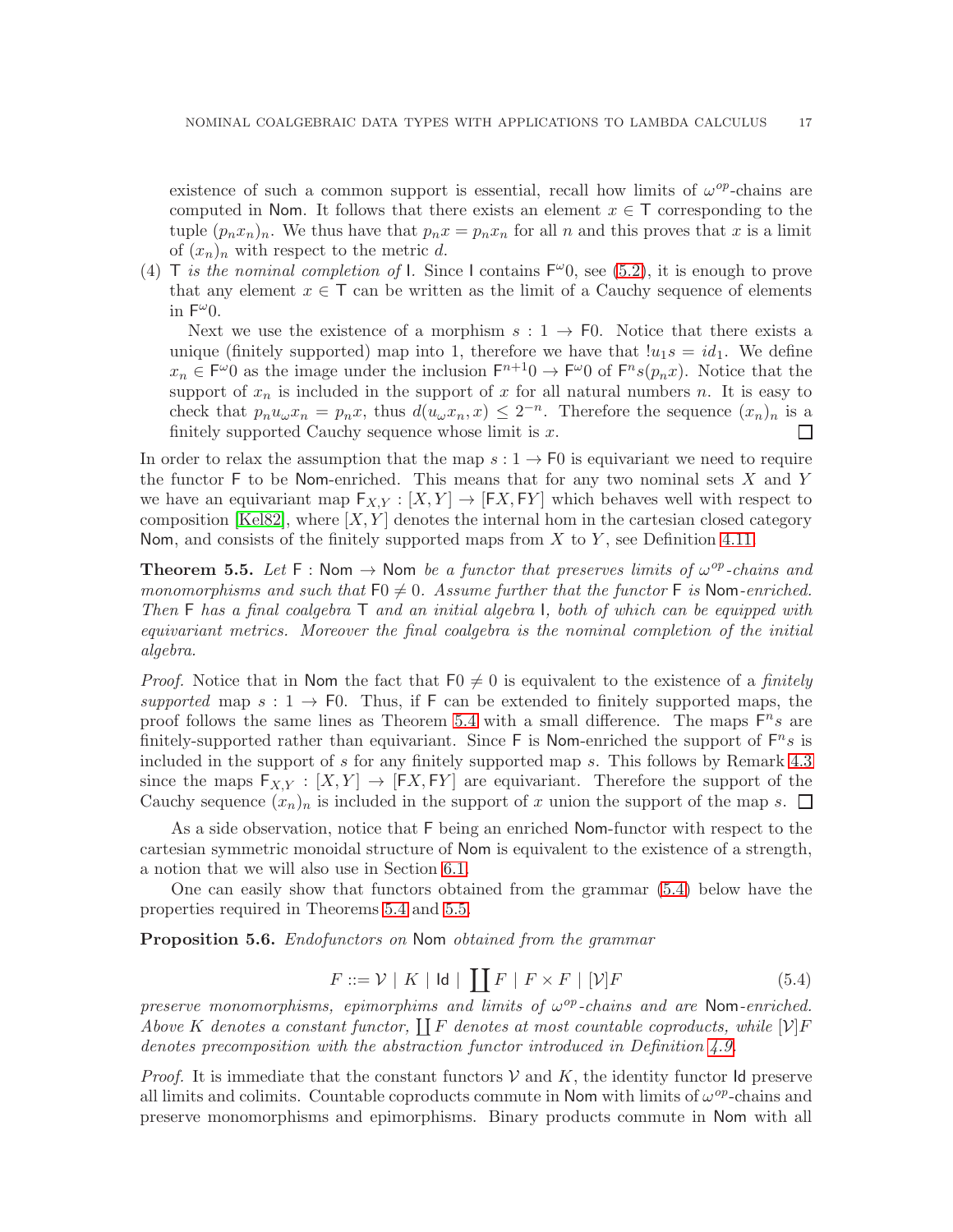existence of such a common support is essential, recall how limits of $\omega^{op}$-chains are computed in Nom. It follows that there exists an element $x \in \mathsf{T}$ corresponding to the tuple $(p_n x_n)_n$. We thus have that $p_n x = p_n x_n$ for all $n$ and this proves that $x$ is a limit of $(x_n)_n$ with respect to the metric $d$.

(4) $\mathsf{T}$ *is the nominal completion of* $\mathsf{I}$. Since $\mathsf{I}$ contains $\mathsf{F}^\omega 0$, see (5.2), it is enough to prove that any element $x \in \mathsf{T}$ can be written as the limit of a Cauchy sequence of elements in $\mathsf{F}^\omega 0$.

Next we use the existence of a morphism $s : 1 \to \mathsf{F}0$. Notice that there exists a unique (finitely supported) map into 1, therefore we have that $!u_1 s = id_1$. We define $x_n \in \mathsf{F}^\omega 0$ as the image under the inclusion $\mathsf{F}^{n+1}0 \to \mathsf{F}^\omega 0$ of $\mathsf{F}^n s(p_n x)$. Notice that the support of $x_n$ is included in the support of $x$ for all natural numbers $n$. It is easy to check that $p_n u_\omega x_n = p_n x$, thus $d(u_\omega x_n, x) \leq 2^{-n}$. Therefore the sequence $(x_n)_n$ is a finitely supported Cauchy sequence whose limit is $x$. □

In order to relax the assumption that the map $s : 1 \to \mathsf{F}0$ is equivariant we need to require the functor $\mathsf{F}$ to be Nom-enriched. This means that for any two nominal sets $X$ and $Y$ we have an equivariant map $\mathsf{F}_{X,Y} : [X, Y] \to [\mathsf{F}X, \mathsf{F}Y]$ which behaves well with respect to composition [Kel82], where $[X, Y]$ denotes the internal hom in the cartesian closed category Nom, and consists of the finitely supported maps from $X$ to $Y$, see Definition 4.11.

**Theorem 5.5.** *Let $\mathsf{F} : \mathsf{Nom} \to \mathsf{Nom}$ be a functor that preserves limits of $\omega^{op}$-chains and monomorphisms and such that $\mathsf{F}0 \neq 0$. Assume further that the functor $\mathsf{F}$ is Nom-enriched. Then $\mathsf{F}$ has a final coalgebra $\mathsf{T}$ and an initial algebra $\mathsf{I}$, both of which can be equipped with equivariant metrics. Moreover the final coalgebra is the nominal completion of the initial algebra.*

*Proof.* Notice that in Nom the fact that $\mathsf{F}0 \neq 0$ is equivalent to the existence of a *finitely supported* map $s : 1 \to \mathsf{F}0$. Thus, if $\mathsf{F}$ can be extended to finitely supported maps, the proof follows the same lines as Theorem 5.4 with a small difference. The maps $\mathsf{F}^n s$ are finitely-supported rather than equivariant. Since $\mathsf{F}$ is Nom-enriched the support of $\mathsf{F}^n s$ is included in the support of $s$ for any finitely supported map $s$. This follows by Remark 4.3 since the maps $\mathsf{F}_{X,Y} : [X, Y] \to [\mathsf{F}X, \mathsf{F}Y]$ are equivariant. Therefore the support of the Cauchy sequence $(x_n)_n$ is included in the support of $x$ union the support of the map $s$. □

As a side observation, notice that $\mathsf{F}$ being an enriched Nom-functor with respect to the cartesian symmetric monoidal structure of Nom is equivalent to the existence of a strength, a notion that we will also use in Section 6.1.

One can easily show that functors obtained from the grammar (5.4) below have the properties required in Theorems 5.4 and 5.5.

**Proposition 5.6.** *Endofunctors on Nom obtained from the grammar*

$$F ::= \mathcal{V} \mid K \mid \mathsf{Id} \mid \coprod F \mid F \times F \mid [\mathcal{V}]F \tag{5.4}$$

*preserve monomorphisms, epimorphims and limits of $\omega^{op}$-chains and are Nom-enriched. Above $K$ denotes a constant functor, $\coprod F$ denotes at most countable coproducts, while $[\mathcal{V}]F$ denotes precomposition with the abstraction functor introduced in Definition 4.9.*

*Proof.* It is immediate that the constant functors $\mathcal{V}$ and $K$, the identity functor $\mathsf{Id}$ preserve all limits and colimits. Countable coproducts commute in Nom with limits of $\omega^{op}$-chains and preserve monomorphisms and epimorphisms. Binary products commute in Nom with all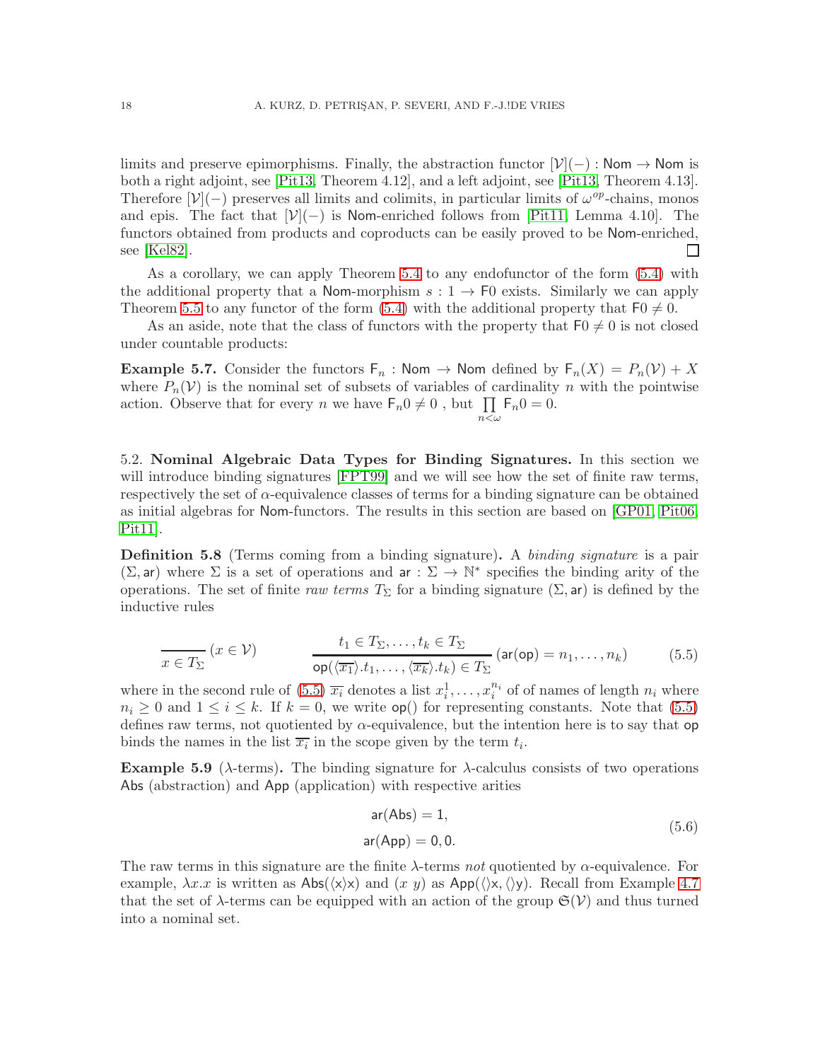limits and preserve epimorphisms. Finally, the abstraction functor $[\mathcal{V}](-) : \mathsf{Nom} \to \mathsf{Nom}$ is both a right adjoint, see [Pit13, Theorem 4.12], and a left adjoint, see [Pit13, Theorem 4.13]. Therefore $[\mathcal{V}](-)$ preserves all limits and colimits, in particular limits of $\omega^{op}$-chains, monos and epis. The fact that $[\mathcal{V}](-)$ is $\mathsf{Nom}$-enriched follows from [Pit11, Lemma 4.10]. The functors obtained from products and coproducts can be easily proved to be $\mathsf{Nom}$-enriched, see [Kel82]. ◻

As a corollary, we can apply Theorem 5.4 to any endofunctor of the form (5.4) with the additional property that a $\mathsf{Nom}$-morphism $s : 1 \to \mathsf{F}0$ exists. Similarly we can apply Theorem 5.5 to any functor of the form (5.4) with the additional property that $\mathsf{F}0 \neq 0$.

As an aside, note that the class of functors with the property that $\mathsf{F}0 \neq 0$ is not closed under countable products:

**Example 5.7.** Consider the functors $\mathsf{F}_n : \mathsf{Nom} \to \mathsf{Nom}$ defined by $\mathsf{F}_n(X) = P_n(\mathcal{V}) + X$ where $P_n(\mathcal{V})$ is the nominal set of subsets of variables of cardinality $n$ with the pointwise action. Observe that for every $n$ we have $\mathsf{F}_n 0 \neq 0$ , but $\prod_{n<\omega} \mathsf{F}_n 0 = 0$.

5.2. **Nominal Algebraic Data Types for Binding Signatures.** In this section we will introduce binding signatures [FPT99] and we will see how the set of finite raw terms, respectively the set of $\alpha$-equivalence classes of terms for a binding signature can be obtained as initial algebras for $\mathsf{Nom}$-functors. The results in this section are based on [GP01, Pit06, Pit11].

**Definition 5.8** (Terms coming from a binding signature)**.** A *binding signature* is a pair $(\Sigma, \mathsf{ar})$ where $\Sigma$ is a set of operations and $\mathsf{ar} : \Sigma \to \mathbb{N}^*$ specifies the binding arity of the operations. The set of finite *raw terms* $T_\Sigma$ for a binding signature $(\Sigma, \mathsf{ar})$ is defined by the inductive rules

$$\frac{}{x \in T_\Sigma}\,(x \in \mathcal{V}) \qquad\qquad \frac{t_1 \in T_\Sigma, \ldots, t_k \in T_\Sigma}{\mathsf{op}(\langle \overline{x_1} \rangle .t_1, \ldots, \langle \overline{x_k} \rangle .t_k) \in T_\Sigma}\,(\mathsf{ar}(\mathsf{op}) = n_1, \ldots, n_k) \tag{5.5}$$

where in the second rule of (5.5) $\overline{x_i}$ denotes a list $x_i^1, \ldots, x_i^{n_i}$ of of names of length $n_i$ where $n_i \geq 0$ and $1 \leq i \leq k$. If $k = 0$, we write $\mathsf{op}()$ for representing constants. Note that (5.5) defines raw terms, not quotiented by $\alpha$-equivalence, but the intention here is to say that $\mathsf{op}$ binds the names in the list $\overline{x_i}$ in the scope given by the term $t_i$.

**Example 5.9** ($\lambda$-terms)**.** The binding signature for $\lambda$-calculus consists of two operations $\mathsf{Abs}$ (abstraction) and $\mathsf{App}$ (application) with respective arities

$$\begin{aligned} \mathsf{ar}(\mathsf{Abs}) &= 1, \\ \mathsf{ar}(\mathsf{App}) &= 0, 0. \end{aligned} \tag{5.6}$$

The raw terms in this signature are the finite $\lambda$-terms *not* quotiented by $\alpha$-equivalence. For example, $\lambda x.x$ is written as $\mathsf{Abs}(\langle \mathsf{x} \rangle \mathsf{x})$ and $(x\ y)$ as $\mathsf{App}(\langle\rangle \mathsf{x}, \langle\rangle \mathsf{y})$. Recall from Example 4.7 that the set of $\lambda$-terms can be equipped with an action of the group $\mathfrak{S}(\mathcal{V})$ and thus turned into a nominal set.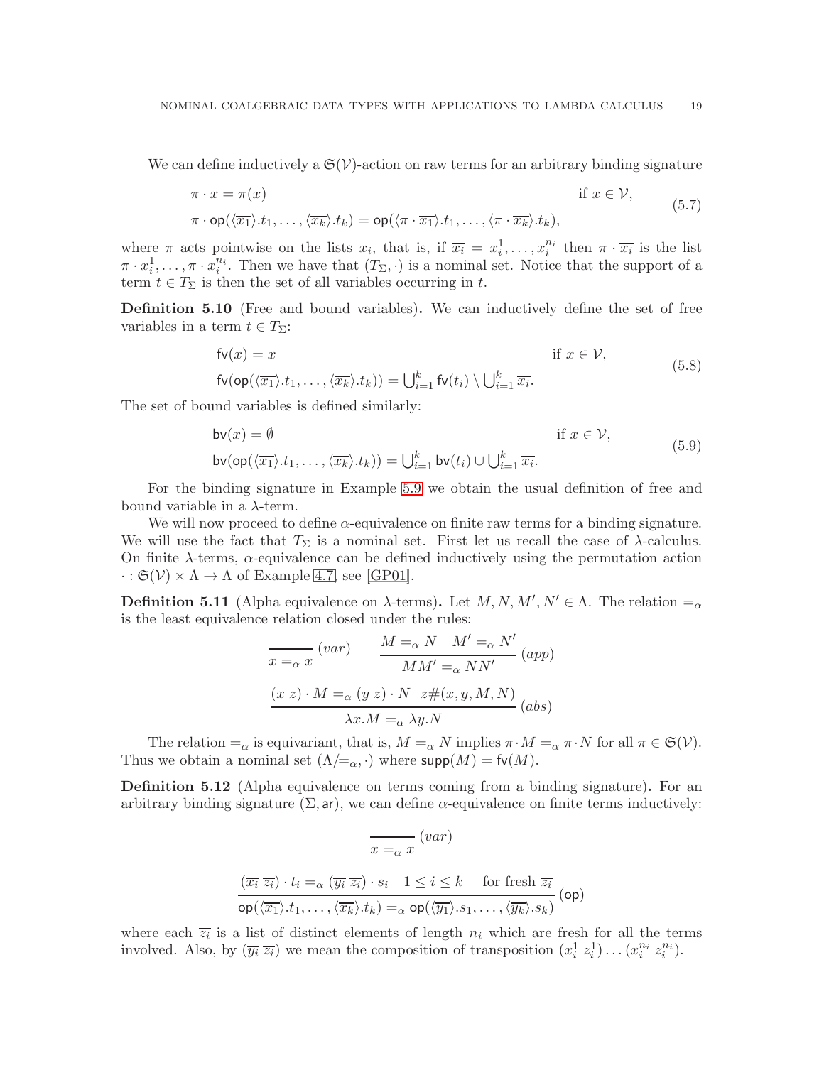We can define inductively a $\mathfrak{S}(\mathcal{V})$-action on raw terms for an arbitrary binding signature

$$
\begin{aligned}
&\pi \cdot x = \pi(x) && \text{if } x \in \mathcal{V}, \\
&\pi \cdot \mathsf{op}(\langle \overline{x_1} \rangle.t_1, \ldots, \langle \overline{x_k} \rangle.t_k) = \mathsf{op}(\langle \pi \cdot \overline{x_1} \rangle.t_1, \ldots, \langle \pi \cdot \overline{x_k} \rangle.t_k), &&
\end{aligned}
\tag{5.7}
$$

where $\pi$ acts pointwise on the lists $x_i$, that is, if $\overline{x_i} = x_i^1, \ldots, x_i^{n_i}$ then $\pi \cdot \overline{x_i}$ is the list $\pi \cdot x_i^1, \ldots, \pi \cdot x_i^{n_i}$. Then we have that $(T_\Sigma, \cdot)$ is a nominal set. Notice that the support of a term $t \in T_\Sigma$ is then the set of all variables occurring in $t$.

**Definition 5.10** (Free and bound variables)**.** We can inductively define the set of free variables in a term $t \in T_\Sigma$:

$$
\begin{aligned}
&\mathsf{fv}(x) = x && \text{if } x \in \mathcal{V}, \\
&\mathsf{fv}(\mathsf{op}(\langle \overline{x_1} \rangle.t_1, \ldots, \langle \overline{x_k} \rangle.t_k)) = \textstyle\bigcup_{i=1}^k \mathsf{fv}(t_i) \setminus \bigcup_{i=1}^k \overline{x_i}. &&
\end{aligned}
\tag{5.8}
$$

The set of bound variables is defined similarly:

$$
\begin{aligned}
&\mathsf{bv}(x) = \emptyset && \text{if } x \in \mathcal{V}, \\
&\mathsf{bv}(\mathsf{op}(\langle \overline{x_1} \rangle.t_1, \ldots, \langle \overline{x_k} \rangle.t_k)) = \textstyle\bigcup_{i=1}^k \mathsf{bv}(t_i) \cup \bigcup_{i=1}^k \overline{x_i}. &&
\end{aligned}
\tag{5.9}
$$

For the binding signature in Example 5.9 we obtain the usual definition of free and bound variable in a $\lambda$-term.

We will now proceed to define $\alpha$-equivalence on finite raw terms for a binding signature. We will use the fact that $T_\Sigma$ is a nominal set. First let us recall the case of $\lambda$-calculus. On finite $\lambda$-terms, $\alpha$-equivalence can be defined inductively using the permutation action $\cdot : \mathfrak{S}(\mathcal{V}) \times \Lambda \to \Lambda$ of Example 4.7, see [GP01].

**Definition 5.11** (Alpha equivalence on $\lambda$-terms)**.** Let $M, N, M', N' \in \Lambda$. The relation $=_\alpha$ is the least equivalence relation closed under the rules:

$$
\frac{}{x =_\alpha x}\,(var) \qquad \frac{M =_\alpha N \quad M' =_\alpha N'}{MM' =_\alpha NN'}\,(app)
$$

$$
\frac{(x\ z) \cdot M =_\alpha (y\ z) \cdot N \quad z\#(x, y, M, N)}{\lambda x.M =_\alpha \lambda y.N}\,(abs)
$$

The relation $=_\alpha$ is equivariant, that is, $M =_\alpha N$ implies $\pi \cdot M =_\alpha \pi \cdot N$ for all $\pi \in \mathfrak{S}(\mathcal{V})$. Thus we obtain a nominal set $(\Lambda/{=_\alpha}, \cdot)$ where $\mathsf{supp}(M) = \mathsf{fv}(M)$.

**Definition 5.12** (Alpha equivalence on terms coming from a binding signature)**.** For an arbitrary binding signature $(\Sigma, \mathsf{ar})$, we can define $\alpha$-equivalence on finite terms inductively:

$$
\frac{}{x =_\alpha x}\,(var)
$$

$$
\frac{(\overline{x_i}\ \overline{z_i}) \cdot t_i =_\alpha (\overline{y_i}\ \overline{z_i}) \cdot s_i \quad 1 \le i \le k \quad \text{for fresh } \overline{z_i}}{\mathsf{op}(\langle \overline{x_1} \rangle.t_1, \ldots, \langle \overline{x_k} \rangle.t_k) =_\alpha \mathsf{op}(\langle \overline{y_1} \rangle.s_1, \ldots, \langle \overline{y_k} \rangle.s_k)}\,(\mathsf{op})
$$

where each $\overline{z_i}$ is a list of distinct elements of length $n_i$ which are fresh for all the terms involved. Also, by $(\overline{y_i}\ \overline{z_i})$ we mean the composition of transposition $(x_i^1\ z_i^1) \ldots (x_i^{n_i}\ z_i^{n_i})$.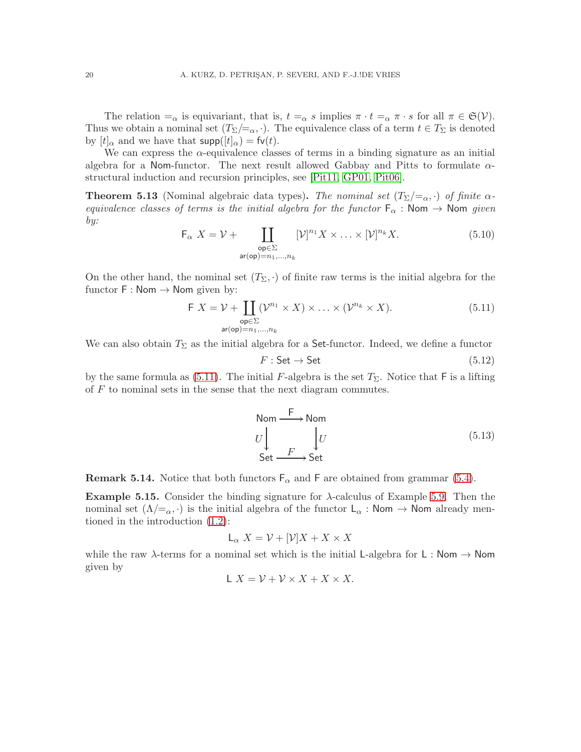The relation $=_\alpha$ is equivariant, that is, $t =_\alpha s$ implies $\pi \cdot t =_\alpha \pi \cdot s$ for all $\pi \in \mathfrak{S}(\mathcal{V})$. Thus we obtain a nominal set $(T_\Sigma/{=_\alpha}, \cdot)$. The equivalence class of a term $t \in T_\Sigma$ is denoted by $[t]_\alpha$ and we have that $\mathsf{supp}([t]_\alpha) = \mathsf{fv}(t)$.

We can express the $\alpha$-equivalence classes of terms in a binding signature as an initial algebra for a $\mathsf{Nom}$-functor. The next result allowed Gabbay and Pitts to formulate $\alpha$-structural induction and recursion principles, see [Pit11, GP01, Pit06].

**Theorem 5.13** (Nominal algebraic data types)**.** *The nominal set $(T_\Sigma/{=_\alpha}, \cdot)$ of finite $\alpha$-equivalence classes of terms is the initial algebra for the functor $\mathsf{F}_\alpha : \mathsf{Nom} \to \mathsf{Nom}$ given by:*

$$\mathsf{F}_\alpha \ X = \mathcal{V} + \coprod_{\substack{\mathsf{op} \in \Sigma \\ \mathsf{ar}(\mathsf{op}) = n_1, \ldots, n_k}} [\mathcal{V}]^{n_1} X \times \ldots \times [\mathcal{V}]^{n_k} X. \tag{5.10}$$

On the other hand, the nominal set $(T_\Sigma, \cdot)$ of finite raw terms is the initial algebra for the functor $\mathsf{F} : \mathsf{Nom} \to \mathsf{Nom}$ given by:

$$\mathsf{F} \ X = \mathcal{V} + \coprod_{\substack{\mathsf{op} \in \Sigma \\ \mathsf{ar}(\mathsf{op}) = n_1, \ldots, n_k}} (\mathcal{V}^{n_1} \times X) \times \ldots \times (\mathcal{V}^{n_k} \times X). \tag{5.11}$$

We can also obtain $T_\Sigma$ as the initial algebra for a $\mathsf{Set}$-functor. Indeed, we define a functor

$$F : \mathsf{Set} \to \mathsf{Set} \tag{5.12}$$

by the same formula as (5.11). The initial $F$-algebra is the set $T_\Sigma$. Notice that $\mathsf{F}$ is a lifting of $F$ to nominal sets in the sense that the next diagram commutes.

$$\begin{array}{ccc} \mathsf{Nom} & \xrightarrow{\ \mathsf{F}\ } & \mathsf{Nom} \\ {\scriptstyle U}\downarrow & & \downarrow{\scriptstyle U} \\ \mathsf{Set} & \xrightarrow{\ F\ } & \mathsf{Set} \end{array} \tag{5.13}$$

**Remark 5.14.** Notice that both functors $\mathsf{F}_\alpha$ and $\mathsf{F}$ are obtained from grammar (5.4).

**Example 5.15.** Consider the binding signature for $\lambda$-calculus of Example 5.9. Then the nominal set $(\Lambda/{=_\alpha}, \cdot)$ is the initial algebra of the functor $\mathsf{L}_\alpha : \mathsf{Nom} \to \mathsf{Nom}$ already mentioned in the introduction (1.2):

$$\mathsf{L}_\alpha \ X = \mathcal{V} + [\mathcal{V}]X + X \times X$$

while the raw $\lambda$-terms for a nominal set which is the initial $\mathsf{L}$-algebra for $\mathsf{L} : \mathsf{Nom} \to \mathsf{Nom}$ given by

$$\mathsf{L} \ X = \mathcal{V} + \mathcal{V} \times X + X \times X.$$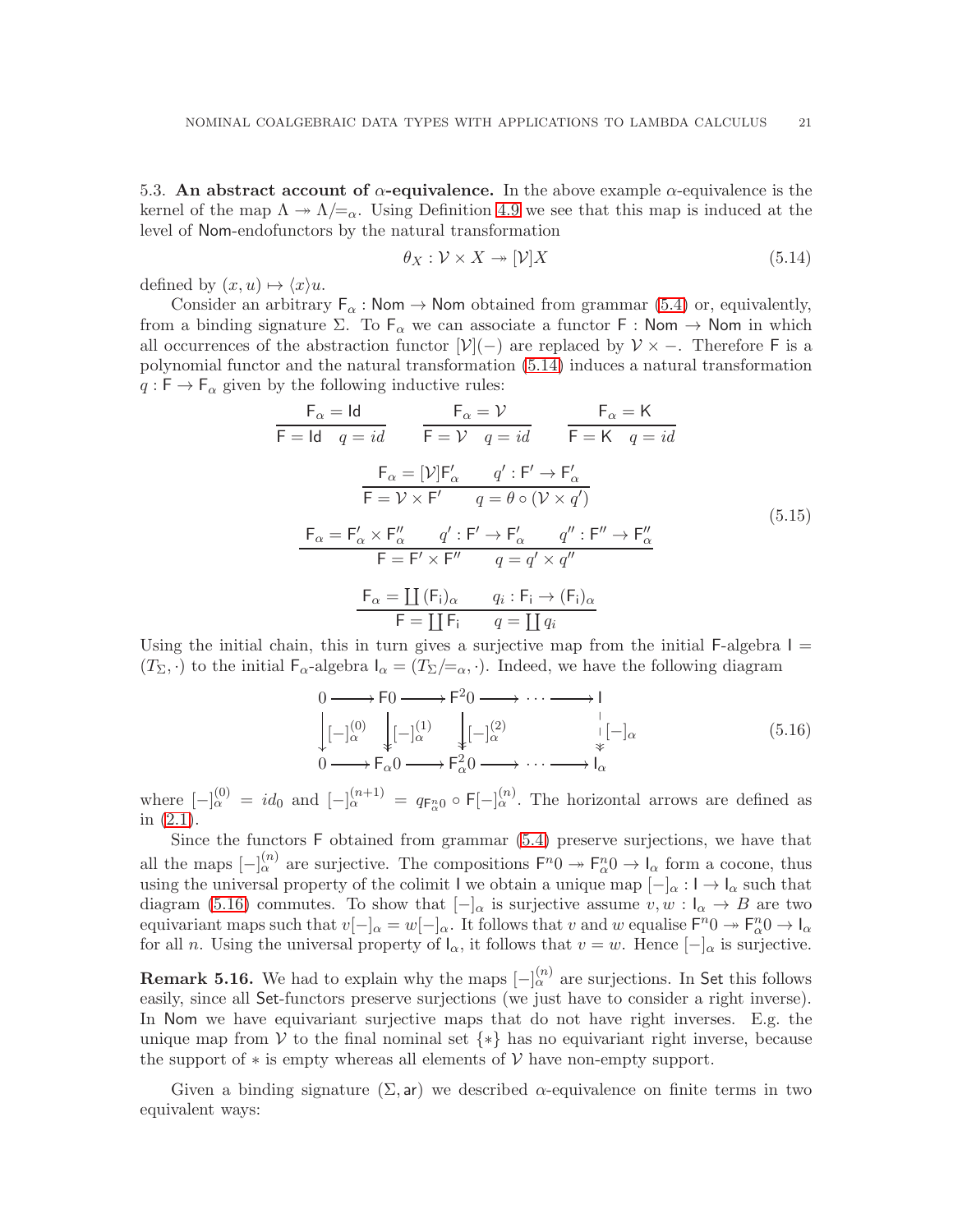5.3. **An abstract account of $\alpha$-equivalence.** In the above example $\alpha$-equivalence is the kernel of the map $\Lambda \twoheadrightarrow \Lambda/{=_\alpha}$. Using Definition 4.9 we see that this map is induced at the level of Nom-endofunctors by the natural transformation

$$\theta_X : \mathcal{V} \times X \twoheadrightarrow [\mathcal{V}]X \tag{5.14}$$

defined by $(x, u) \mapsto \langle x \rangle u$.

Consider an arbitrary $\mathsf{F}_\alpha : \mathsf{Nom} \to \mathsf{Nom}$ obtained from grammar (5.4) or, equivalently, from a binding signature $\Sigma$. To $\mathsf{F}_\alpha$ we can associate a functor $\mathsf{F} : \mathsf{Nom} \to \mathsf{Nom}$ in which all occurrences of the abstraction functor $[\mathcal{V}](-)$ are replaced by $\mathcal{V} \times -$. Therefore $\mathsf{F}$ is a polynomial functor and the natural transformation (5.14) induces a natural transformation $q : \mathsf{F} \to \mathsf{F}_\alpha$ given by the following inductive rules:

$$\frac{\mathsf{F}_\alpha = \mathsf{Id}}{\mathsf{F} = \mathsf{Id} \quad q = id} \qquad \frac{\mathsf{F}_\alpha = \mathcal{V}}{\mathsf{F} = \mathcal{V} \quad q = id} \qquad \frac{\mathsf{F}_\alpha = \mathsf{K}}{\mathsf{F} = \mathsf{K} \quad q = id}$$

$$\frac{\mathsf{F}_\alpha = [\mathcal{V}]\mathsf{F}'_\alpha \qquad q' : \mathsf{F}' \to \mathsf{F}'_\alpha}{\mathsf{F} = \mathcal{V} \times \mathsf{F}' \qquad q = \theta \circ (\mathcal{V} \times q')}$$

$$\frac{\mathsf{F}_\alpha = \mathsf{F}'_\alpha \times \mathsf{F}''_\alpha \qquad q' : \mathsf{F}' \to \mathsf{F}'_\alpha \qquad q'' : \mathsf{F}'' \to \mathsf{F}''_\alpha}{\mathsf{F} = \mathsf{F}' \times \mathsf{F}'' \qquad q = q' \times q''} \tag{5.15}$$

$$\frac{\mathsf{F}_\alpha = \coprod (\mathsf{F}_i)_\alpha \qquad q_i : \mathsf{F}_i \to (\mathsf{F}_i)_\alpha}{\mathsf{F} = \coprod \mathsf{F}_i \qquad q = \coprod q_i}$$

Using the initial chain, this in turn gives a surjective map from the initial $\mathsf{F}$-algebra $\mathsf{I} = (T_\Sigma, \cdot)$ to the initial $\mathsf{F}_\alpha$-algebra $\mathsf{I}_\alpha = (T_\Sigma/{=_\alpha}, \cdot)$. Indeed, we have the following diagram

$$\begin{array}{ccccccccc}
0 & \longrightarrow & \mathsf{F}0 & \longrightarrow & \mathsf{F}^2 0 & \longrightarrow & \cdots & \longrightarrow & \mathsf{I} \\
\downarrow [-]^{(0)}_\alpha & & \twoheaddownarrow [-]^{(1)}_\alpha & & \twoheaddownarrow [-]^{(2)}_\alpha & & & & \twoheaddownarrow [-]_\alpha \\
0 & \longrightarrow & \mathsf{F}_\alpha 0 & \longrightarrow & \mathsf{F}^2_\alpha 0 & \longrightarrow & \cdots & \longrightarrow & \mathsf{I}_\alpha
\end{array} \tag{5.16}$$

where $[-]^{(0)}_\alpha = id_0$ and $[-]^{(n+1)}_\alpha = q_{\mathsf{F}^n_\alpha 0} \circ \mathsf{F}[-]^{(n)}_\alpha$. The horizontal arrows are defined as in (2.1).

Since the functors $\mathsf{F}$ obtained from grammar (5.4) preserve surjections, we have that all the maps $[-]^{(n)}_\alpha$ are surjective. The compositions $\mathsf{F}^n 0 \twoheadrightarrow \mathsf{F}^n_\alpha 0 \to \mathsf{I}_\alpha$ form a cocone, thus using the universal property of the colimit $\mathsf{I}$ we obtain a unique map $[-]_\alpha : \mathsf{I} \to \mathsf{I}_\alpha$ such that diagram (5.16) commutes. To show that $[-]_\alpha$ is surjective assume $v, w : \mathsf{I}_\alpha \to B$ are two equivariant maps such that $v[-]_\alpha = w[-]_\alpha$. It follows that $v$ and $w$ equalise $\mathsf{F}^n 0 \twoheadrightarrow \mathsf{F}^n_\alpha 0 \to \mathsf{I}_\alpha$ for all $n$. Using the universal property of $\mathsf{I}_\alpha$, it follows that $v = w$. Hence $[-]_\alpha$ is surjective.

**Remark 5.16.** We had to explain why the maps $[-]^{(n)}_\alpha$ are surjections. In Set this follows easily, since all Set-functors preserve surjections (we just have to consider a right inverse). In Nom we have equivariant surjective maps that do not have right inverses. E.g. the unique map from $\mathcal{V}$ to the final nominal set $\{*\}$ has no equivariant right inverse, because the support of $*$ is empty whereas all elements of $\mathcal{V}$ have non-empty support.

Given a binding signature $(\Sigma, \mathsf{ar})$ we described $\alpha$-equivalence on finite terms in two equivalent ways: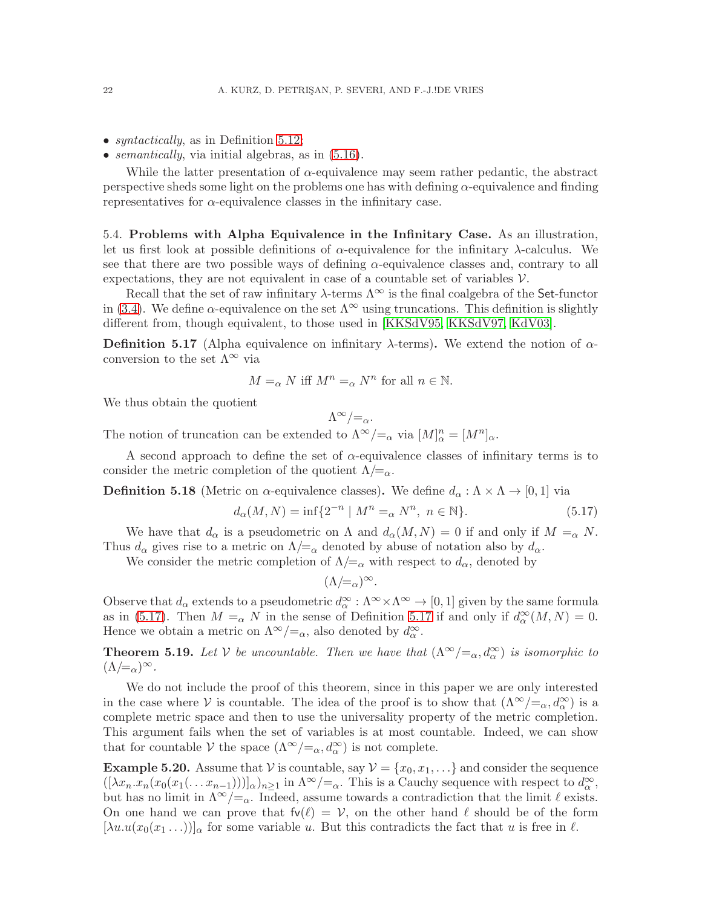- *syntactically*, as in Definition 5.12;
- *semantically*, via initial algebras, as in (5.16).

While the latter presentation of $\alpha$-equivalence may seem rather pedantic, the abstract perspective sheds some light on the problems one has with defining $\alpha$-equivalence and finding representatives for $\alpha$-equivalence classes in the infinitary case.

5.4. **Problems with Alpha Equivalence in the Infinitary Case.** As an illustration, let us first look at possible definitions of $\alpha$-equivalence for the infinitary $\lambda$-calculus. We see that there are two possible ways of defining $\alpha$-equivalence classes and, contrary to all expectations, they are not equivalent in case of a countable set of variables $\mathcal{V}$.

Recall that the set of raw infinitary $\lambda$-terms $\Lambda^\infty$ is the final coalgebra of the $\mathsf{Set}$-functor in (3.4). We define $\alpha$-equivalence on the set $\Lambda^\infty$ using truncations. This definition is slightly different from, though equivalent, to those used in [KKSdV95, KKSdV97, KdV03].

**Definition 5.17** (Alpha equivalence on infinitary $\lambda$-terms)**.** We extend the notion of $\alpha$-conversion to the set $\Lambda^\infty$ via

$$M =_\alpha N \text{ iff } M^n =_\alpha N^n \text{ for all } n \in \mathbb{N}.$$

We thus obtain the quotient

$$\Lambda^\infty/{=_\alpha}.$$

The notion of truncation can be extended to $\Lambda^\infty/{=_\alpha}$ via $[M]^n_\alpha = [M^n]_\alpha$.

A second approach to define the set of $\alpha$-equivalence classes of infinitary terms is to consider the metric completion of the quotient $\Lambda/{=_\alpha}$.

**Definition 5.18** (Metric on $\alpha$-equivalence classes)**.** We define $d_\alpha : \Lambda \times \Lambda \to [0,1]$ via

$$d_\alpha(M,N) = \inf\{2^{-n} \mid M^n =_\alpha N^n,\ n \in \mathbb{N}\}. \tag{5.17}$$

We have that $d_\alpha$ is a pseudometric on $\Lambda$ and $d_\alpha(M,N) = 0$ if and only if $M =_\alpha N$. Thus $d_\alpha$ gives rise to a metric on $\Lambda/{=_\alpha}$ denoted by abuse of notation also by $d_\alpha$.

We consider the metric completion of $\Lambda/{=_\alpha}$ with respect to $d_\alpha$, denoted by

$$(\Lambda/{=_\alpha})^\infty.$$

Observe that $d_\alpha$ extends to a pseudometric $d^\infty_\alpha : \Lambda^\infty \times \Lambda^\infty \to [0,1]$ given by the same formula as in (5.17). Then $M =_\alpha N$ in the sense of Definition 5.17 if and only if $d^\infty_\alpha(M,N) = 0$. Hence we obtain a metric on $\Lambda^\infty/{=_\alpha}$, also denoted by $d^\infty_\alpha$.

**Theorem 5.19.** *Let $\mathcal{V}$ be uncountable. Then we have that $(\Lambda^\infty/{=_\alpha}, d^\infty_\alpha)$ is isomorphic to $(\Lambda/{=_\alpha})^\infty$.*

We do not include the proof of this theorem, since in this paper we are only interested in the case where $\mathcal{V}$ is countable. The idea of the proof is to show that $(\Lambda^\infty/{=_\alpha}, d^\infty_\alpha)$ is a complete metric space and then to use the universality property of the metric completion. This argument fails when the set of variables is at most countable. Indeed, we can show that for countable $\mathcal{V}$ the space $(\Lambda^\infty/{=_\alpha}, d^\infty_\alpha)$ is not complete.

**Example 5.20.** Assume that $\mathcal{V}$ is countable, say $\mathcal{V} = \{x_0, x_1, \ldots\}$ and consider the sequence $([\lambda x_n.x_n(x_0(x_1(\ldots x_{n-1})))]_\alpha)_{n\geq 1}$ in $\Lambda^\infty/{=_\alpha}$. This is a Cauchy sequence with respect to $d^\infty_\alpha$, but has no limit in $\Lambda^\infty/{=_\alpha}$. Indeed, assume towards a contradiction that the limit $\ell$ exists. On one hand we can prove that $\mathsf{fv}(\ell) = \mathcal{V}$, on the other hand $\ell$ should be of the form $[\lambda u.u(x_0(x_1 \ldots))]_\alpha$ for some variable $u$. But this contradicts the fact that $u$ is free in $\ell$.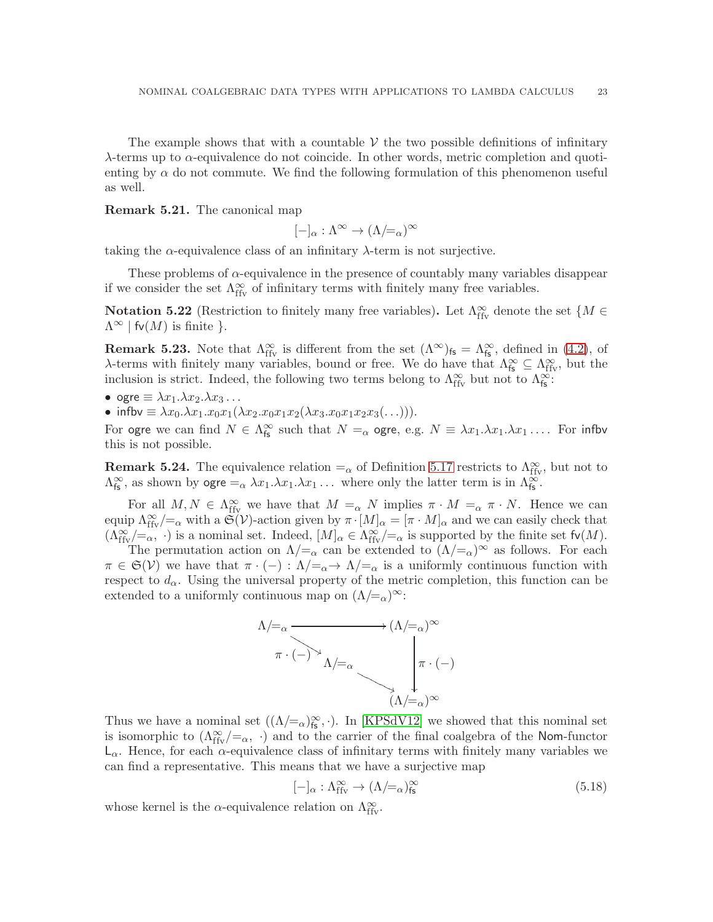The example shows that with a countable $\mathcal{V}$ the two possible definitions of infinitary $\lambda$-terms up to $\alpha$-equivalence do not coincide. In other words, metric completion and quotienting by $\alpha$ do not commute. We find the following formulation of this phenomenon useful as well.

**Remark 5.21.** The canonical map

$$[-]_\alpha : \Lambda^\infty \to (\Lambda/{=_\alpha})^\infty$$

taking the $\alpha$-equivalence class of an infinitary $\lambda$-term is not surjective.

These problems of $\alpha$-equivalence in the presence of countably many variables disappear if we consider the set $\Lambda^\infty_{\mathsf{ffv}}$ of infinitary terms with finitely many free variables.

**Notation 5.22** (Restriction to finitely many free variables)**.** Let $\Lambda^\infty_{\mathsf{ffv}}$ denote the set $\{M \in \Lambda^\infty \mid \mathsf{fv}(M) \text{ is finite }\}$.

**Remark 5.23.** Note that $\Lambda^\infty_{\mathsf{ffv}}$ is different from the set $(\Lambda^\infty)_{\mathsf{fs}} = \Lambda^\infty_{\mathsf{fs}}$, defined in (4.2), of $\lambda$-terms with finitely many variables, bound or free. We do have that $\Lambda^\infty_{\mathsf{fs}} \subseteq \Lambda^\infty_{\mathsf{ffv}}$, but the inclusion is strict. Indeed, the following two terms belong to $\Lambda^\infty_{\mathsf{ffv}}$ but not to $\Lambda^\infty_{\mathsf{fs}}$:

- $\mathsf{ogre} \equiv \lambda x_1.\lambda x_2.\lambda x_3 \ldots$
- $\mathsf{infbv} \equiv \lambda x_0.\lambda x_1.x_0 x_1(\lambda x_2.x_0 x_1 x_2(\lambda x_3.x_0 x_1 x_2 x_3(\ldots)))$.

For $\mathsf{ogre}$ we can find $N \in \Lambda^\infty_{\mathsf{fs}}$ such that $N =_\alpha \mathsf{ogre}$, e.g. $N \equiv \lambda x_1.\lambda x_1.\lambda x_1 \ldots$. For $\mathsf{infbv}$ this is not possible.

**Remark 5.24.** The equivalence relation $=_\alpha$ of Definition 5.17 restricts to $\Lambda^\infty_{\mathsf{ffv}}$, but not to $\Lambda^\infty_{\mathsf{fs}}$, as shown by $\mathsf{ogre} =_\alpha \lambda x_1.\lambda x_1.\lambda x_1 \ldots$ where only the latter term is in $\Lambda^\infty_{\mathsf{fs}}$.

For all $M, N \in \Lambda^\infty_{\mathsf{ffv}}$ we have that $M =_\alpha N$ implies $\pi \cdot M =_\alpha \pi \cdot N$. Hence we can equip $\Lambda^\infty_{\mathsf{ffv}}/{=_\alpha}$ with a $\mathfrak{S}(\mathcal{V})$-action given by $\pi \cdot [M]_\alpha = [\pi \cdot M]_\alpha$ and we can easily check that $(\Lambda^\infty_{\mathsf{ffv}}/{=_\alpha},\ \cdot)$ is a nominal set. Indeed, $[M]_\alpha \in \Lambda^\infty_{\mathsf{ffv}}/{=_\alpha}$ is supported by the finite set $\mathsf{fv}(M)$.

The permutation action on $\Lambda/{=_\alpha}$ can be extended to $(\Lambda/{=_\alpha})^\infty$ as follows. For each $\pi \in \mathfrak{S}(\mathcal{V})$ we have that $\pi \cdot (-) : \Lambda/{=_\alpha} \to \Lambda/{=_\alpha}$ is a uniformly continuous function with respect to $d_\alpha$. Using the universal property of the metric completion, this function can be extended to a uniformly continuous map on $(\Lambda/{=_\alpha})^\infty$:

$$\begin{array}{ccc}
\Lambda/{=_\alpha} & \longrightarrow & (\Lambda/{=_\alpha})^\infty \\
\quad\searrow^{\pi \cdot (-)} & & \downarrow \pi \cdot (-) \\
\Lambda/{=_\alpha} & \searrow & (\Lambda/{=_\alpha})^\infty
\end{array}$$

Thus we have a nominal set $((\Lambda/{=_\alpha})^\infty_{\mathsf{fs}}, \cdot)$. In [KPSdV12] we showed that this nominal set is isomorphic to $(\Lambda^\infty_{\mathsf{ffv}}/{=_\alpha},\ \cdot)$ and to the carrier of the final coalgebra of the $\mathsf{Nom}$-functor $\mathsf{L}_\alpha$. Hence, for each $\alpha$-equivalence class of infinitary terms with finitely many variables we can find a representative. This means that we have a surjective map

$$[-]_\alpha : \Lambda^\infty_{\mathsf{ffv}} \to (\Lambda/{=_\alpha})^\infty_{\mathsf{fs}} \tag{5.18}$$

whose kernel is the $\alpha$-equivalence relation on $\Lambda^\infty_{\mathsf{ffv}}$.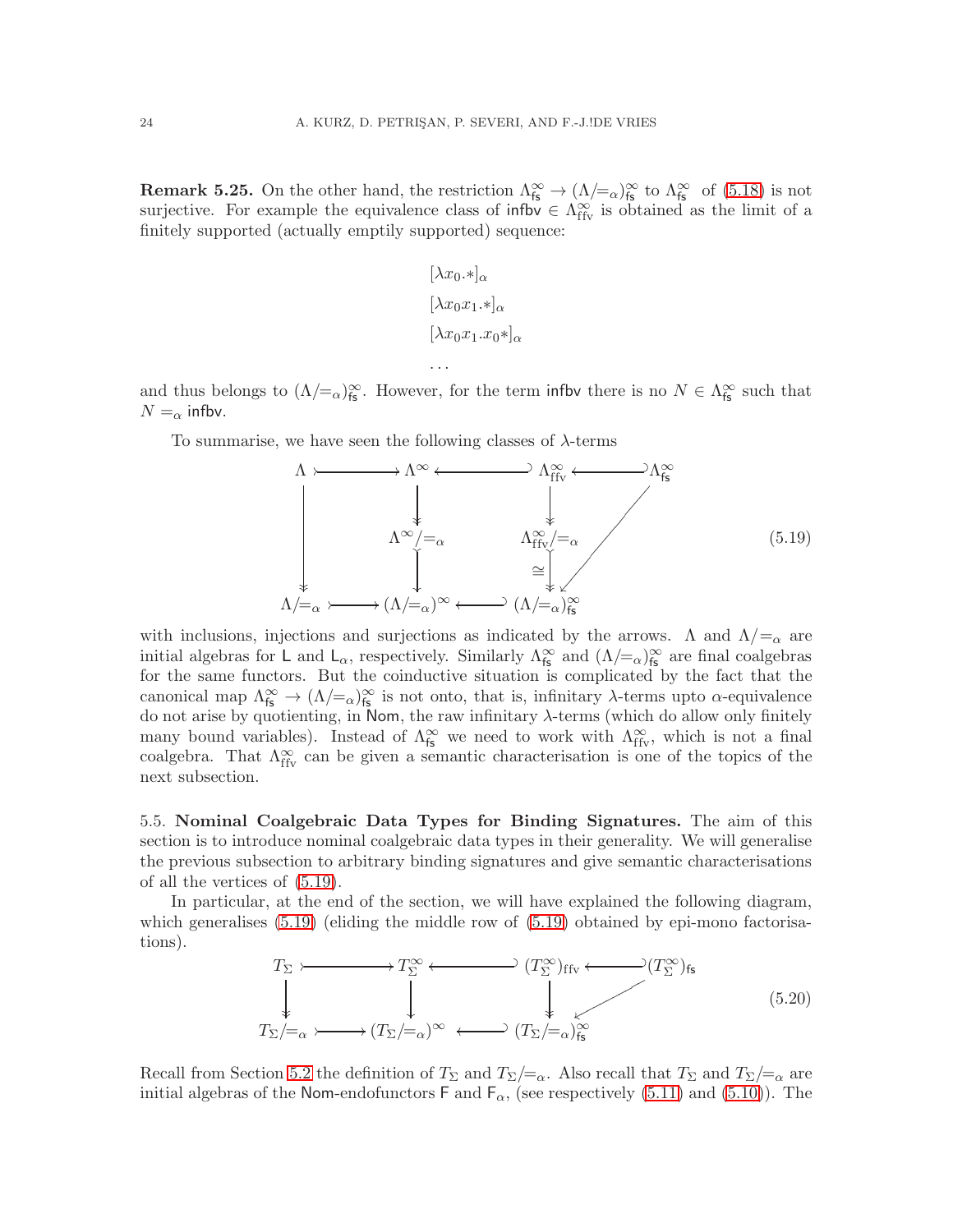**Remark 5.25.** On the other hand, the restriction $\Lambda^\infty_{\mathsf{fs}} \to (\Lambda/{=_\alpha})^\infty_{\mathsf{fs}}$ to $\Lambda^\infty_{\mathsf{fs}}$ of (5.18) is not surjective. For example the equivalence class of $\mathsf{infbv} \in \Lambda^\infty_{\mathrm{ffv}}$ is obtained as the limit of a finitely supported (actually emptily supported) sequence:

$$
\begin{array}{l}
[\lambda x_0.*]_\alpha \\
[\lambda x_0 x_1.*]_\alpha \\
[\lambda x_0 x_1.x_0 *]_\alpha \\
\ldots
\end{array}
$$

and thus belongs to $(\Lambda/{=_\alpha})^\infty_{\mathsf{fs}}$. However, for the term $\mathsf{infbv}$ there is no $N \in \Lambda^\infty_{\mathsf{fs}}$ such that $N =_\alpha \mathsf{infbv}$.

To summarise, we have seen the following classes of $\lambda$-terms

$$
\begin{array}{ccccccc}
\Lambda & \rightarrowtail & \Lambda^\infty & \hookleftarrow & \Lambda^\infty_{\mathrm{ffv}} & \hookleftarrow & \Lambda^\infty_{\mathsf{fs}} \\
\downarrow & & \twoheaddownarrow & & \twoheaddownarrow & & \swarrow \\
 & & \Lambda^\infty/{=_\alpha} & & \Lambda^\infty_{\mathrm{ffv}}/{=_\alpha} & & \\
\twoheaddownarrow & & \downarrow & & \cong\downarrow & & \\
\Lambda/{=_\alpha} & \rightarrowtail & (\Lambda/{=_\alpha})^\infty & \hookleftarrow & (\Lambda/{=_\alpha})^\infty_{\mathsf{fs}} & &
\end{array}
\tag{5.19}
$$

with inclusions, injections and surjections as indicated by the arrows. $\Lambda$ and $\Lambda/{=_\alpha}$ are initial algebras for $\mathsf{L}$ and $\mathsf{L}_\alpha$, respectively. Similarly $\Lambda^\infty_{\mathsf{fs}}$ and $(\Lambda/{=_\alpha})^\infty_{\mathsf{fs}}$ are final coalgebras for the same functors. But the coinductive situation is complicated by the fact that the canonical map $\Lambda^\infty_{\mathsf{fs}} \to (\Lambda/{=_\alpha})^\infty_{\mathsf{fs}}$ is not onto, that is, infinitary $\lambda$-terms upto $\alpha$-equivalence do not arise by quotienting, in $\mathsf{Nom}$, the raw infinitary $\lambda$-terms (which do allow only finitely many bound variables). Instead of $\Lambda^\infty_{\mathsf{fs}}$ we need to work with $\Lambda^\infty_{\mathrm{ffv}}$, which is not a final coalgebra. That $\Lambda^\infty_{\mathrm{ffv}}$ can be given a semantic characterisation is one of the topics of the next subsection.

5.5. **Nominal Coalgebraic Data Types for Binding Signatures.** The aim of this section is to introduce nominal coalgebraic data types in their generality. We will generalise the previous subsection to arbitrary binding signatures and give semantic characterisations of all the vertices of (5.19).

In particular, at the end of the section, we will have explained the following diagram, which generalises (5.19) (eliding the middle row of (5.19) obtained by epi-mono factorisations).

$$
\begin{array}{ccccccc}
T_\Sigma & \rightarrowtail & T^\infty_\Sigma & \hookleftarrow & (T^\infty_\Sigma)_{\mathrm{ffv}} & \hookleftarrow & (T^\infty_\Sigma)_{\mathsf{fs}} \\
\twoheaddownarrow & & \downarrow & & \downarrow & \swarrow & \\
T_\Sigma/{=_\alpha} & \rightarrowtail & (T_\Sigma/{=_\alpha})^\infty & \hookleftarrow & (T_\Sigma/{=_\alpha})^\infty_{\mathsf{fs}} & &
\end{array}
\tag{5.20}
$$

Recall from Section 5.2 the definition of $T_\Sigma$ and $T_\Sigma/{=_\alpha}$. Also recall that $T_\Sigma$ and $T_\Sigma/{=_\alpha}$ are initial algebras of the $\mathsf{Nom}$-endofunctors $\mathsf{F}$ and $\mathsf{F}_\alpha$, (see respectively (5.11) and (5.10)). The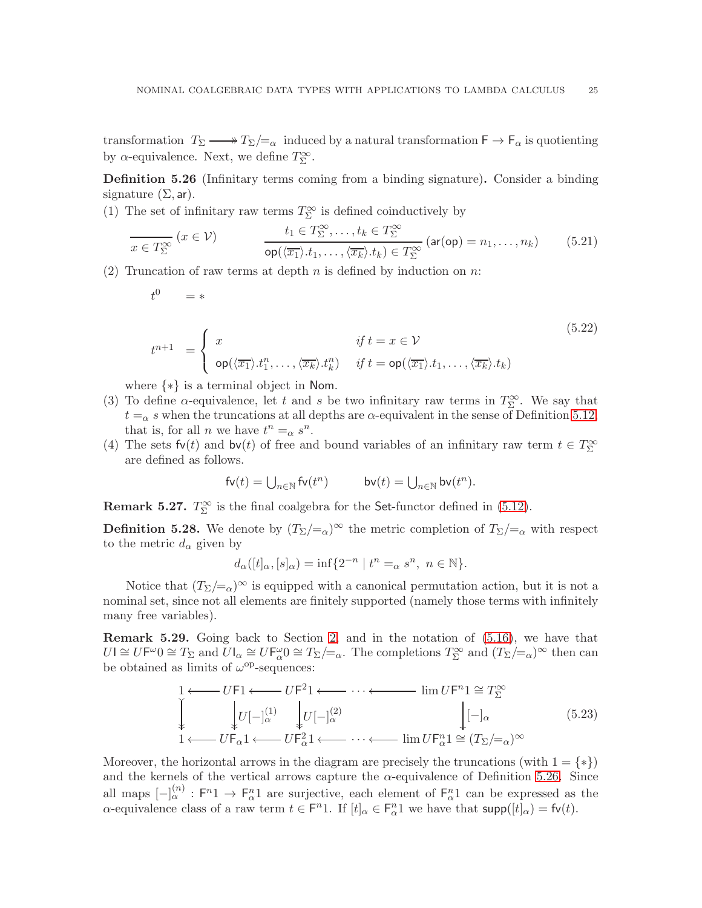transformation $T_\Sigma \twoheadrightarrow T_\Sigma/{=_\alpha}$ induced by a natural transformation $\mathsf{F} \to \mathsf{F}_\alpha$ is quotienting by $\alpha$-equivalence. Next, we define $T_\Sigma^\infty$.

**Definition 5.26** (Infinitary terms coming from a binding signature)**.** Consider a binding signature $(\Sigma, \mathsf{ar})$.

(1) The set of infinitary raw terms $T_\Sigma^\infty$ is defined coinductively by

$$\frac{}{x \in T_\Sigma^\infty}\,(x \in \mathcal{V}) \qquad\qquad \frac{t_1 \in T_\Sigma^\infty, \ldots, t_k \in T_\Sigma^\infty}{\mathsf{op}(\langle\overline{x_1}\rangle.t_1, \ldots, \langle\overline{x_k}\rangle.t_k) \in T_\Sigma^\infty}\,(\mathsf{ar}(\mathsf{op}) = n_1, \ldots, n_k) \tag{5.21}$$

(2) Truncation of raw terms at depth $n$ is defined by induction on $n$:

$$t^0 \quad = *$$

$$t^{n+1} \quad = \begin{cases} x & \text{if } t = x \in \mathcal{V} \\ \mathsf{op}(\langle\overline{x_1}\rangle.t_1^n, \ldots, \langle\overline{x_k}\rangle.t_k^n) & \text{if } t = \mathsf{op}(\langle\overline{x_1}\rangle.t_1, \ldots, \langle\overline{x_k}\rangle.t_k) \end{cases} \tag{5.22}$$

where $\{*\}$ is a terminal object in $\mathsf{Nom}$.

(3) To define $\alpha$-equivalence, let $t$ and $s$ be two infinitary raw terms in $T_\Sigma^\infty$. We say that $t =_\alpha s$ when the truncations at all depths are $\alpha$-equivalent in the sense of Definition 5.12, that is, for all $n$ we have $t^n =_\alpha s^n$.

(4) The sets $\mathsf{fv}(t)$ and $\mathsf{bv}(t)$ of free and bound variables of an infinitary raw term $t \in T_\Sigma^\infty$ are defined as follows.

$$\mathsf{fv}(t) = \textstyle\bigcup_{n\in\mathbb{N}} \mathsf{fv}(t^n) \qquad\qquad \mathsf{bv}(t) = \textstyle\bigcup_{n\in\mathbb{N}} \mathsf{bv}(t^n).$$

**Remark 5.27.** $T_\Sigma^\infty$ is the final coalgebra for the $\mathsf{Set}$-functor defined in (5.12).

**Definition 5.28.** We denote by $(T_\Sigma/{=_\alpha})^\infty$ the metric completion of $T_\Sigma/{=_\alpha}$ with respect to the metric $d_\alpha$ given by

$$d_\alpha([t]_\alpha, [s]_\alpha) = \inf\{2^{-n} \mid t^n =_\alpha s^n,\ n \in \mathbb{N}\}.$$

Notice that $(T_\Sigma/{=_\alpha})^\infty$ is equipped with a canonical permutation action, but it is not a nominal set, since not all elements are finitely supported (namely those terms with infinitely many free variables).

**Remark 5.29.** Going back to Section 2, and in the notation of (5.16), we have that $U\mathsf{I} \cong U\mathsf{F}^\omega 0 \cong T_\Sigma$ and $U\mathsf{I}_\alpha \cong U\mathsf{F}_\alpha^\omega 0 \cong T_\Sigma/{=_\alpha}$. The completions $T_\Sigma^\infty$ and $(T_\Sigma/{=_\alpha})^\infty$ then can be obtained as limits of $\omega^{\mathrm{op}}$-sequences:

$$\begin{array}{ccccccccc}
1 & \longleftarrow & U\mathsf{F}1 & \longleftarrow & U\mathsf{F}^2 1 & \longleftarrow & \cdots & \longleftarrow & \lim U\mathsf{F}^n 1 \cong T_\Sigma^\infty \\
\big\downarrow & & \big\downarrow U[-]_\alpha^{(1)} & & \big\downarrow U[-]_\alpha^{(2)} & & & & \big\downarrow [-]_\alpha \\
1 & \longleftarrow & U\mathsf{F}_\alpha 1 & \longleftarrow & U\mathsf{F}_\alpha^2 1 & \longleftarrow & \cdots & \longleftarrow & \lim U\mathsf{F}_\alpha^n 1 \cong (T_\Sigma/{=_\alpha})^\infty
\end{array} \tag{5.23}$$

Moreover, the horizontal arrows in the diagram are precisely the truncations (with $1 = \{*\}$) and the kernels of the vertical arrows capture the $\alpha$-equivalence of Definition 5.26. Since all maps $[-]_\alpha^{(n)} : \mathsf{F}^n 1 \to \mathsf{F}_\alpha^n 1$ are surjective, each element of $\mathsf{F}_\alpha^n 1$ can be expressed as the $\alpha$-equivalence class of a raw term $t \in \mathsf{F}^n 1$. If $[t]_\alpha \in \mathsf{F}_\alpha^n 1$ we have that $\mathsf{supp}([t]_\alpha) = \mathsf{fv}(t)$.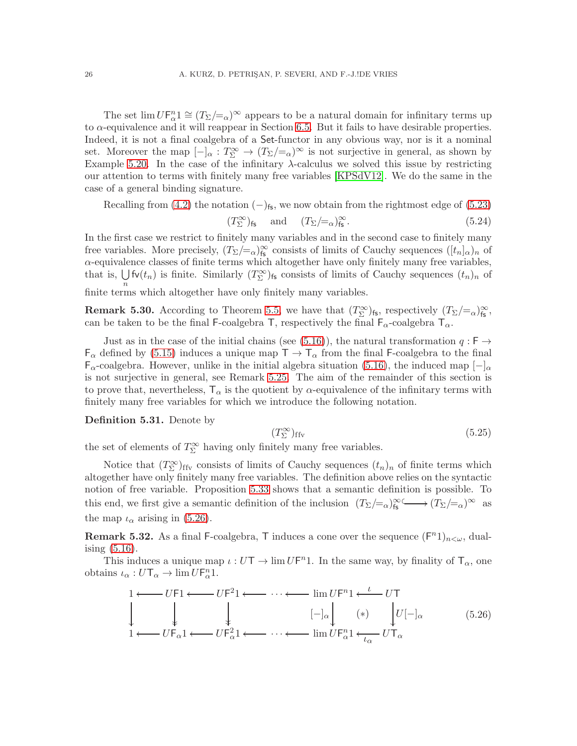The set $\lim U\mathsf{F}_\alpha^n 1 \cong (T_\Sigma/{=_\alpha})^\infty$ appears to be a natural domain for infinitary terms up to $\alpha$-equivalence and it will reappear in Section 6.5. But it fails to have desirable properties. Indeed, it is not a final coalgebra of a $\mathsf{Set}$-functor in any obvious way, nor is it a nominal set. Moreover the map $[-]_\alpha : T_\Sigma^\infty \to (T_\Sigma/{=_\alpha})^\infty$ is not surjective in general, as shown by Example 5.20. In the case of the infinitary $\lambda$-calculus we solved this issue by restricting our attention to terms with finitely many free variables [KPSdV12]. We do the same in the case of a general binding signature.

Recalling from (4.2) the notation $(-)_{\mathsf{fs}}$, we now obtain from the rightmost edge of (5.23)

$$(T_\Sigma^\infty)_{\mathsf{fs}} \quad \text{and} \quad (T_\Sigma/{=_\alpha})^\infty_{\mathsf{fs}}. \tag{5.24}$$

In the first case we restrict to finitely many variables and in the second case to finitely many free variables. More precisely, $(T_\Sigma/{=_\alpha})^\infty_{\mathsf{fs}}$ consists of limits of Cauchy sequences $([t_n]_\alpha)_n$ of $\alpha$-equivalence classes of finite terms which altogether have only finitely many free variables, that is, $\bigcup_n \mathsf{fv}(t_n)$ is finite. Similarly $(T_\Sigma^\infty)_{\mathsf{fs}}$ consists of limits of Cauchy sequences $(t_n)_n$ of finite terms which altogether have only finitely many variables.

**Remark 5.30.** According to Theorem 5.5, we have that $(T_\Sigma^\infty)_{\mathsf{fs}}$, respectively $(T_\Sigma/{=_\alpha})^\infty_{\mathsf{fs}}$, can be taken to be the final $\mathsf{F}$-coalgebra $\mathsf{T}$, respectively the final $\mathsf{F}_\alpha$-coalgebra $\mathsf{T}_\alpha$.

Just as in the case of the initial chains (see (5.16)), the natural transformation $q : \mathsf{F} \to \mathsf{F}_\alpha$ defined by (5.15) induces a unique map $\mathsf{T} \to \mathsf{T}_\alpha$ from the final $\mathsf{F}$-coalgebra to the final $\mathsf{F}_\alpha$-coalgebra. However, unlike in the initial algebra situation (5.16), the induced map $[-]_\alpha$ is not surjective in general, see Remark 5.25. The aim of the remainder of this section is to prove that, nevertheless, $\mathsf{T}_\alpha$ is the quotient by $\alpha$-equivalence of the infinitary terms with finitely many free variables for which we introduce the following notation.

**Definition 5.31.** Denote by

$$(T_\Sigma^\infty)_{\text{ffv}} \tag{5.25}$$

the set of elements of $T_\Sigma^\infty$ having only finitely many free variables.

Notice that $(T_\Sigma^\infty)_{\text{ffv}}$ consists of limits of Cauchy sequences $(t_n)_n$ of finite terms which altogether have only finitely many free variables. The definition above relies on the syntactic notion of free variable. Proposition 5.33 shows that a semantic definition is possible. To this end, we first give a semantic definition of the inclusion $(T_\Sigma/{=_\alpha})^\infty_{\mathsf{fs}} \hookrightarrow (T_\Sigma/{=_\alpha})^\infty$ as the map $\iota_\alpha$ arising in (5.26).

**Remark 5.32.** As a final $\mathsf{F}$-coalgebra, $\mathsf{T}$ induces a cone over the sequence $(\mathsf{F}^n 1)_{n<\omega}$, dualising (5.16).

This induces a unique map $\iota : U\mathsf{T} \to \lim U\mathsf{F}^n 1$. In the same way, by finality of $\mathsf{T}_\alpha$, one obtains $\iota_\alpha : U\mathsf{T}_\alpha \to \lim U\mathsf{F}_\alpha^n 1$.

$$\begin{array}{ccccccccc}
1 & \longleftarrow & U\mathsf{F}1 & \longleftarrow & U\mathsf{F}^2 1 & \longleftarrow \cdots \longleftarrow & \lim U\mathsf{F}^n 1 & \xleftarrow{\ \iota\ } & U\mathsf{T} \\
\downarrow & & \downarrow & & \downarrow & & \downarrow {\scriptstyle [-]_\alpha} & (*) & \downarrow {\scriptstyle U[-]_\alpha} \\
1 & \longleftarrow & U\mathsf{F}_\alpha 1 & \longleftarrow & U\mathsf{F}_\alpha^2 1 & \longleftarrow \cdots \longleftarrow & \lim U\mathsf{F}_\alpha^n 1 & \xleftarrow[\ \iota_\alpha\ ]{} & U\mathsf{T}_\alpha
\end{array} \tag{5.26}$$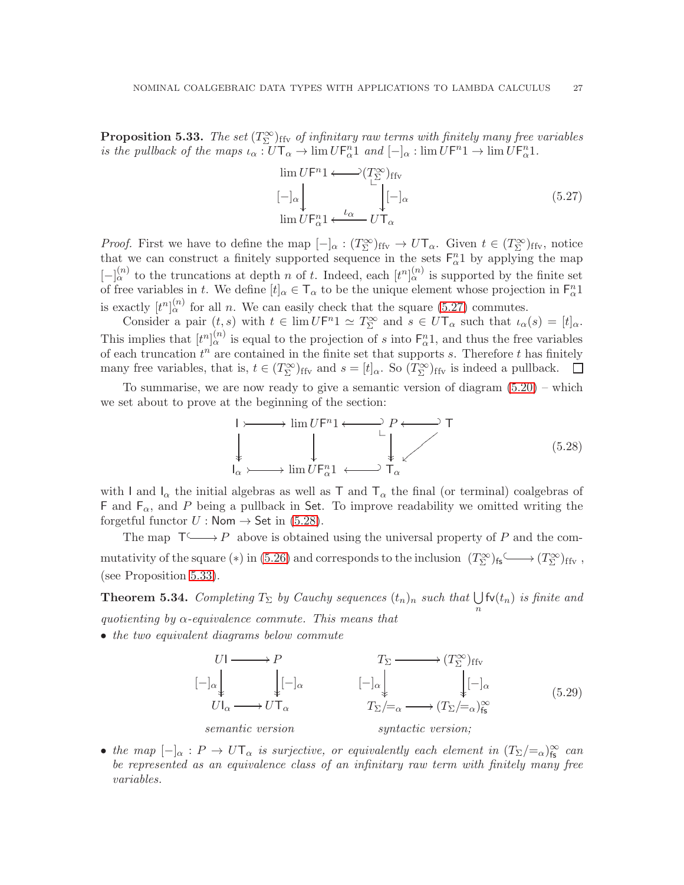**Proposition 5.33.** *The set $(T_\Sigma^\infty)_{\mathrm{ffv}}$ of infinitary raw terms with finitely many free variables is the pullback of the maps $\iota_\alpha : U\mathsf{T}_\alpha \to \lim U\mathsf{F}_\alpha^n 1$ and $[-]_\alpha : \lim U\mathsf{F}^n 1 \to \lim U\mathsf{F}_\alpha^n 1$.*

$$\begin{array}{ccc} \lim U\mathsf{F}^n 1 & \hookleftarrow & (T_\Sigma^\infty)_{\mathrm{ffv}} \\ {\scriptstyle [-]_\alpha}\downarrow & \lrcorner & \downarrow {\scriptstyle [-]_\alpha} \\ \lim U\mathsf{F}_\alpha^n 1 & \xleftarrow{\iota_\alpha} & U\mathsf{T}_\alpha \end{array} \tag{5.27}$$

*Proof.* First we have to define the map $[-]_\alpha : (T_\Sigma^\infty)_{\mathrm{ffv}} \to U\mathsf{T}_\alpha$. Given $t \in (T_\Sigma^\infty)_{\mathrm{ffv}}$, notice that we can construct a finitely supported sequence in the sets $\mathsf{F}_\alpha^n 1$ by applying the map $[-]_\alpha^{(n)}$ to the truncations at depth $n$ of $t$. Indeed, each $[t^n]_\alpha^{(n)}$ is supported by the finite set of free variables in $t$. We define $[t]_\alpha \in \mathsf{T}_\alpha$ to be the unique element whose projection in $\mathsf{F}_\alpha^n 1$ is exactly $[t^n]_\alpha^{(n)}$ for all $n$. We can easily check that the square (5.27) commutes.

Consider a pair $(t, s)$ with $t \in \lim U\mathsf{F}^n 1 \simeq T_\Sigma^\infty$ and $s \in U\mathsf{T}_\alpha$ such that $\iota_\alpha(s) = [t]_\alpha$. This implies that $[t^n]_\alpha^{(n)}$ is equal to the projection of $s$ into $\mathsf{F}_\alpha^n 1$, and thus the free variables of each truncation $t^n$ are contained in the finite set that supports $s$. Therefore $t$ has finitely many free variables, that is, $t \in (T_\Sigma^\infty)_{\mathrm{ffv}}$ and $s = [t]_\alpha$. So $(T_\Sigma^\infty)_{\mathrm{ffv}}$ is indeed a pullback. $\square$

To summarise, we are now ready to give a semantic version of diagram (5.20) – which we set about to prove at the beginning of the section:

$$\begin{array}{ccccccc} \mathsf{I} & \rightarrowtail & \lim U\mathsf{F}^n 1 & \hookleftarrow & P & \hookleftarrow & \mathsf{T} \\ \downarrow & & \downarrow & & \downarrow & \swarrow & \\ \mathsf{I}_\alpha & \rightarrowtail & \lim U\mathsf{F}_\alpha^n 1 & \hookleftarrow & \mathsf{T}_\alpha & & \end{array} \tag{5.28}$$

with $\mathsf{I}$ and $\mathsf{I}_\alpha$ the initial algebras as well as $\mathsf{T}$ and $\mathsf{T}_\alpha$ the final (or terminal) coalgebras of $\mathsf{F}$ and $\mathsf{F}_\alpha$, and $P$ being a pullback in $\mathsf{Set}$. To improve readability we omitted writing the forgetful functor $U : \mathsf{Nom} \to \mathsf{Set}$ in (5.28).

The map $\mathsf{T} \hookrightarrow P$ above is obtained using the universal property of $P$ and the commutativity of the square $(*)$ in (5.26) and corresponds to the inclusion $(T_\Sigma^\infty)_{\mathsf{fs}} \hookrightarrow (T_\Sigma^\infty)_{\mathrm{ffv}}$, (see Proposition 5.33).

**Theorem 5.34.** *Completing $T_\Sigma$ by Cauchy sequences $(t_n)_n$ such that $\bigcup_n \mathsf{fv}(t_n)$ is finite and quotienting by $\alpha$-equivalence commute. This means that*

- *the two equivalent diagrams below commute*

$$\begin{array}{ccc} U\mathsf{I} & \longrightarrow & P \\ {\scriptstyle [-]_\alpha}\downarrow & & \downarrow {\scriptstyle [-]_\alpha} \\ U\mathsf{I}_\alpha & \longrightarrow & U\mathsf{T}_\alpha \end{array} \qquad\qquad \begin{array}{ccc} T_\Sigma & \longrightarrow & (T_\Sigma^\infty)_{\mathrm{ffv}} \\ {\scriptstyle [-]_\alpha}\downarrow & & \downarrow {\scriptstyle [-]_\alpha} \\ T_\Sigma/{=_\alpha} & \longrightarrow & (T_\Sigma/{=_\alpha})_{\mathsf{fs}}^\infty \end{array} \tag{5.29}$$

*semantic version* $\qquad\qquad$ *syntactic version;*

- *the map $[-]_\alpha : P \to U\mathsf{T}_\alpha$ is surjective, or equivalently each element in $(T_\Sigma/{=_\alpha})_{\mathsf{fs}}^\infty$ can be represented as an equivalence class of an infinitary raw term with finitely many free variables.*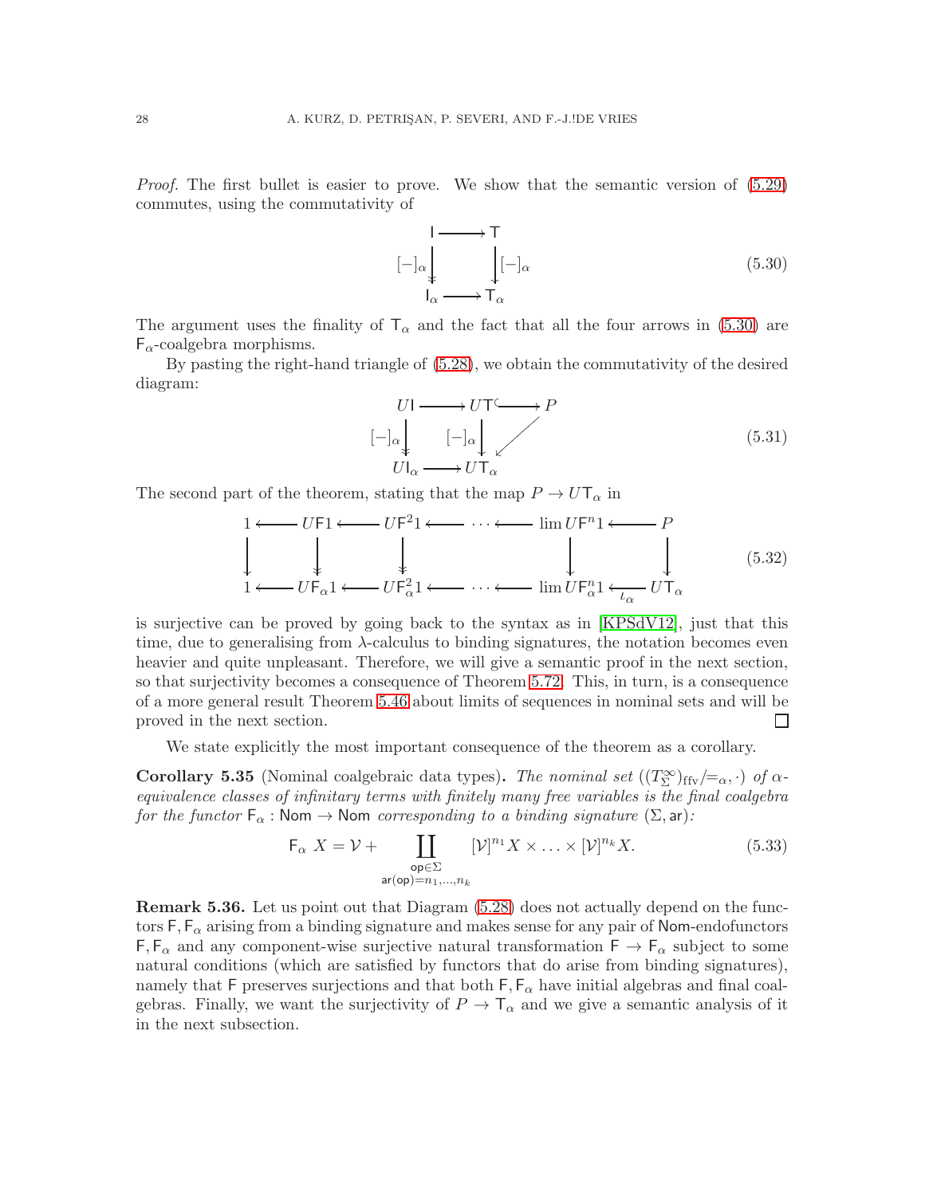*Proof.* The first bullet is easier to prove. We show that the semantic version of (5.29) commutes, using the commutativity of

$$\begin{array}{ccc} \mathsf{I} & \longrightarrow & \mathsf{T} \\ {\scriptstyle [-]_\alpha}\downarrow & & \downarrow{\scriptstyle [-]_\alpha} \\ \mathsf{I}_\alpha & \longrightarrow & \mathsf{T}_\alpha \end{array} \tag{5.30}$$

The argument uses the finality of $\mathsf{T}_\alpha$ and the fact that all the four arrows in (5.30) are $\mathsf{F}_\alpha$-coalgebra morphisms.

By pasting the right-hand triangle of (5.28), we obtain the commutativity of the desired diagram:

$$\begin{array}{ccccc} U\mathsf{I} & \longrightarrow & U\mathsf{T} & \hookrightarrow & P \\ {\scriptstyle [-]_\alpha}\downarrow & & {\scriptstyle [-]_\alpha}\downarrow & \swarrow & \\ U\mathsf{I}_\alpha & \longrightarrow & U\mathsf{T}_\alpha & & \end{array} \tag{5.31}$$

The second part of the theorem, stating that the map $P \to U\mathsf{T}_\alpha$ in

$$\begin{array}{ccccccccccc} 1 & \longleftarrow & U\mathsf{F}1 & \longleftarrow & U\mathsf{F}^2 1 & \longleftarrow & \cdots & \longleftarrow & \lim U\mathsf{F}^n 1 & \longleftarrow & P \\ \downarrow & & \downarrow & & \downarrow & & & & \downarrow & & \downarrow \\ 1 & \longleftarrow & U\mathsf{F}_\alpha 1 & \longleftarrow & U\mathsf{F}_\alpha^2 1 & \longleftarrow & \cdots & \longleftarrow & \lim U\mathsf{F}_\alpha^n 1 & \xleftarrow[\iota_\alpha]{} & U\mathsf{T}_\alpha \end{array} \tag{5.32}$$

is surjective can be proved by going back to the syntax as in [KPSdV12], just that this time, due to generalising from $\lambda$-calculus to binding signatures, the notation becomes even heavier and quite unpleasant. Therefore, we will give a semantic proof in the next section, so that surjectivity becomes a consequence of Theorem 5.72. This, in turn, is a consequence of a more general result Theorem 5.46 about limits of sequences in nominal sets and will be proved in the next section. □

We state explicitly the most important consequence of the theorem as a corollary.

**Corollary 5.35** (Nominal coalgebraic data types)**.** *The nominal set $((T^\infty_\Sigma)_{\mathrm{ffv}}/{=_\alpha}, \cdot)$ of $\alpha$-equivalence classes of infinitary terms with finitely many free variables is the final coalgebra for the functor $\mathsf{F}_\alpha : \mathsf{Nom} \to \mathsf{Nom}$ corresponding to a binding signature $(\Sigma, \mathsf{ar})$:*

$$\mathsf{F}_\alpha\ X = \mathcal{V} + \coprod_{\substack{\mathsf{op}\in\Sigma \\ \mathsf{ar}(\mathsf{op})=n_1,\ldots,n_k}} [\mathcal{V}]^{n_1} X \times \ldots \times [\mathcal{V}]^{n_k} X. \tag{5.33}$$

**Remark 5.36.** Let us point out that Diagram (5.28) does not actually depend on the functors $\mathsf{F}, \mathsf{F}_\alpha$ arising from a binding signature and makes sense for any pair of $\mathsf{Nom}$-endofunctors $\mathsf{F}, \mathsf{F}_\alpha$ and any component-wise surjective natural transformation $\mathsf{F} \to \mathsf{F}_\alpha$ subject to some natural conditions (which are satisfied by functors that do arise from binding signatures), namely that $\mathsf{F}$ preserves surjections and that both $\mathsf{F}, \mathsf{F}_\alpha$ have initial algebras and final coalgebras. Finally, we want the surjectivity of $P \to \mathsf{T}_\alpha$ and we give a semantic analysis of it in the next subsection.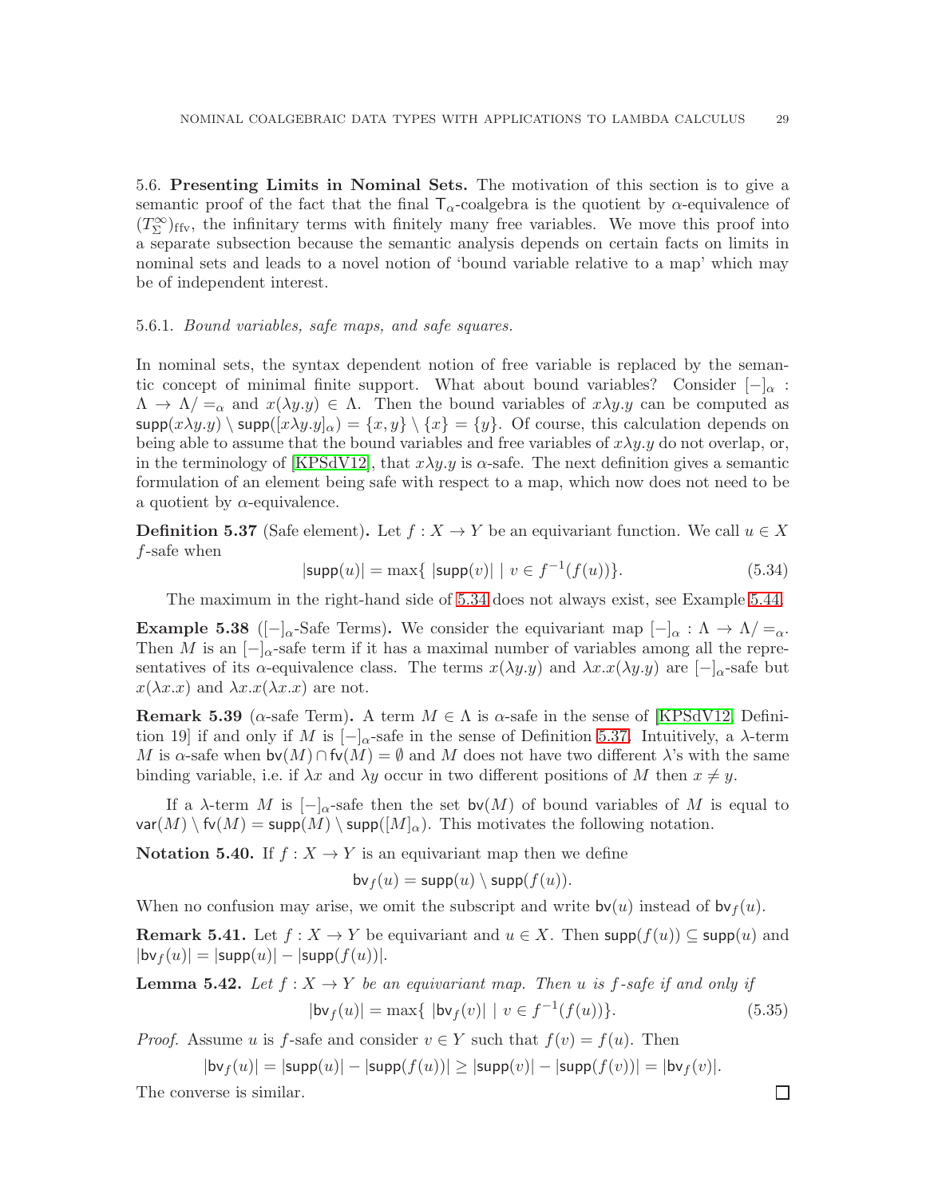### 5.6. **Presenting Limits in Nominal Sets.**

The motivation of this section is to give a semantic proof of the fact that the final $\mathsf{T}_\alpha$-coalgebra is the quotient by $\alpha$-equivalence of $(T^\infty_\Sigma)_{\mathrm{ffv}}$, the infinitary terms with finitely many free variables. We move this proof into a separate subsection because the semantic analysis depends on certain facts on limits in nominal sets and leads to a novel notion of 'bound variable relative to a map' which may be of independent interest.

#### 5.6.1. *Bound variables, safe maps, and safe squares.*

In nominal sets, the syntax dependent notion of free variable is replaced by the semantic concept of minimal finite support. What about bound variables? Consider $[-]_\alpha : \Lambda \to \Lambda/=_\alpha$ and $x(\lambda y.y) \in \Lambda$. Then the bound variables of $x\lambda y.y$ can be computed as $\mathsf{supp}(x\lambda y.y) \setminus \mathsf{supp}([x\lambda y.y]_\alpha) = \{x, y\} \setminus \{x\} = \{y\}$. Of course, this calculation depends on being able to assume that the bound variables and free variables of $x\lambda y.y$ do not overlap, or, in the terminology of [KPSdV12], that $x\lambda y.y$ is $\alpha$-safe. The next definition gives a semantic formulation of an element being safe with respect to a map, which now does not need to be a quotient by $\alpha$-equivalence.

**Definition 5.37** (Safe element)**.** Let $f : X \to Y$ be an equivariant function. We call $u \in X$ $f$-safe when

$$|\mathsf{supp}(u)| = \max\{\ |\mathsf{supp}(v)| \mid v \in f^{-1}(f(u))\}. \tag{5.34}$$

The maximum in the right-hand side of 5.34 does not always exist, see Example 5.44.

**Example 5.38** ($[-]_\alpha$-Safe Terms)**.** We consider the equivariant map $[-]_\alpha : \Lambda \to \Lambda/=_\alpha$. Then $M$ is an $[-]_\alpha$-safe term if it has a maximal number of variables among all the representatives of its $\alpha$-equivalence class. The terms $x(\lambda y.y)$ and $\lambda x.x(\lambda y.y)$ are $[-]_\alpha$-safe but $x(\lambda x.x)$ and $\lambda x.x(\lambda x.x)$ are not.

**Remark 5.39** ($\alpha$-safe Term)**.** A term $M \in \Lambda$ is $\alpha$-safe in the sense of [KPSdV12, Definition 19] if and only if $M$ is $[-]_\alpha$-safe in the sense of Definition 5.37. Intuitively, a $\lambda$-term $M$ is $\alpha$-safe when $\mathsf{bv}(M) \cap \mathsf{fv}(M) = \emptyset$ and $M$ does not have two different $\lambda$'s with the same binding variable, i.e. if $\lambda x$ and $\lambda y$ occur in two different positions of $M$ then $x \neq y$.

If a $\lambda$-term $M$ is $[-]_\alpha$-safe then the set $\mathsf{bv}(M)$ of bound variables of $M$ is equal to $\mathsf{var}(M) \setminus \mathsf{fv}(M) = \mathsf{supp}(M) \setminus \mathsf{supp}([M]_\alpha)$. This motivates the following notation.

**Notation 5.40.** If $f : X \to Y$ is an equivariant map then we define

$$\mathsf{bv}_f(u) = \mathsf{supp}(u) \setminus \mathsf{supp}(f(u)).$$

When no confusion may arise, we omit the subscript and write $\mathsf{bv}(u)$ instead of $\mathsf{bv}_f(u)$.

**Remark 5.41.** Let $f : X \to Y$ be equivariant and $u \in X$. Then $\mathsf{supp}(f(u)) \subseteq \mathsf{supp}(u)$ and $|\mathsf{bv}_f(u)| = |\mathsf{supp}(u)| - |\mathsf{supp}(f(u))|$.

**Lemma 5.42.** *Let $f : X \to Y$ be an equivariant map. Then $u$ is $f$-safe if and only if*

$$|\mathsf{bv}_f(u)| = \max\{\ |\mathsf{bv}_f(v)| \mid v \in f^{-1}(f(u))\}. \tag{5.35}$$

*Proof.* Assume $u$ is $f$-safe and consider $v \in Y$ such that $f(v) = f(u)$. Then

$$|\mathsf{bv}_f(u)| = |\mathsf{supp}(u)| - |\mathsf{supp}(f(u))| \geq |\mathsf{supp}(v)| - |\mathsf{supp}(f(v))| = |\mathsf{bv}_f(v)|.$$

The converse is similar. ∎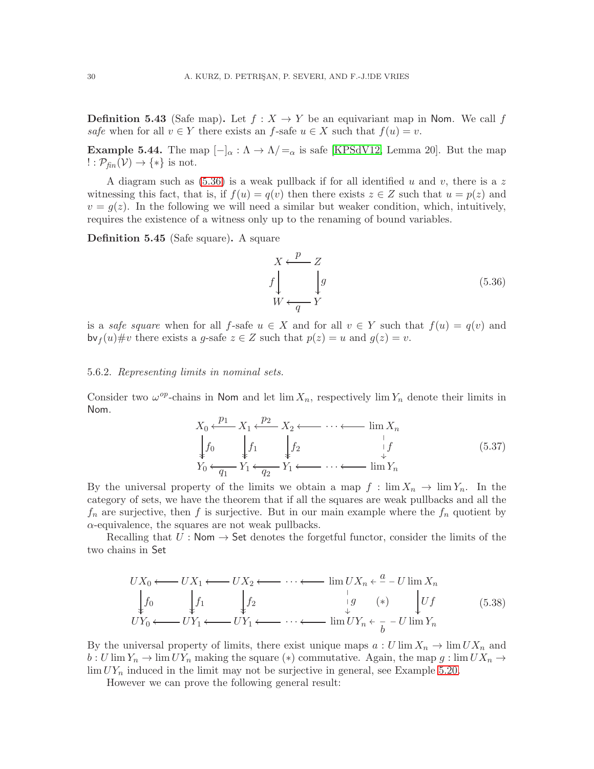**Definition 5.43** (Safe map)**.** Let $f : X \to Y$ be an equivariant map in $\mathsf{Nom}$. We call $f$ *safe* when for all $v \in Y$ there exists an $f$-safe $u \in X$ such that $f(u) = v$.

**Example 5.44.** The map $[-]_\alpha : \Lambda \to \Lambda/{=_\alpha}$ is safe [KPSdV12, Lemma 20]. But the map $! : \mathcal{P}_{\mathit{fin}}(\mathcal{V}) \to \{*\}$ is not.

A diagram such as (5.36) is a weak pullback if for all identified $u$ and $v$, there is a $z$ witnessing this fact, that is, if $f(u) = q(v)$ then there exists $z \in Z$ such that $u = p(z)$ and $v = g(z)$. In the following we will need a similar but weaker condition, which, intuitively, requires the existence of a witness only up to the renaming of bound variables.

**Definition 5.45** (Safe square)**.** A square

$$\begin{array}{ccc} X & \xleftarrow{\;p\;} & Z \\ {\scriptstyle f}\big\downarrow & & \big\downarrow{\scriptstyle g} \\ W & \xleftarrow[\;q\;]{} & Y \end{array} \tag{5.36}$$

is a *safe square* when for all $f$-safe $u \in X$ and for all $v \in Y$ such that $f(u) = q(v)$ and $\mathsf{bv}_f(u)\# v$ there exists a $g$-safe $z \in Z$ such that $p(z) = u$ and $g(z) = v$.

5.6.2. *Representing limits in nominal sets.*

Consider two $\omega^{op}$-chains in $\mathsf{Nom}$ and let $\lim X_n$, respectively $\lim Y_n$ denote their limits in $\mathsf{Nom}$.

$$\begin{array}{ccccccccc} X_0 & \xleftarrow{\;p_1\;} & X_1 & \xleftarrow{\;p_2\;} & X_2 & \longleftarrow & \cdots \longleftarrow & \lim X_n \\ \big\downarrow{\scriptstyle f_0} & & \big\downarrow{\scriptstyle f_1} & & \big\downarrow{\scriptstyle f_2} & & & \big\downarrow{\scriptstyle f} \\ Y_0 & \xleftarrow[\;q_1\;]{} & Y_1 & \xleftarrow[\;q_2\;]{} & Y_1 & \longleftarrow & \cdots \longleftarrow & \lim Y_n \end{array} \tag{5.37}$$

By the universal property of the limits we obtain a map $f : \lim X_n \to \lim Y_n$. In the category of sets, we have the theorem that if all the squares are weak pullbacks and all the $f_n$ are surjective, then $f$ is surjective. But in our main example where the $f_n$ quotient by $\alpha$-equivalence, the squares are not weak pullbacks.

Recalling that $U : \mathsf{Nom} \to \mathsf{Set}$ denotes the forgetful functor, consider the limits of the two chains in $\mathsf{Set}$

$$\begin{array}{ccccccccccc} UX_0 & \longleftarrow & UX_1 & \longleftarrow & UX_2 & \longleftarrow & \cdots \longleftarrow & \lim UX_n & \xleftarrow{\;a\;} & U\lim X_n \\ \big\downarrow{\scriptstyle f_0} & & \big\downarrow{\scriptstyle f_1} & & \big\downarrow{\scriptstyle f_2} & & & \big\downarrow{\scriptstyle g} & (*) & \big\downarrow{\scriptstyle Uf} \\ UY_0 & \longleftarrow & UY_1 & \longleftarrow & UY_1 & \longleftarrow & \cdots \longleftarrow & \lim UY_n & \xleftarrow[\;b\;]{} & U\lim Y_n \end{array} \tag{5.38}$$

By the universal property of limits, there exist unique maps $a : U\lim X_n \to \lim UX_n$ and $b : U\lim Y_n \to \lim UY_n$ making the square $(*)$ commutative. Again, the map $g : \lim UX_n \to \lim UY_n$ induced in the limit may not be surjective in general, see Example 5.20.

However we can prove the following general result: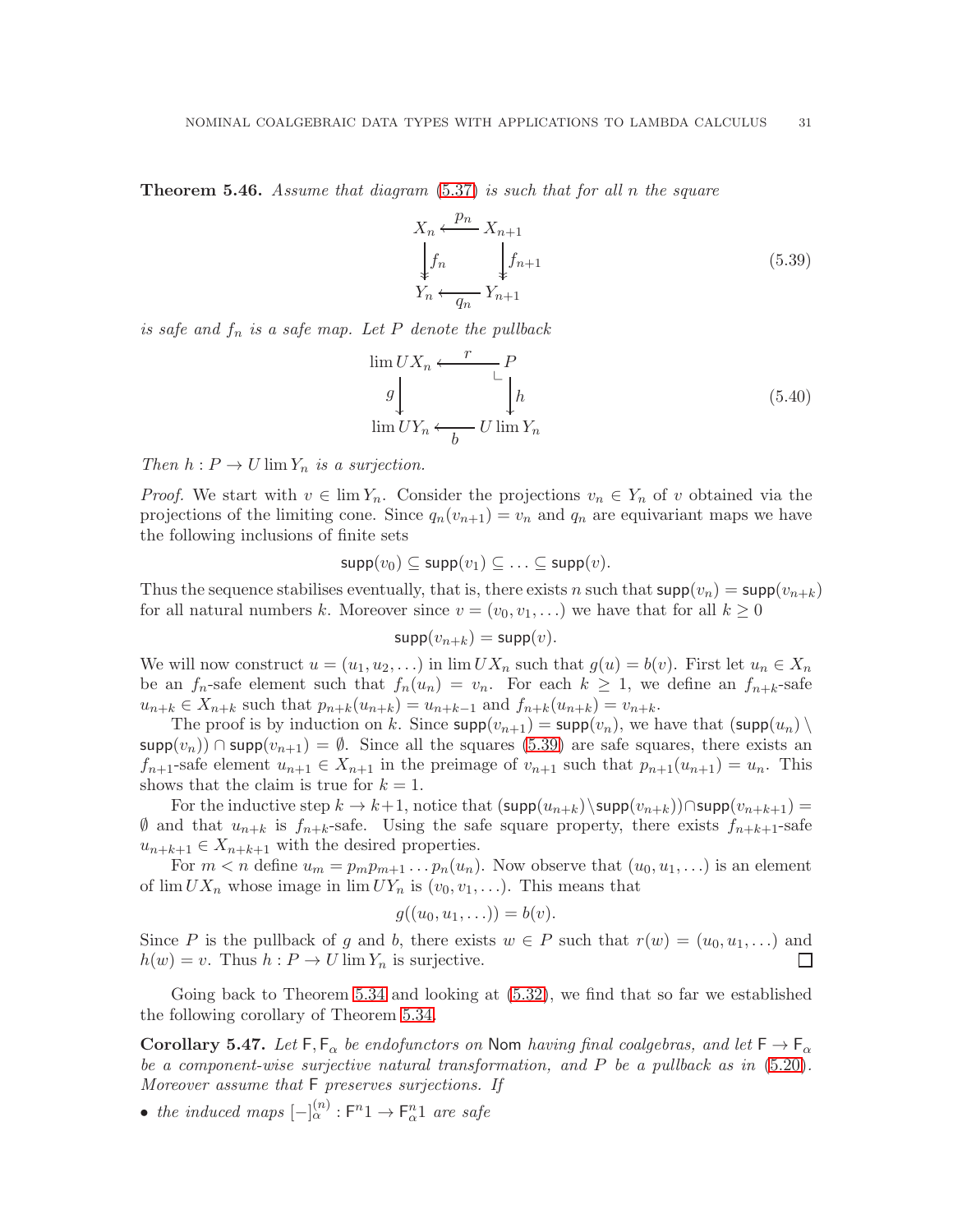**Theorem 5.46.** *Assume that diagram (5.37) is such that for all $n$ the square*

$$
\begin{array}{ccc}
X_n & \xleftarrow{\;p_n\;} & X_{n+1} \\
\big\downarrow f_n & & \big\downarrow f_{n+1} \\
Y_n & \xleftarrow[\;q_n\;]{} & Y_{n+1}
\end{array}
\tag{5.39}
$$

*is safe and $f_n$ is a safe map. Let $P$ denote the pullback*

$$
\begin{array}{ccc}
\lim UX_n & \xleftarrow{\;r\;} & P \\
g \big\downarrow & & \big\downarrow h \\
\lim UY_n & \xleftarrow[\;b\;]{} & U \lim Y_n
\end{array}
\tag{5.40}
$$

*Then $h : P \to U \lim Y_n$ is a surjection.*

*Proof.* We start with $v \in \lim Y_n$. Consider the projections $v_n \in Y_n$ of $v$ obtained via the projections of the limiting cone. Since $q_n(v_{n+1}) = v_n$ and $q_n$ are equivariant maps we have the following inclusions of finite sets

$$\mathsf{supp}(v_0) \subseteq \mathsf{supp}(v_1) \subseteq \ldots \subseteq \mathsf{supp}(v).$$

Thus the sequence stabilises eventually, that is, there exists $n$ such that $\mathsf{supp}(v_n) = \mathsf{supp}(v_{n+k})$ for all natural numbers $k$. Moreover since $v = (v_0, v_1, \ldots)$ we have that for all $k \geq 0$

$$\mathsf{supp}(v_{n+k}) = \mathsf{supp}(v).$$

We will now construct $u = (u_1, u_2, \ldots)$ in $\lim UX_n$ such that $g(u) = b(v)$. First let $u_n \in X_n$ be an $f_n$-safe element such that $f_n(u_n) = v_n$. For each $k \geq 1$, we define an $f_{n+k}$-safe $u_{n+k} \in X_{n+k}$ such that $p_{n+k}(u_{n+k}) = u_{n+k-1}$ and $f_{n+k}(u_{n+k}) = v_{n+k}$.

The proof is by induction on $k$. Since $\mathsf{supp}(v_{n+1}) = \mathsf{supp}(v_n)$, we have that $(\mathsf{supp}(u_n) \setminus \mathsf{supp}(v_n)) \cap \mathsf{supp}(v_{n+1}) = \emptyset$. Since all the squares (5.39) are safe squares, there exists an $f_{n+1}$-safe element $u_{n+1} \in X_{n+1}$ in the preimage of $v_{n+1}$ such that $p_{n+1}(u_{n+1}) = u_n$. This shows that the claim is true for $k = 1$.

For the inductive step $k \to k+1$, notice that $(\mathsf{supp}(u_{n+k}) \setminus \mathsf{supp}(v_{n+k})) \cap \mathsf{supp}(v_{n+k+1}) = \emptyset$ and that $u_{n+k}$ is $f_{n+k}$-safe. Using the safe square property, there exists $f_{n+k+1}$-safe $u_{n+k+1} \in X_{n+k+1}$ with the desired properties.

For $m < n$ define $u_m = p_m p_{m+1} \ldots p_n(u_n)$. Now observe that $(u_0, u_1, \ldots)$ is an element of $\lim UX_n$ whose image in $\lim UY_n$ is $(v_0, v_1, \ldots)$. This means that

$$g((u_0, u_1, \ldots)) = b(v).$$

Since $P$ is the pullback of $g$ and $b$, there exists $w \in P$ such that $r(w) = (u_0, u_1, \ldots)$ and $h(w) = v$. Thus $h : P \to U \lim Y_n$ is surjective. ∎

Going back to Theorem 5.34 and looking at (5.32), we find that so far we established the following corollary of Theorem 5.34.

**Corollary 5.47.** *Let $\mathsf{F}, \mathsf{F}_\alpha$ be endofunctors on $\mathsf{Nom}$ having final coalgebras, and let $\mathsf{F} \to \mathsf{F}_\alpha$ be a component-wise surjective natural transformation, and $P$ be a pullback as in (5.20). Moreover assume that $\mathsf{F}$ preserves surjections. If*

- *the induced maps $[-]_\alpha^{(n)} : \mathsf{F}^n 1 \to \mathsf{F}_\alpha^n 1$ are safe*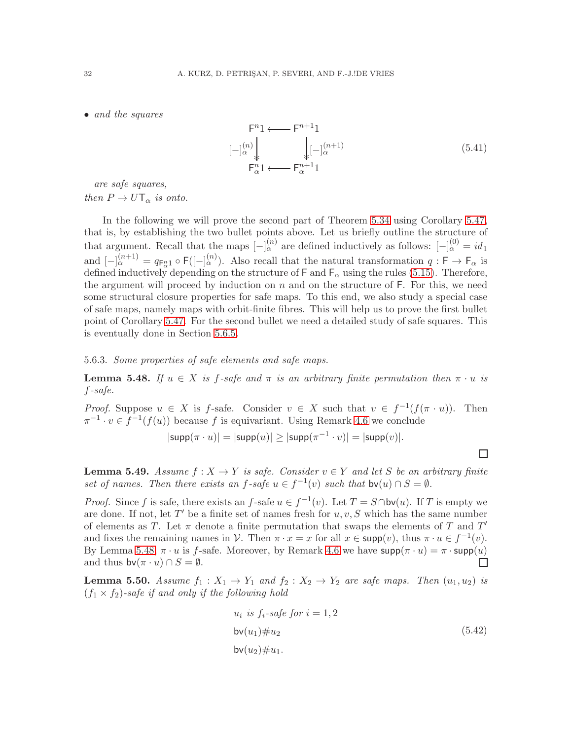- *and the squares*

$$
\begin{array}{ccc}
\mathsf{F}^n 1 & \longleftarrow & \mathsf{F}^{n+1} 1 \\
{\scriptstyle [-]_\alpha^{(n)}} \downarrow & & \downarrow {\scriptstyle [-]_\alpha^{(n+1)}} \\
\mathsf{F}_\alpha^n 1 & \longleftarrow & \mathsf{F}_\alpha^{n+1} 1
\end{array}
\tag{5.41}
$$

*are safe squares,*

*then $P \to U\mathsf{T}_\alpha$ is onto.*

In the following we will prove the second part of Theorem 5.34 using Corollary 5.47, that is, by establishing the two bullet points above. Let us briefly outline the structure of that argument. Recall that the maps $[-]_\alpha^{(n)}$ are defined inductively as follows: $[-]_\alpha^{(0)} = id_1$ and $[-]_\alpha^{(n+1)} = q_{\mathsf{F}_\alpha^n 1} \circ \mathsf{F}([-]_\alpha^{(n)})$. Also recall that the natural transformation $q : \mathsf{F} \to \mathsf{F}_\alpha$ is defined inductively depending on the structure of $\mathsf{F}$ and $\mathsf{F}_\alpha$ using the rules (5.15). Therefore, the argument will proceed by induction on $n$ and on the structure of $\mathsf{F}$. For this, we need some structural closure properties for safe maps. To this end, we also study a special case of safe maps, namely maps with orbit-finite fibres. This will help us to prove the first bullet point of Corollary 5.47. For the second bullet we need a detailed study of safe squares. This is eventually done in Section 5.6.5.

5.6.3. *Some properties of safe elements and safe maps.*

**Lemma 5.48.** *If $u \in X$ is $f$-safe and $\pi$ is an arbitrary finite permutation then $\pi \cdot u$ is $f$-safe.*

*Proof.* Suppose $u \in X$ is $f$-safe. Consider $v \in X$ such that $v \in f^{-1}(f(\pi \cdot u))$. Then $\pi^{-1} \cdot v \in f^{-1}(f(u))$ because $f$ is equivariant. Using Remark 4.6 we conclude

$$|\mathsf{supp}(\pi \cdot u)| = |\mathsf{supp}(u)| \geq |\mathsf{supp}(\pi^{-1} \cdot v)| = |\mathsf{supp}(v)|.$$

□

**Lemma 5.49.** *Assume $f : X \to Y$ is safe. Consider $v \in Y$ and let $S$ be an arbitrary finite set of names. Then there exists an $f$-safe $u \in f^{-1}(v)$ such that $\mathsf{bv}(u) \cap S = \emptyset$.*

*Proof.* Since $f$ is safe, there exists an $f$-safe $u \in f^{-1}(v)$. Let $T = S \cap \mathsf{bv}(u)$. If $T$ is empty we are done. If not, let $T'$ be a finite set of names fresh for $u, v, S$ which has the same number of elements as $T$. Let $\pi$ denote a finite permutation that swaps the elements of $T$ and $T'$ and fixes the remaining names in $\mathcal{V}$. Then $\pi \cdot x = x$ for all $x \in \mathsf{supp}(v)$, thus $\pi \cdot u \in f^{-1}(v)$. By Lemma 5.48, $\pi \cdot u$ is $f$-safe. Moreover, by Remark 4.6 we have $\mathsf{supp}(\pi \cdot u) = \pi \cdot \mathsf{supp}(u)$ and thus $\mathsf{bv}(\pi \cdot u) \cap S = \emptyset$. □

**Lemma 5.50.** *Assume $f_1 : X_1 \to Y_1$ and $f_2 : X_2 \to Y_2$ are safe maps. Then $(u_1, u_2)$ is $(f_1 \times f_2)$-safe if and only if the following hold*

$$
\begin{aligned}
&u_i \text{ is } f_i\text{-safe for } i = 1, 2 \\
&\mathsf{bv}(u_1) \# u_2 \\
&\mathsf{bv}(u_2) \# u_1.
\end{aligned}
\tag{5.42}
$$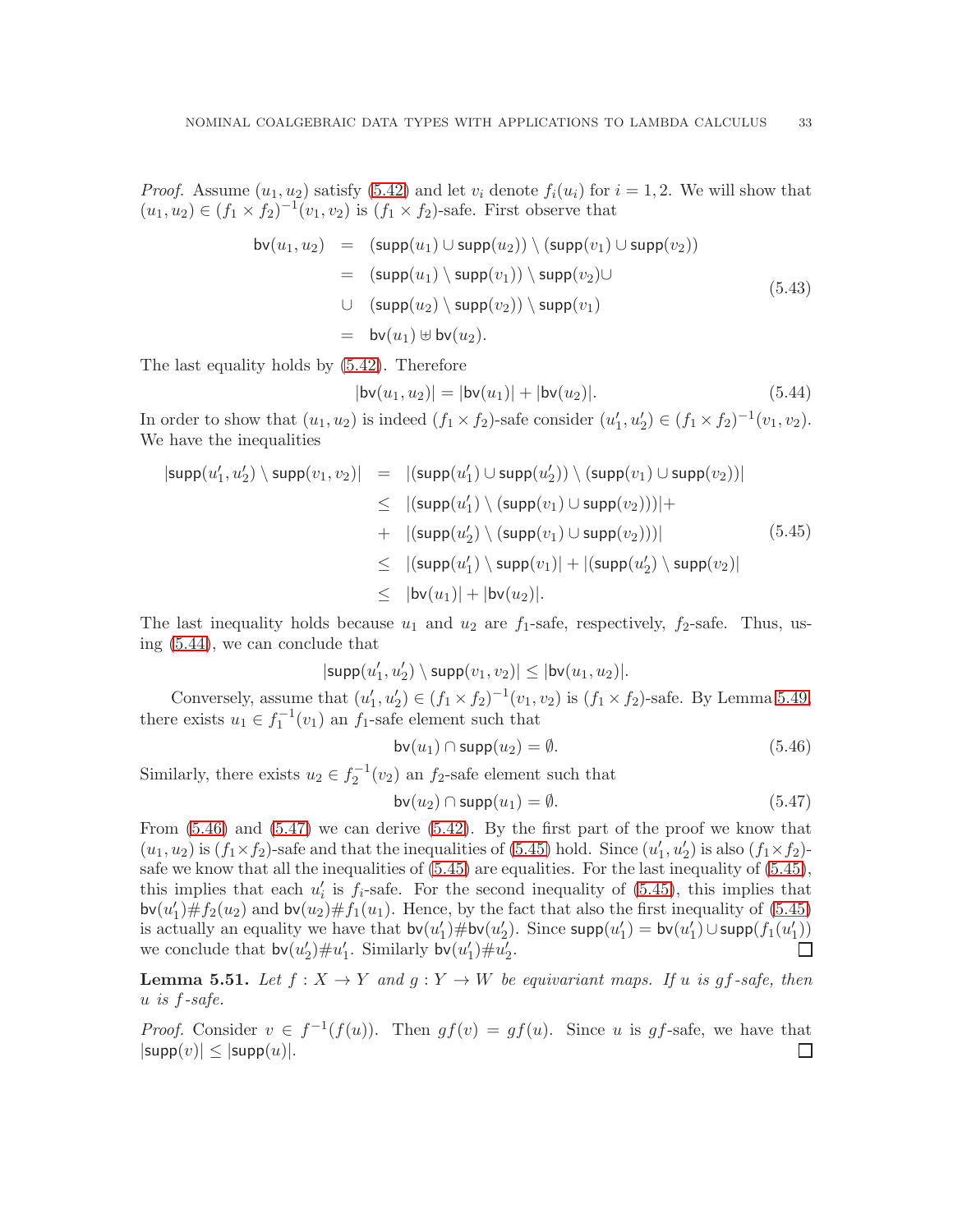*Proof.* Assume $(u_1, u_2)$ satisfy (5.42) and let $v_i$ denote $f_i(u_i)$ for $i = 1, 2$. We will show that $(u_1, u_2) \in (f_1 \times f_2)^{-1}(v_1, v_2)$ is $(f_1 \times f_2)$-safe. First observe that

$$
\begin{aligned}
\mathsf{bv}(u_1, u_2) &= (\mathsf{supp}(u_1) \cup \mathsf{supp}(u_2)) \setminus (\mathsf{supp}(v_1) \cup \mathsf{supp}(v_2)) \\
&= (\mathsf{supp}(u_1) \setminus \mathsf{supp}(v_1)) \setminus \mathsf{supp}(v_2) \cup \\
\cup &\quad (\mathsf{supp}(u_2) \setminus \mathsf{supp}(v_2)) \setminus \mathsf{supp}(v_1) \\
&= \mathsf{bv}(u_1) \uplus \mathsf{bv}(u_2).
\end{aligned} \tag{5.43}
$$

The last equality holds by (5.42). Therefore

$$
|\mathsf{bv}(u_1, u_2)| = |\mathsf{bv}(u_1)| + |\mathsf{bv}(u_2)|. \tag{5.44}
$$

In order to show that $(u_1, u_2)$ is indeed $(f_1 \times f_2)$-safe consider $(u'_1, u'_2) \in (f_1 \times f_2)^{-1}(v_1, v_2)$. We have the inequalities

$$
\begin{aligned}
|\mathsf{supp}(u'_1, u'_2) \setminus \mathsf{supp}(v_1, v_2)| &= |(\mathsf{supp}(u'_1) \cup \mathsf{supp}(u'_2)) \setminus (\mathsf{supp}(v_1) \cup \mathsf{supp}(v_2))| \\
&\leq |(\mathsf{supp}(u'_1) \setminus (\mathsf{supp}(v_1) \cup \mathsf{supp}(v_2)))| + \\
&+ |(\mathsf{supp}(u'_2) \setminus (\mathsf{supp}(v_1) \cup \mathsf{supp}(v_2)))| \\
&\leq |(\mathsf{supp}(u'_1) \setminus \mathsf{supp}(v_1)| + |(\mathsf{supp}(u'_2) \setminus \mathsf{supp}(v_2)| \\
&\leq |\mathsf{bv}(u_1)| + |\mathsf{bv}(u_2)|.
\end{aligned} \tag{5.45}
$$

The last inequality holds because $u_1$ and $u_2$ are $f_1$-safe, respectively, $f_2$-safe. Thus, using (5.44), we can conclude that

$$
|\mathsf{supp}(u'_1, u'_2) \setminus \mathsf{supp}(v_1, v_2)| \leq |\mathsf{bv}(u_1, u_2)|.
$$

Conversely, assume that $(u'_1, u'_2) \in (f_1 \times f_2)^{-1}(v_1, v_2)$ is $(f_1 \times f_2)$-safe. By Lemma 5.49, there exists $u_1 \in f_1^{-1}(v_1)$ an $f_1$-safe element such that

$$
\mathsf{bv}(u_1) \cap \mathsf{supp}(u_2) = \emptyset. \tag{5.46}
$$

Similarly, there exists $u_2 \in f_2^{-1}(v_2)$ an $f_2$-safe element such that

$$
\mathsf{bv}(u_2) \cap \mathsf{supp}(u_1) = \emptyset. \tag{5.47}
$$

From (5.46) and (5.47) we can derive (5.42). By the first part of the proof we know that $(u_1, u_2)$ is $(f_1 \times f_2)$-safe and that the inequalities of (5.45) hold. Since $(u'_1, u'_2)$ is also $(f_1 \times f_2)$-safe we know that all the inequalities of (5.45) are equalities. For the last inequality of (5.45), this implies that each $u'_i$ is $f_i$-safe. For the second inequality of (5.45), this implies that $\mathsf{bv}(u'_1) \# f_2(u_2)$ and $\mathsf{bv}(u_2) \# f_1(u_1)$. Hence, by the fact that also the first inequality of (5.45) is actually an equality we have that $\mathsf{bv}(u'_1) \# \mathsf{bv}(u'_2)$. Since $\mathsf{supp}(u'_1) = \mathsf{bv}(u'_1) \cup \mathsf{supp}(f_1(u'_1))$ we conclude that $\mathsf{bv}(u'_2) \# u'_1$. Similarly $\mathsf{bv}(u'_1) \# u'_2$. ☐

**Lemma 5.51.** *Let $f : X \to Y$ and $g : Y \to W$ be equivariant maps. If $u$ is $gf$-safe, then $u$ is $f$-safe.*

*Proof.* Consider $v \in f^{-1}(f(u))$. Then $gf(v) = gf(u)$. Since $u$ is $gf$-safe, we have that $|\mathsf{supp}(v)| \leq |\mathsf{supp}(u)|$. ☐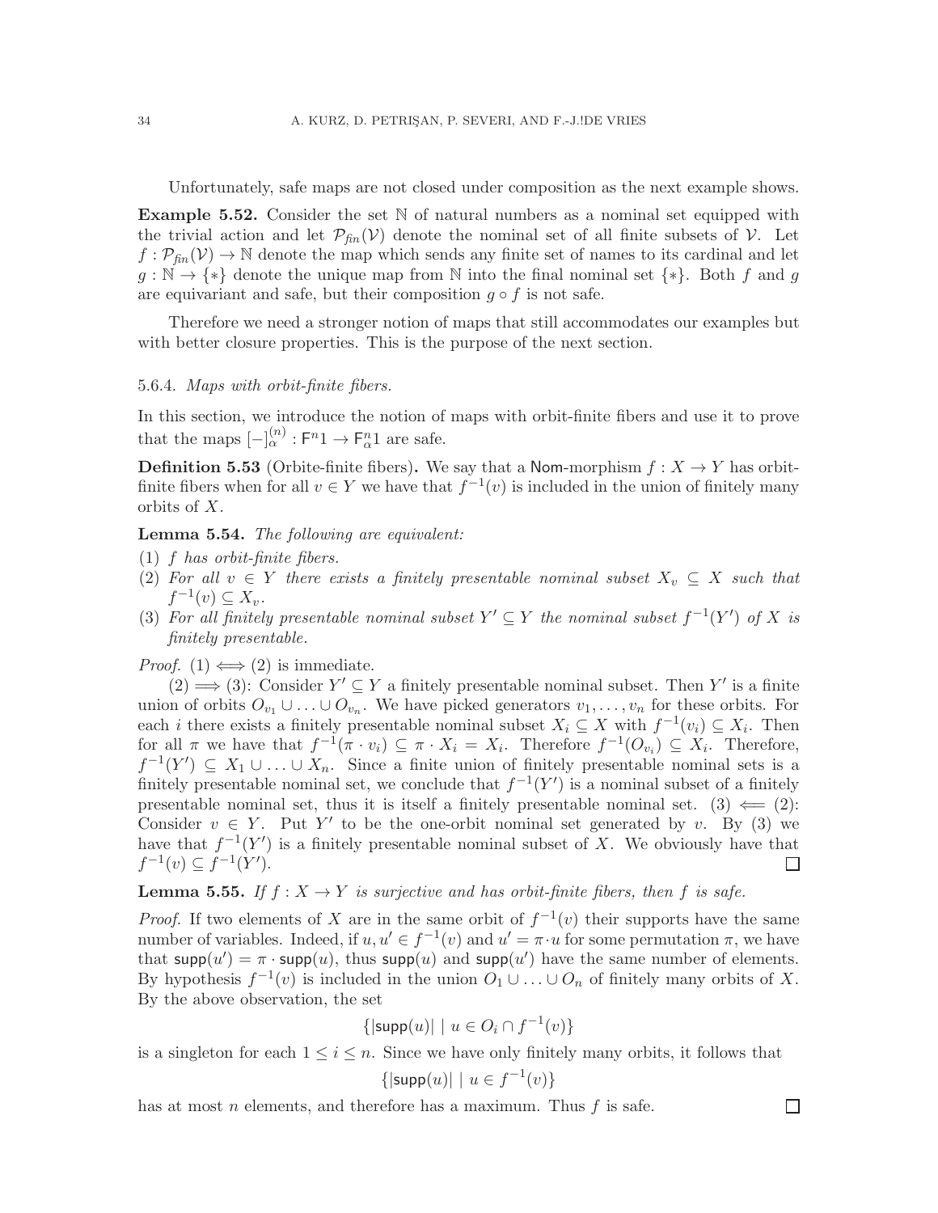Unfortunately, safe maps are not closed under composition as the next example shows.

**Example 5.52.** Consider the set $\mathbb{N}$ of natural numbers as a nominal set equipped with the trivial action and let $\mathcal{P}_{fin}(\mathcal{V})$ denote the nominal set of all finite subsets of $\mathcal{V}$. Let $f : \mathcal{P}_{fin}(\mathcal{V}) \to \mathbb{N}$ denote the map which sends any finite set of names to its cardinal and let $g : \mathbb{N} \to \{*\}$ denote the unique map from $\mathbb{N}$ into the final nominal set $\{*\}$. Both $f$ and $g$ are equivariant and safe, but their composition $g \circ f$ is not safe.

Therefore we need a stronger notion of maps that still accommodates our examples but with better closure properties. This is the purpose of the next section.

#### 5.6.4. *Maps with orbit-finite fibers.*

In this section, we introduce the notion of maps with orbit-finite fibers and use it to prove that the maps $[-]^{(n)}_{\alpha} : \mathsf{F}^n 1 \to \mathsf{F}^n_{\alpha} 1$ are safe.

**Definition 5.53** (Orbite-finite fibers)**.** We say that a $\mathsf{Nom}$-morphism $f : X \to Y$ has orbit-finite fibers when for all $v \in Y$ we have that $f^{-1}(v)$ is included in the union of finitely many orbits of $X$.

**Lemma 5.54.** *The following are equivalent:*

(1) *$f$ has orbit-finite fibers.*
(2) *For all $v \in Y$ there exists a finitely presentable nominal subset $X_v \subseteq X$ such that $f^{-1}(v) \subseteq X_v$.*
(3) *For all finitely presentable nominal subset $Y' \subseteq Y$ the nominal subset $f^{-1}(Y')$ of $X$ is finitely presentable.*

*Proof.* (1) $\iff$ (2) is immediate.

(2) $\implies$ (3): Consider $Y' \subseteq Y$ a finitely presentable nominal subset. Then $Y'$ is a finite union of orbits $O_{v_1} \cup \ldots \cup O_{v_n}$. We have picked generators $v_1, \ldots, v_n$ for these orbits. For each $i$ there exists a finitely presentable nominal subset $X_i \subseteq X$ with $f^{-1}(v_i) \subseteq X_i$. Then for all $\pi$ we have that $f^{-1}(\pi \cdot v_i) \subseteq \pi \cdot X_i = X_i$. Therefore $f^{-1}(O_{v_i}) \subseteq X_i$. Therefore, $f^{-1}(Y') \subseteq X_1 \cup \ldots \cup X_n$. Since a finite union of finitely presentable nominal sets is a finitely presentable nominal set, we conclude that $f^{-1}(Y')$ is a nominal subset of a finitely presentable nominal set, thus it is itself a finitely presentable nominal set. (3) $\impliedby$ (2): Consider $v \in Y$. Put $Y'$ to be the one-orbit nominal set generated by $v$. By (3) we have that $f^{-1}(Y')$ is a finitely presentable nominal subset of $X$. We obviously have that $f^{-1}(v) \subseteq f^{-1}(Y')$. ◻

**Lemma 5.55.** *If $f : X \to Y$ is surjective and has orbit-finite fibers, then $f$ is safe.*

*Proof.* If two elements of $X$ are in the same orbit of $f^{-1}(v)$ their supports have the same number of variables. Indeed, if $u, u' \in f^{-1}(v)$ and $u' = \pi \cdot u$ for some permutation $\pi$, we have that $\mathsf{supp}(u') = \pi \cdot \mathsf{supp}(u)$, thus $\mathsf{supp}(u)$ and $\mathsf{supp}(u')$ have the same number of elements. By hypothesis $f^{-1}(v)$ is included in the union $O_1 \cup \ldots \cup O_n$ of finitely many orbits of $X$. By the above observation, the set

$$\{|\mathsf{supp}(u)| \mid u \in O_i \cap f^{-1}(v)\}$$

is a singleton for each $1 \leq i \leq n$. Since we have only finitely many orbits, it follows that

$$\{|\mathsf{supp}(u)| \mid u \in f^{-1}(v)\}$$

has at most $n$ elements, and therefore has a maximum. Thus $f$ is safe. ◻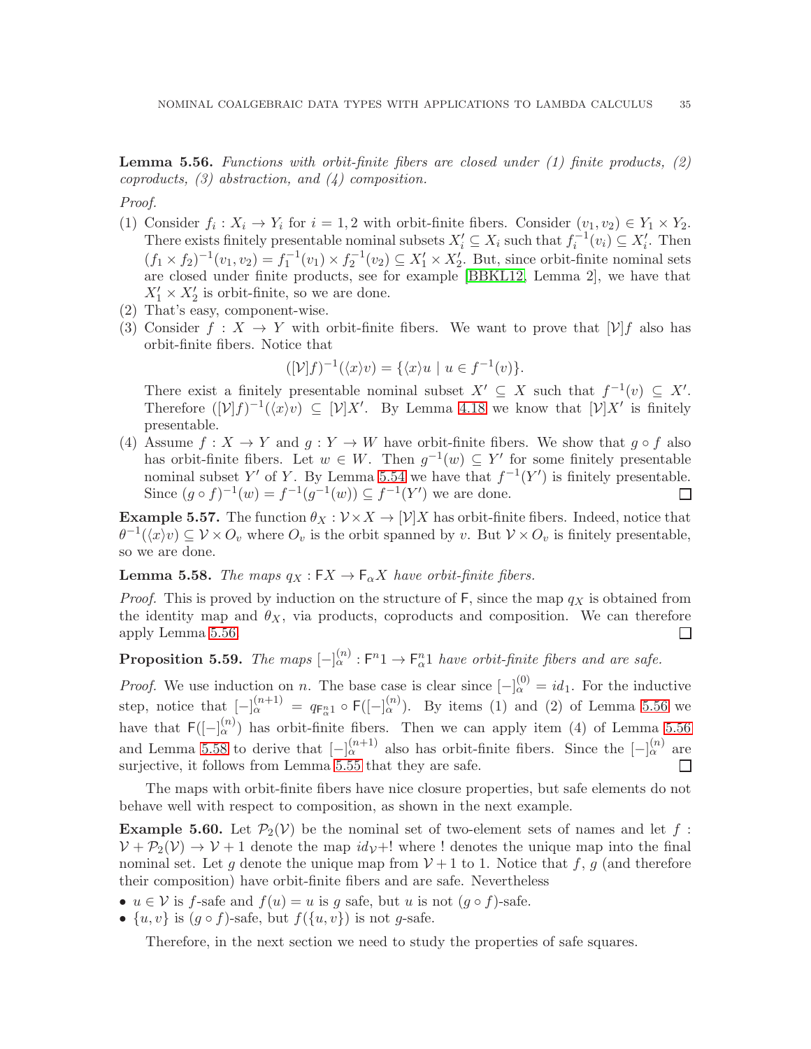**Lemma 5.56.** *Functions with orbit-finite fibers are closed under (1) finite products, (2) coproducts, (3) abstraction, and (4) composition.*

*Proof.*

(1) Consider $f_i : X_i \to Y_i$ for $i = 1, 2$ with orbit-finite fibers. Consider $(v_1, v_2) \in Y_1 \times Y_2$. There exists finitely presentable nominal subsets $X'_i \subseteq X_i$ such that $f_i^{-1}(v_i) \subseteq X'_i$. Then $(f_1 \times f_2)^{-1}(v_1, v_2) = f_1^{-1}(v_1) \times f_2^{-1}(v_2) \subseteq X'_1 \times X'_2$. But, since orbit-finite nominal sets are closed under finite products, see for example [BBKL12, Lemma 2], we have that $X'_1 \times X'_2$ is orbit-finite, so we are done.
(2) That's easy, component-wise.
(3) Consider $f : X \to Y$ with orbit-finite fibers. We want to prove that $[\mathcal{V}]f$ also has orbit-finite fibers. Notice that

$$([\mathcal{V}]f)^{-1}(\langle x \rangle v) = \{\langle x \rangle u \mid u \in f^{-1}(v)\}.$$

There exist a finitely presentable nominal subset $X' \subseteq X$ such that $f^{-1}(v) \subseteq X'$. Therefore $([\mathcal{V}]f)^{-1}(\langle x \rangle v) \subseteq [\mathcal{V}]X'$. By Lemma 4.18 we know that $[\mathcal{V}]X'$ is finitely presentable.
(4) Assume $f : X \to Y$ and $g : Y \to W$ have orbit-finite fibers. We show that $g \circ f$ also has orbit-finite fibers. Let $w \in W$. Then $g^{-1}(w) \subseteq Y'$ for some finitely presentable nominal subset $Y'$ of $Y$. By Lemma 5.54 we have that $f^{-1}(Y')$ is finitely presentable. Since $(g \circ f)^{-1}(w) = f^{-1}(g^{-1}(w)) \subseteq f^{-1}(Y')$ we are done. ◻

**Example 5.57.** The function $\theta_X : \mathcal{V} \times X \to [\mathcal{V}]X$ has orbit-finite fibers. Indeed, notice that $\theta^{-1}(\langle x \rangle v) \subseteq \mathcal{V} \times O_v$ where $O_v$ is the orbit spanned by $v$. But $\mathcal{V} \times O_v$ is finitely presentable, so we are done.

**Lemma 5.58.** *The maps $q_X : \mathsf{F}X \to \mathsf{F}_\alpha X$ have orbit-finite fibers.*

*Proof.* This is proved by induction on the structure of $\mathsf{F}$, since the map $q_X$ is obtained from the identity map and $\theta_X$, via products, coproducts and composition. We can therefore apply Lemma 5.56. ◻

**Proposition 5.59.** *The maps $[-]_\alpha^{(n)} : \mathsf{F}^n 1 \to \mathsf{F}_\alpha^n 1$ have orbit-finite fibers and are safe.*

*Proof.* We use induction on $n$. The base case is clear since $[-]_\alpha^{(0)} = id_1$. For the inductive step, notice that $[-]_\alpha^{(n+1)} = q_{\mathsf{F}_\alpha^n 1} \circ \mathsf{F}([-]_\alpha^{(n)})$. By items (1) and (2) of Lemma 5.56 we have that $\mathsf{F}([-]_\alpha^{(n)})$ has orbit-finite fibers. Then we can apply item (4) of Lemma 5.56 and Lemma 5.58 to derive that $[-]_\alpha^{(n+1)}$ also has orbit-finite fibers. Since the $[-]_\alpha^{(n)}$ are surjective, it follows from Lemma 5.55 that they are safe. ◻

The maps with orbit-finite fibers have nice closure properties, but safe elements do not behave well with respect to composition, as shown in the next example.

**Example 5.60.** Let $\mathcal{P}_2(\mathcal{V})$ be the nominal set of two-element sets of names and let $f : \mathcal{V} + \mathcal{P}_2(\mathcal{V}) \to \mathcal{V} + 1$ denote the map $id_{\mathcal{V}} + !$ where ! denotes the unique map into the final nominal set. Let $g$ denote the unique map from $\mathcal{V} + 1$ to 1. Notice that $f$, $g$ (and therefore their composition) have orbit-finite fibers and are safe. Nevertheless

- $u \in \mathcal{V}$ is $f$-safe and $f(u) = u$ is $g$ safe, but $u$ is not $(g \circ f)$-safe.
- $\{u, v\}$ is $(g \circ f)$-safe, but $f(\{u, v\})$ is not $g$-safe.

Therefore, in the next section we need to study the properties of safe squares.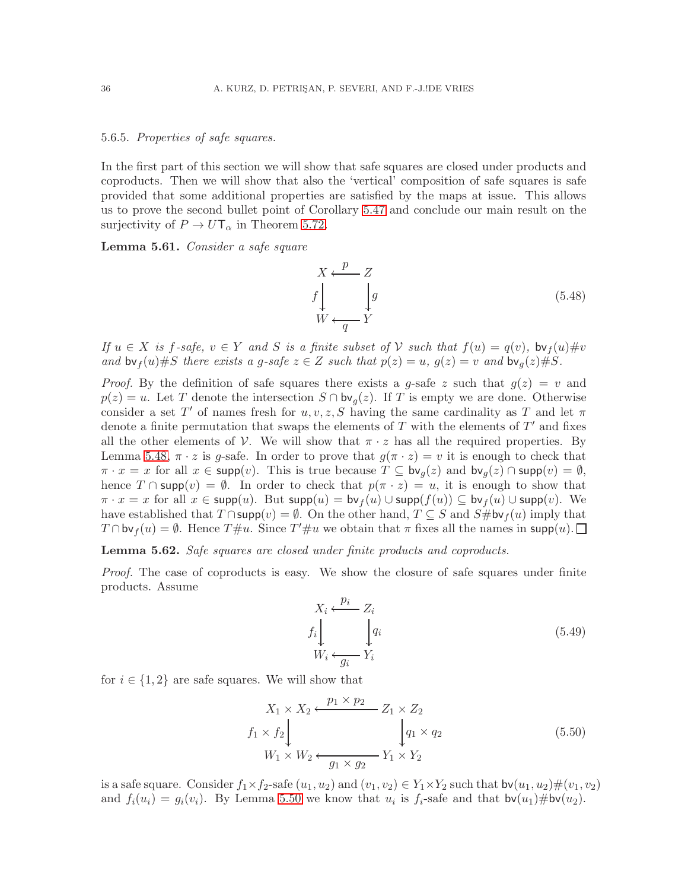#### 5.6.5. *Properties of safe squares.*

In the first part of this section we will show that safe squares are closed under products and coproducts. Then we will show that also the 'vertical' composition of safe squares is safe provided that some additional properties are satisfied by the maps at issue. This allows us to prove the second bullet point of Corollary 5.47 and conclude our main result on the surjectivity of $P \to U\mathsf{T}_\alpha$ in Theorem 5.72.

**Lemma 5.61.** *Consider a safe square*

$$\begin{array}{ccc} X & \xleftarrow{\;p\;} & Z \\ {\scriptstyle f}\downarrow & & \downarrow{\scriptstyle g} \\ W & \xleftarrow[\;q\;]{} & Y \end{array} \tag{5.48}$$

*If $u \in X$ is $f$-safe, $v \in Y$ and $S$ is a finite subset of $\mathcal{V}$ such that $f(u) = q(v)$, $\mathsf{bv}_f(u)\#v$ and $\mathsf{bv}_f(u)\#S$ there exists a $g$-safe $z \in Z$ such that $p(z) = u$, $g(z) = v$ and $\mathsf{bv}_g(z)\#S$.*

*Proof.* By the definition of safe squares there exists a $g$-safe $z$ such that $g(z) = v$ and $p(z) = u$. Let $T$ denote the intersection $S \cap \mathsf{bv}_g(z)$. If $T$ is empty we are done. Otherwise consider a set $T'$ of names fresh for $u, v, z, S$ having the same cardinality as $T$ and let $\pi$ denote a finite permutation that swaps the elements of $T$ with the elements of $T'$ and fixes all the other elements of $\mathcal{V}$. We will show that $\pi \cdot z$ has all the required properties. By Lemma 5.48, $\pi \cdot z$ is $g$-safe. In order to prove that $g(\pi \cdot z) = v$ it is enough to check that $\pi \cdot x = x$ for all $x \in \mathsf{supp}(v)$. This is true because $T \subseteq \mathsf{bv}_g(z)$ and $\mathsf{bv}_g(z) \cap \mathsf{supp}(v) = \emptyset$, hence $T \cap \mathsf{supp}(v) = \emptyset$. In order to check that $p(\pi \cdot z) = u$, it is enough to show that $\pi \cdot x = x$ for all $x \in \mathsf{supp}(u)$. But $\mathsf{supp}(u) = \mathsf{bv}_f(u) \cup \mathsf{supp}(f(u)) \subseteq \mathsf{bv}_f(u) \cup \mathsf{supp}(v)$. We have established that $T \cap \mathsf{supp}(v) = \emptyset$. On the other hand, $T \subseteq S$ and $S\#\mathsf{bv}_f(u)$ imply that $T \cap \mathsf{bv}_f(u) = \emptyset$. Hence $T\#u$. Since $T'\#u$ we obtain that $\pi$ fixes all the names in $\mathsf{supp}(u)$. $\square$

**Lemma 5.62.** *Safe squares are closed under finite products and coproducts.*

*Proof.* The case of coproducts is easy. We show the closure of safe squares under finite products. Assume

$$\begin{array}{ccc} X_i & \xleftarrow{\;p_i\;} & Z_i \\ {\scriptstyle f_i}\downarrow & & \downarrow{\scriptstyle q_i} \\ W_i & \xleftarrow[\;g_i\;]{} & Y_i \end{array} \tag{5.49}$$

for $i \in \{1, 2\}$ are safe squares. We will show that

$$\begin{array}{ccc} X_1 \times X_2 & \xleftarrow{\;p_1 \times p_2\;} & Z_1 \times Z_2 \\ {\scriptstyle f_1 \times f_2}\downarrow & & \downarrow{\scriptstyle q_1 \times q_2} \\ W_1 \times W_2 & \xleftarrow[\;g_1 \times g_2\;]{} & Y_1 \times Y_2 \end{array} \tag{5.50}$$

is a safe square. Consider $f_1 \times f_2$-safe $(u_1, u_2)$ and $(v_1, v_2) \in Y_1 \times Y_2$ such that $\mathsf{bv}(u_1, u_2)\#(v_1, v_2)$ and $f_i(u_i) = g_i(v_i)$. By Lemma 5.50 we know that $u_i$ is $f_i$-safe and that $\mathsf{bv}(u_1)\#\mathsf{bv}(u_2)$.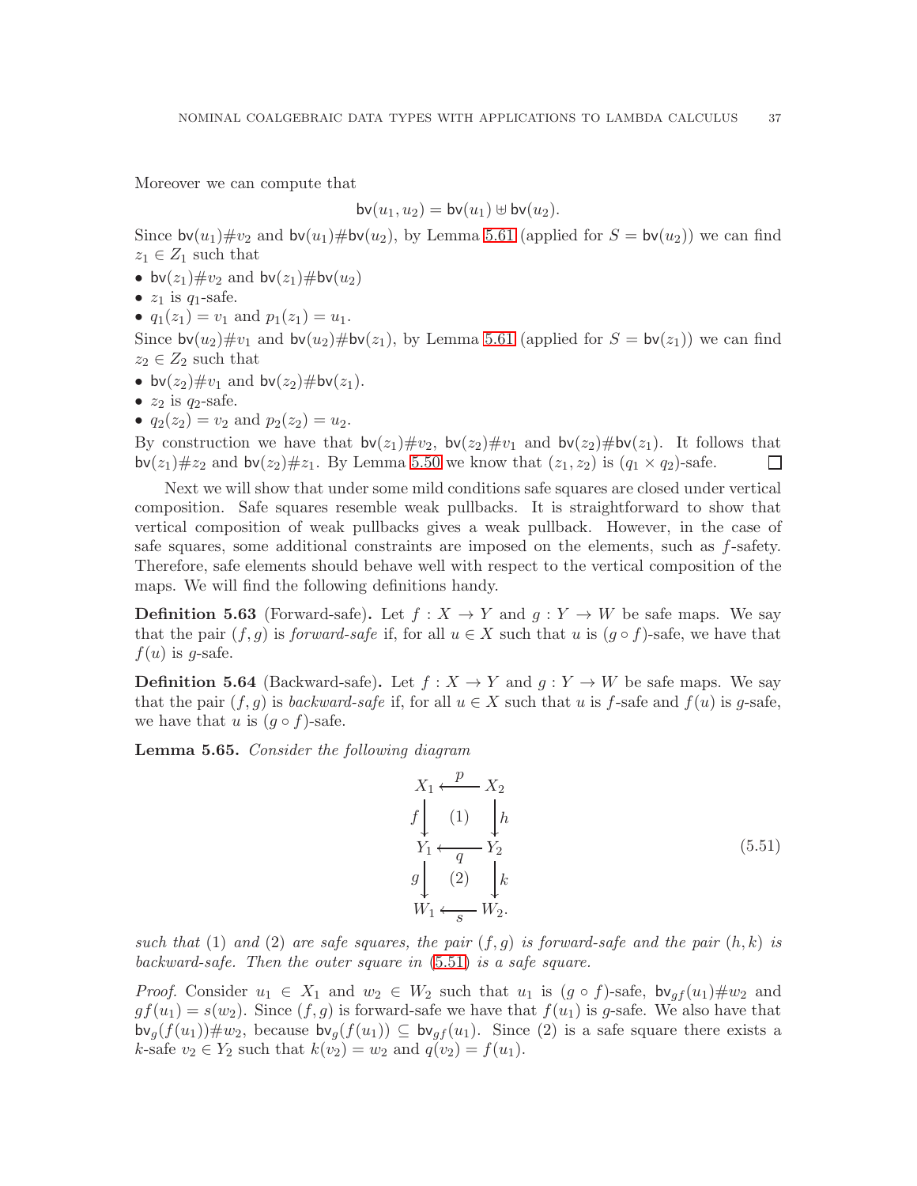Moreover we can compute that

$$\mathsf{bv}(u_1, u_2) = \mathsf{bv}(u_1) \uplus \mathsf{bv}(u_2).$$

Since $\mathsf{bv}(u_1)\#v_2$ and $\mathsf{bv}(u_1)\#\mathsf{bv}(u_2)$, by Lemma 5.61 (applied for $S = \mathsf{bv}(u_2)$) we can find $z_1 \in Z_1$ such that

- $\mathsf{bv}(z_1)\#v_2$ and $\mathsf{bv}(z_1)\#\mathsf{bv}(u_2)$
- $z_1$ is $q_1$-safe.
- $q_1(z_1) = v_1$ and $p_1(z_1) = u_1$.

Since $\mathsf{bv}(u_2)\#v_1$ and $\mathsf{bv}(u_2)\#\mathsf{bv}(z_1)$, by Lemma 5.61 (applied for $S = \mathsf{bv}(z_1)$) we can find $z_2 \in Z_2$ such that

- $\mathsf{bv}(z_2)\#v_1$ and $\mathsf{bv}(z_2)\#\mathsf{bv}(z_1)$.
- $z_2$ is $q_2$-safe.
- $q_2(z_2) = v_2$ and $p_2(z_2) = u_2$.

By construction we have that $\mathsf{bv}(z_1)\#v_2$, $\mathsf{bv}(z_2)\#v_1$ and $\mathsf{bv}(z_2)\#\mathsf{bv}(z_1)$. It follows that $\mathsf{bv}(z_1)\#z_2$ and $\mathsf{bv}(z_2)\#z_1$. By Lemma 5.50 we know that $(z_1, z_2)$ is $(q_1 \times q_2)$-safe. ☐

Next we will show that under some mild conditions safe squares are closed under vertical composition. Safe squares resemble weak pullbacks. It is straightforward to show that vertical composition of weak pullbacks gives a weak pullback. However, in the case of safe squares, some additional constraints are imposed on the elements, such as $f$-safety. Therefore, safe elements should behave well with respect to the vertical composition of the maps. We will find the following definitions handy.

**Definition 5.63** (Forward-safe)**.** Let $f : X \to Y$ and $g : Y \to W$ be safe maps. We say that the pair $(f, g)$ is *forward-safe* if, for all $u \in X$ such that $u$ is $(g \circ f)$-safe, we have that $f(u)$ is $g$-safe.

**Definition 5.64** (Backward-safe)**.** Let $f : X \to Y$ and $g : Y \to W$ be safe maps. We say that the pair $(f, g)$ is *backward-safe* if, for all $u \in X$ such that $u$ is $f$-safe and $f(u)$ is $g$-safe, we have that $u$ is $(g \circ f)$-safe.

**Lemma 5.65.** *Consider the following diagram*

$$\begin{array}{ccc} X_1 & \xleftarrow{\ p\ } & X_2 \\ {\scriptstyle f}\big\downarrow & (1) & \big\downarrow{\scriptstyle h} \\ Y_1 & \xleftarrow[\ q\ ]{} & Y_2 \\ {\scriptstyle g}\big\downarrow & (2) & \big\downarrow{\scriptstyle k} \\ W_1 & \xleftarrow[\ s\ ]{} & W_2. \end{array} \tag{5.51}$$

*such that* (1) *and* (2) *are safe squares, the pair* $(f, g)$ *is forward-safe and the pair* $(h, k)$ *is backward-safe. Then the outer square in* (5.51) *is a safe square.*

*Proof.* Consider $u_1 \in X_1$ and $w_2 \in W_2$ such that $u_1$ is $(g \circ f)$-safe, $\mathsf{bv}_{gf}(u_1)\#w_2$ and $gf(u_1) = s(w_2)$. Since $(f, g)$ is forward-safe we have that $f(u_1)$ is $g$-safe. We also have that $\mathsf{bv}_g(f(u_1))\#w_2$, because $\mathsf{bv}_g(f(u_1)) \subseteq \mathsf{bv}_{gf}(u_1)$. Since (2) is a safe square there exists a $k$-safe $v_2 \in Y_2$ such that $k(v_2) = w_2$ and $q(v_2) = f(u_1)$.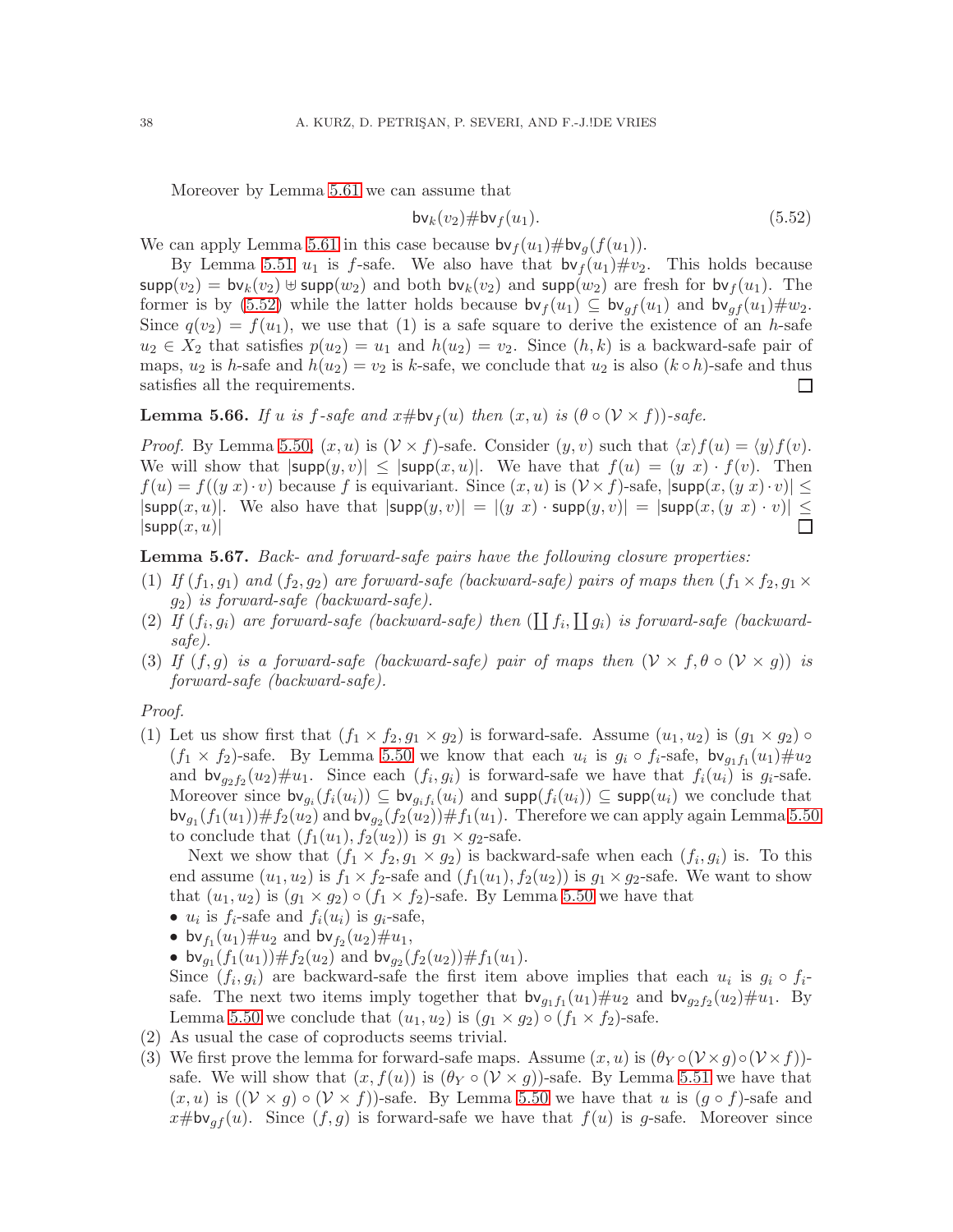Moreover by Lemma 5.61 we can assume that

$$\mathsf{bv}_k(v_2)\#\mathsf{bv}_f(u_1). \tag{5.52}$$

We can apply Lemma 5.61 in this case because $\mathsf{bv}_f(u_1)\#\mathsf{bv}_g(f(u_1))$.

By Lemma 5.51 $u_1$ is $f$-safe. We also have that $\mathsf{bv}_f(u_1)\#v_2$. This holds because $\mathsf{supp}(v_2) = \mathsf{bv}_k(v_2) \uplus \mathsf{supp}(w_2)$ and both $\mathsf{bv}_k(v_2)$ and $\mathsf{supp}(w_2)$ are fresh for $\mathsf{bv}_f(u_1)$. The former is by (5.52) while the latter holds because $\mathsf{bv}_f(u_1) \subseteq \mathsf{bv}_{gf}(u_1)$ and $\mathsf{bv}_{gf}(u_1)\#w_2$. Since $q(v_2) = f(u_1)$, we use that (1) is a safe square to derive the existence of an $h$-safe $u_2 \in X_2$ that satisfies $p(u_2) = u_1$ and $h(u_2) = v_2$. Since $(h, k)$ is a backward-safe pair of maps, $u_2$ is $h$-safe and $h(u_2) = v_2$ is $k$-safe, we conclude that $u_2$ is also $(k \circ h)$-safe and thus satisfies all the requirements. □

**Lemma 5.66.** *If $u$ is $f$-safe and $x\#\mathsf{bv}_f(u)$ then $(x, u)$ is $(\theta \circ (\mathcal{V} \times f))$-safe.*

*Proof.* By Lemma 5.50, $(x, u)$ is $(\mathcal{V} \times f)$-safe. Consider $(y, v)$ such that $\langle x\rangle f(u) = \langle y\rangle f(v)$. We will show that $|\mathsf{supp}(y, v)| \leq |\mathsf{supp}(x, u)|$. We have that $f(u) = (y\ x) \cdot f(v)$. Then $f(u) = f((y\ x)\cdot v)$ because $f$ is equivariant. Since $(x, u)$ is $(\mathcal{V}\times f)$-safe, $|\mathsf{supp}(x, (y\ x)\cdot v)| \leq |\mathsf{supp}(x, u)|$. We also have that $|\mathsf{supp}(y, v)| = |(y\ x) \cdot \mathsf{supp}(y, v)| = |\mathsf{supp}(x, (y\ x) \cdot v)| \leq |\mathsf{supp}(x, u)|$ □

**Lemma 5.67.** *Back- and forward-safe pairs have the following closure properties:*

1. *If $(f_1, g_1)$ and $(f_2, g_2)$ are forward-safe (backward-safe) pairs of maps then $(f_1 \times f_2, g_1 \times g_2)$ is forward-safe (backward-safe).*
2. *If $(f_i, g_i)$ are forward-safe (backward-safe) then $(\coprod f_i, \coprod g_i)$ is forward-safe (backward-safe).*
3. *If $(f, g)$ is a forward-safe (backward-safe) pair of maps then $(\mathcal{V} \times f, \theta \circ (\mathcal{V} \times g))$ is forward-safe (backward-safe).*

*Proof.*

1. Let us show first that $(f_1 \times f_2, g_1 \times g_2)$ is forward-safe. Assume $(u_1, u_2)$ is $(g_1 \times g_2) \circ (f_1 \times f_2)$-safe. By Lemma 5.50 we know that each $u_i$ is $g_i \circ f_i$-safe, $\mathsf{bv}_{g_1f_1}(u_1)\#u_2$ and $\mathsf{bv}_{g_2f_2}(u_2)\#u_1$. Since each $(f_i, g_i)$ is forward-safe we have that $f_i(u_i)$ is $g_i$-safe. Moreover since $\mathsf{bv}_{g_i}(f_i(u_i)) \subseteq \mathsf{bv}_{g_if_i}(u_i)$ and $\mathsf{supp}(f_i(u_i)) \subseteq \mathsf{supp}(u_i)$ we conclude that $\mathsf{bv}_{g_1}(f_1(u_1))\#f_2(u_2)$ and $\mathsf{bv}_{g_2}(f_2(u_2))\#f_1(u_1)$. Therefore we can apply again Lemma 5.50 to conclude that $(f_1(u_1), f_2(u_2))$ is $g_1 \times g_2$-safe.

   Next we show that $(f_1 \times f_2, g_1 \times g_2)$ is backward-safe when each $(f_i, g_i)$ is. To this end assume $(u_1, u_2)$ is $f_1 \times f_2$-safe and $(f_1(u_1), f_2(u_2))$ is $g_1 \times g_2$-safe. We want to show that $(u_1, u_2)$ is $(g_1 \times g_2) \circ (f_1 \times f_2)$-safe. By Lemma 5.50 we have that
   - $u_i$ is $f_i$-safe and $f_i(u_i)$ is $g_i$-safe,
   - $\mathsf{bv}_{f_1}(u_1)\#u_2$ and $\mathsf{bv}_{f_2}(u_2)\#u_1$,
   - $\mathsf{bv}_{g_1}(f_1(u_1))\#f_2(u_2)$ and $\mathsf{bv}_{g_2}(f_2(u_2))\#f_1(u_1)$.

   Since $(f_i, g_i)$ are backward-safe the first item above implies that each $u_i$ is $g_i \circ f_i$-safe. The next two items imply together that $\mathsf{bv}_{g_1f_1}(u_1)\#u_2$ and $\mathsf{bv}_{g_2f_2}(u_2)\#u_1$. By Lemma 5.50 we conclude that $(u_1, u_2)$ is $(g_1 \times g_2) \circ (f_1 \times f_2)$-safe.
2. As usual the case of coproducts seems trivial.
3. We first prove the lemma for forward-safe maps. Assume $(x, u)$ is $(\theta_Y \circ (\mathcal{V} \times g) \circ (\mathcal{V} \times f))$-safe. We will show that $(x, f(u))$ is $(\theta_Y \circ (\mathcal{V} \times g))$-safe. By Lemma 5.51 we have that $(x, u)$ is $((\mathcal{V} \times g) \circ (\mathcal{V} \times f))$-safe. By Lemma 5.50 we have that $u$ is $(g \circ f)$-safe and $x\#\mathsf{bv}_{gf}(u)$. Since $(f, g)$ is forward-safe we have that $f(u)$ is $g$-safe. Moreover since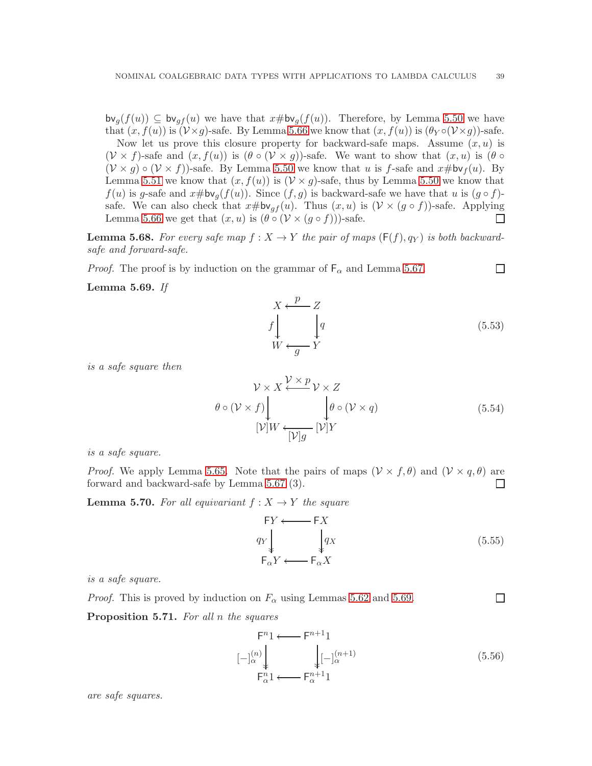$\mathsf{bv}_g(f(u)) \subseteq \mathsf{bv}_{gf}(u)$ we have that $x \# \mathsf{bv}_g(f(u))$. Therefore, by Lemma 5.50 we have that $(x, f(u))$ is $(\mathcal{V} \times g)$-safe. By Lemma 5.66 we know that $(x, f(u))$ is $(\theta_Y \circ (\mathcal{V} \times g))$-safe.

Now let us prove this closure property for backward-safe maps. Assume $(x, u)$ is $(\mathcal{V} \times f)$-safe and $(x, f(u))$ is $(\theta \circ (\mathcal{V} \times g))$-safe. We want to show that $(x, u)$ is $(\theta \circ (\mathcal{V} \times g) \circ (\mathcal{V} \times f))$-safe. By Lemma 5.50 we know that $u$ is $f$-safe and $x \# \mathsf{bv}_f(u)$. By Lemma 5.51 we know that $(x, f(u))$ is $(\mathcal{V} \times g)$-safe, thus by Lemma 5.50 we know that $f(u)$ is $g$-safe and $x \# \mathsf{bv}_g(f(u))$. Since $(f, g)$ is backward-safe we have that $u$ is $(g \circ f)$-safe. We can also check that $x \# \mathsf{bv}_{gf}(u)$. Thus $(x, u)$ is $(\mathcal{V} \times (g \circ f))$-safe. Applying Lemma 5.66 we get that $(x, u)$ is $(\theta \circ (\mathcal{V} \times (g \circ f)))$-safe. ☐

**Lemma 5.68.** *For every safe map $f : X \to Y$ the pair of maps $(\mathsf{F}(f), q_Y)$ is both backward-safe and forward-safe.*

*Proof.* The proof is by induction on the grammar of $\mathsf{F}_\alpha$ and Lemma 5.67. ☐

**Lemma 5.69.** *If*

$$\begin{array}{ccc} X & \xleftarrow{\;p\;} & Z \\ {\scriptstyle f}\downarrow & & \downarrow{\scriptstyle q} \\ W & \xleftarrow[\;g\;]{} & Y \end{array} \tag{5.53}$$

*is a safe square then*

$$\begin{array}{ccc} \mathcal{V} \times X & \xleftarrow{\;\mathcal{V} \times p\;} & \mathcal{V} \times Z \\ {\scriptstyle \theta \circ (\mathcal{V} \times f)}\downarrow & & \downarrow{\scriptstyle \theta \circ (\mathcal{V} \times q)} \\ [\mathcal{V}]W & \xleftarrow[\;[\mathcal{V}]g\;]{} & [\mathcal{V}]Y \end{array} \tag{5.54}$$

*is a safe square.*

*Proof.* We apply Lemma 5.65. Note that the pairs of maps $(\mathcal{V} \times f, \theta)$ and $(\mathcal{V} \times q, \theta)$ are forward and backward-safe by Lemma 5.67 (3). ☐

**Lemma 5.70.** *For all equivariant $f : X \to Y$ the square*

$$\begin{array}{ccc} \mathsf{F}Y & \longleftarrow & \mathsf{F}X \\ {\scriptstyle q_Y}\downarrow & & \downarrow{\scriptstyle q_X} \\ \mathsf{F}_\alpha Y & \longleftarrow & \mathsf{F}_\alpha X \end{array} \tag{5.55}$$

*is a safe square.*

*Proof.* This is proved by induction on $F_\alpha$ using Lemmas 5.62 and 5.69. ☐

**Proposition 5.71.** *For all $n$ the squares*

$$\begin{array}{ccc} \mathsf{F}^n 1 & \longleftarrow & \mathsf{F}^{n+1} 1 \\ {\scriptstyle [-]^{(n)}_\alpha}\downarrow & & \downarrow{\scriptstyle [-]^{(n+1)}_\alpha} \\ \mathsf{F}^n_\alpha 1 & \longleftarrow & \mathsf{F}^{n+1}_\alpha 1 \end{array} \tag{5.56}$$

*are safe squares.*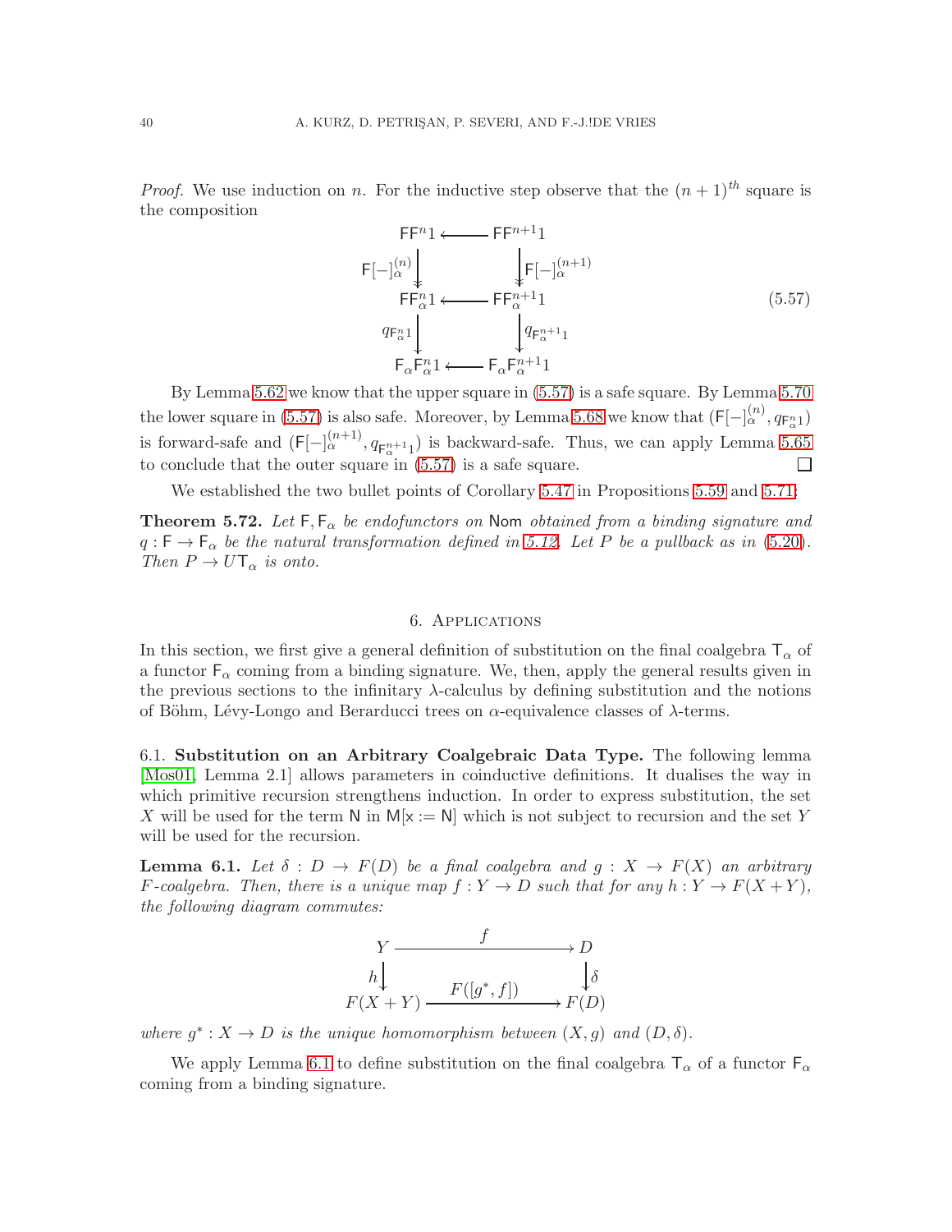*Proof.* We use induction on $n$. For the inductive step observe that the $(n+1)^{th}$ square is the composition

$$
\begin{array}{ccc}
\mathsf{F}\mathsf{F}^n 1 & \longleftarrow & \mathsf{F}\mathsf{F}^{n+1} 1 \\
{\scriptstyle \mathsf{F}[-]_\alpha^{(n)}} \downarrow & & \downarrow {\scriptstyle \mathsf{F}[-]_\alpha^{(n+1)}} \\
\mathsf{F}\mathsf{F}_\alpha^n 1 & \longleftarrow & \mathsf{F}\mathsf{F}_\alpha^{n+1} 1 \\
{\scriptstyle q_{\mathsf{F}_\alpha^n 1}} \downarrow & & \downarrow {\scriptstyle q_{\mathsf{F}_\alpha^{n+1} 1}} \\
\mathsf{F}_\alpha \mathsf{F}_\alpha^n 1 & \longleftarrow & \mathsf{F}_\alpha \mathsf{F}_\alpha^{n+1} 1
\end{array}
\tag{5.57}
$$

By Lemma 5.62 we know that the upper square in (5.57) is a safe square. By Lemma 5.70 the lower square in (5.57) is also safe. Moreover, by Lemma 5.68 we know that $(\mathsf{F}[-]_\alpha^{(n)}, q_{\mathsf{F}_\alpha^n 1})$ is forward-safe and $(\mathsf{F}[-]_\alpha^{(n+1)}, q_{\mathsf{F}_\alpha^{n+1} 1})$ is backward-safe. Thus, we can apply Lemma 5.65 to conclude that the outer square in (5.57) is a safe square. $\square$

We established the two bullet points of Corollary 5.47 in Propositions 5.59 and 5.71:

**Theorem 5.72.** *Let $\mathsf{F}, \mathsf{F}_\alpha$ be endofunctors on* $\mathsf{Nom}$ *obtained from a binding signature and $q : \mathsf{F} \to \mathsf{F}_\alpha$ be the natural transformation defined in 5.12. Let $P$ be a pullback as in (5.20). Then $P \to U\mathsf{T}_\alpha$ is onto.*

## 6. Applications

In this section, we first give a general definition of substitution on the final coalgebra $\mathsf{T}_\alpha$ of a functor $\mathsf{F}_\alpha$ coming from a binding signature. We, then, apply the general results given in the previous sections to the infinitary $\lambda$-calculus by defining substitution and the notions of Böhm, Lévy-Longo and Berarducci trees on $\alpha$-equivalence classes of $\lambda$-terms.

### 6.1. Substitution on an Arbitrary Coalgebraic Data Type.

The following lemma [Mos01, Lemma 2.1] allows parameters in coinductive definitions. It dualises the way in which primitive recursion strengthens induction. In order to express substitution, the set $X$ will be used for the term $\mathsf{N}$ in $\mathsf{M}[\mathsf{x} := \mathsf{N}]$ which is not subject to recursion and the set $Y$ will be used for the recursion.

**Lemma 6.1.** *Let $\delta : D \to F(D)$ be a final coalgebra and $g : X \to F(X)$ an arbitrary $F$-coalgebra. Then, there is a unique map $f : Y \to D$ such that for any $h : Y \to F(X + Y)$, the following diagram commutes:*

$$
\begin{array}{ccc}
Y & \xrightarrow{\quad f \quad} & D \\
{\scriptstyle h} \downarrow & & \downarrow {\scriptstyle \delta} \\
F(X+Y) & \xrightarrow{\quad F([g^*, f]) \quad} & F(D)
\end{array}
$$

*where $g^* : X \to D$ is the unique homomorphism between $(X, g)$ and $(D, \delta)$.*

We apply Lemma 6.1 to define substitution on the final coalgebra $\mathsf{T}_\alpha$ of a functor $\mathsf{F}_\alpha$ coming from a binding signature.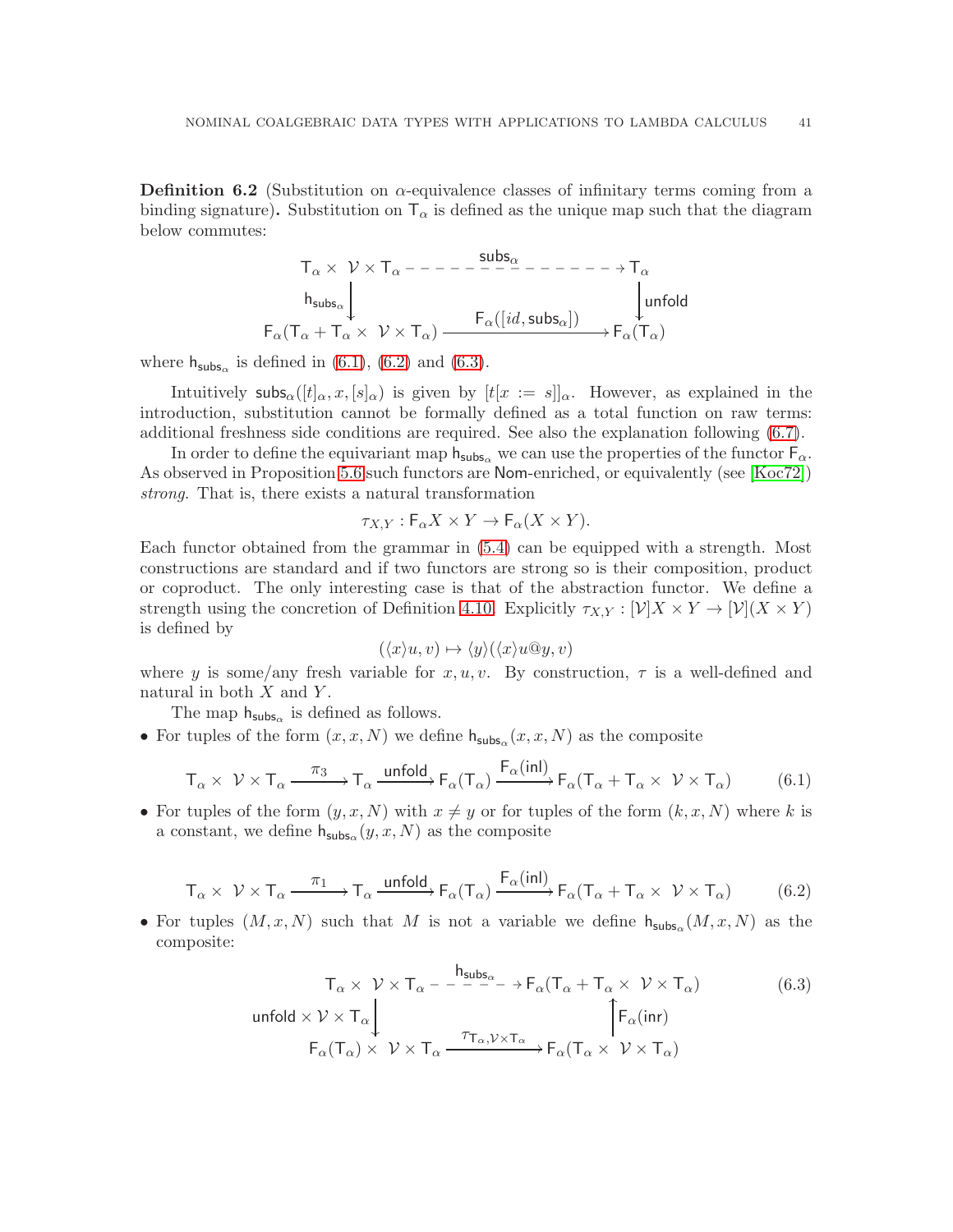**Definition 6.2** (Substitution on $\alpha$-equivalence classes of infinitary terms coming from a binding signature)**.** Substitution on $\mathsf{T}_\alpha$ is defined as the unique map such that the diagram below commutes:

$$\begin{array}{ccc}
\mathsf{T}_\alpha \times \mathcal{V} \times \mathsf{T}_\alpha & \xrightarrow{\quad \mathsf{subs}_\alpha \quad} & \mathsf{T}_\alpha \\
\Big\downarrow {\scriptstyle \mathsf{h}_{\mathsf{subs}_\alpha}} & & \Big\downarrow {\scriptstyle \mathsf{unfold}} \\
\mathsf{F}_\alpha(\mathsf{T}_\alpha + \mathsf{T}_\alpha \times \mathcal{V} \times \mathsf{T}_\alpha) & \xrightarrow{\mathsf{F}_\alpha([id, \mathsf{subs}_\alpha])} & \mathsf{F}_\alpha(\mathsf{T}_\alpha)
\end{array}$$

where $\mathsf{h}_{\mathsf{subs}_\alpha}$ is defined in (6.1), (6.2) and (6.3).

Intuitively $\mathsf{subs}_\alpha([t]_\alpha, x, [s]_\alpha)$ is given by $[t[x := s]]_\alpha$. However, as explained in the introduction, substitution cannot be formally defined as a total function on raw terms: additional freshness side conditions are required. See also the explanation following (6.7).

In order to define the equivariant map $\mathsf{h}_{\mathsf{subs}_\alpha}$ we can use the properties of the functor $\mathsf{F}_\alpha$. As observed in Proposition 5.6 such functors are $\mathsf{Nom}$-enriched, or equivalently (see [Koc72]) *strong*. That is, there exists a natural transformation

$$\tau_{X,Y} : \mathsf{F}_\alpha X \times Y \to \mathsf{F}_\alpha(X \times Y).$$

Each functor obtained from the grammar in (5.4) can be equipped with a strength. Most constructions are standard and if two functors are strong so is their composition, product or coproduct. The only interesting case is that of the abstraction functor. We define a strength using the concretion of Definition 4.10. Explicitly $\tau_{X,Y} : [\mathcal{V}]X \times Y \to [\mathcal{V}](X \times Y)$ is defined by

$$(\langle x \rangle u, v) \mapsto \langle y \rangle (\langle x \rangle u@y, v)$$

where $y$ is some/any fresh variable for $x, u, v$. By construction, $\tau$ is a well-defined and natural in both $X$ and $Y$.

The map $\mathsf{h}_{\mathsf{subs}_\alpha}$ is defined as follows.

- For tuples of the form $(x, x, N)$ we define $\mathsf{h}_{\mathsf{subs}_\alpha}(x, x, N)$ as the composite

$$\mathsf{T}_\alpha \times \mathcal{V} \times \mathsf{T}_\alpha \xrightarrow{\pi_3} \mathsf{T}_\alpha \xrightarrow{\mathsf{unfold}} \mathsf{F}_\alpha(\mathsf{T}_\alpha) \xrightarrow{\mathsf{F}_\alpha(\mathsf{inl})} \mathsf{F}_\alpha(\mathsf{T}_\alpha + \mathsf{T}_\alpha \times \mathcal{V} \times \mathsf{T}_\alpha) \tag{6.1}$$

- For tuples of the form $(y, x, N)$ with $x \neq y$ or for tuples of the form $(k, x, N)$ where $k$ is a constant, we define $\mathsf{h}_{\mathsf{subs}_\alpha}(y, x, N)$ as the composite

$$\mathsf{T}_\alpha \times \mathcal{V} \times \mathsf{T}_\alpha \xrightarrow{\pi_1} \mathsf{T}_\alpha \xrightarrow{\mathsf{unfold}} \mathsf{F}_\alpha(\mathsf{T}_\alpha) \xrightarrow{\mathsf{F}_\alpha(\mathsf{inl})} \mathsf{F}_\alpha(\mathsf{T}_\alpha + \mathsf{T}_\alpha \times \mathcal{V} \times \mathsf{T}_\alpha) \tag{6.2}$$

- For tuples $(M, x, N)$ such that $M$ is not a variable we define $\mathsf{h}_{\mathsf{subs}_\alpha}(M, x, N)$ as the composite:

$$\begin{array}{ccc}
\mathsf{T}_\alpha \times \mathcal{V} \times \mathsf{T}_\alpha & \xrightarrow{\quad \mathsf{h}_{\mathsf{subs}_\alpha} \quad} & \mathsf{F}_\alpha(\mathsf{T}_\alpha + \mathsf{T}_\alpha \times \mathcal{V} \times \mathsf{T}_\alpha) \\
\Big\downarrow {\scriptstyle \mathsf{unfold} \times \mathcal{V} \times \mathsf{T}_\alpha} & & \Big\uparrow {\scriptstyle \mathsf{F}_\alpha(\mathsf{inr})} \\
\mathsf{F}_\alpha(\mathsf{T}_\alpha) \times \mathcal{V} \times \mathsf{T}_\alpha & \xrightarrow{\tau_{\mathsf{T}_\alpha, \mathcal{V} \times \mathsf{T}_\alpha}} & \mathsf{F}_\alpha(\mathsf{T}_\alpha \times \mathcal{V} \times \mathsf{T}_\alpha)
\end{array} \tag{6.3}$$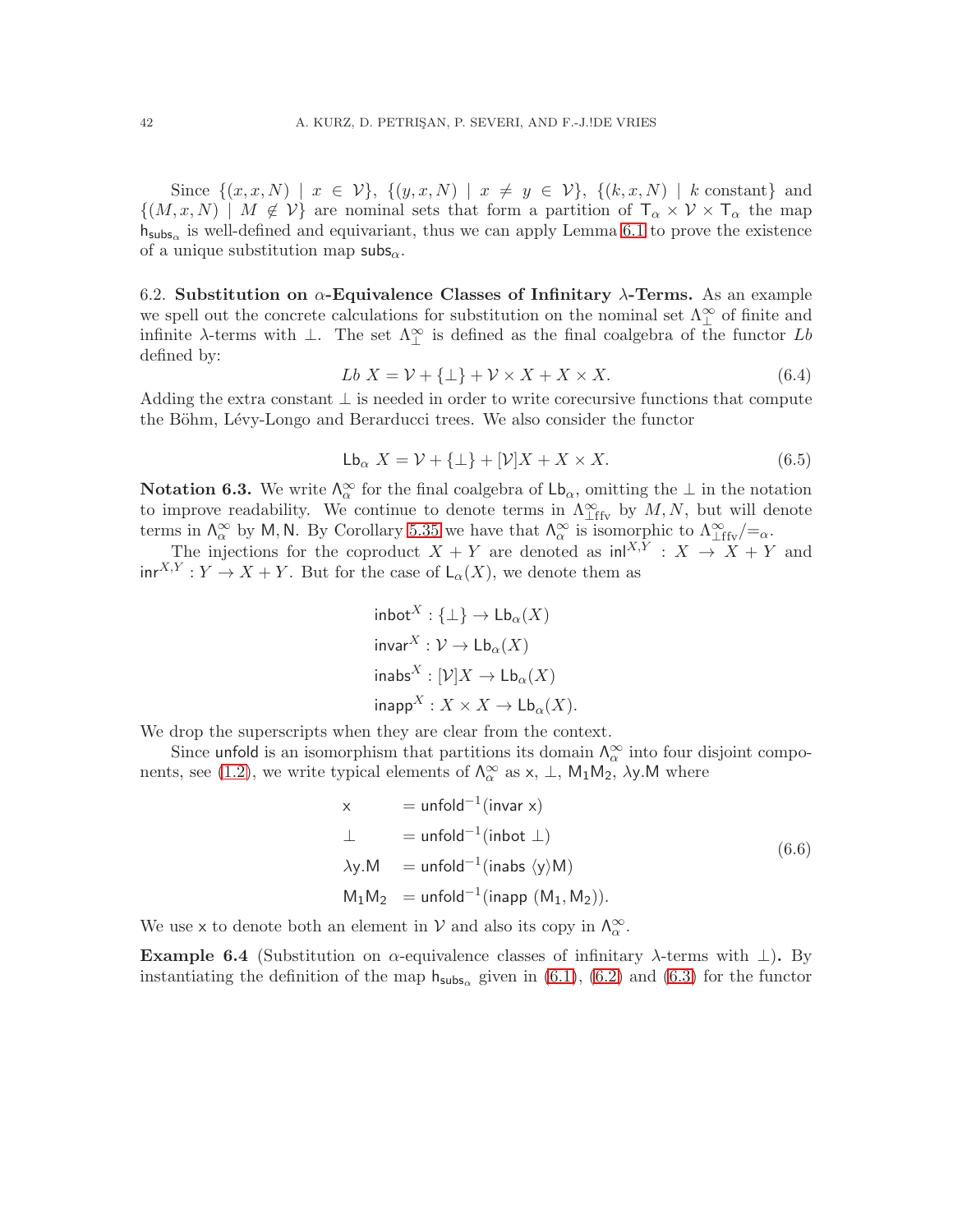Since $\{(x, x, N) \mid x \in \mathcal{V}\}$, $\{(y, x, N) \mid x \neq y \in \mathcal{V}\}$, $\{(k, x, N) \mid k \text{ constant}\}$ and $\{(M, x, N) \mid M \notin \mathcal{V}\}$ are nominal sets that form a partition of $\mathsf{T}_\alpha \times \mathcal{V} \times \mathsf{T}_\alpha$ the map $\mathsf{h}_{\mathsf{subs}_\alpha}$ is well-defined and equivariant, thus we can apply Lemma 6.1 to prove the existence of a unique substitution map $\mathsf{subs}_\alpha$.

6.2. **Substitution on $\alpha$-Equivalence Classes of Infinitary $\lambda$-Terms.** As an example we spell out the concrete calculations for substitution on the nominal set $\Lambda^\infty_\perp$ of finite and infinite $\lambda$-terms with $\perp$. The set $\Lambda^\infty_\perp$ is defined as the final coalgebra of the functor $Lb$ defined by:

$$Lb\ X = \mathcal{V} + \{\perp\} + \mathcal{V} \times X + X \times X. \tag{6.4}$$

Adding the extra constant $\perp$ is needed in order to write corecursive functions that compute the Böhm, Lévy-Longo and Berarducci trees. We also consider the functor

$$\mathsf{Lb}_\alpha\ X = \mathcal{V} + \{\perp\} + [\mathcal{V}]X + X \times X. \tag{6.5}$$

**Notation 6.3.** We write $\mathsf{\Lambda}^\infty_\alpha$ for the final coalgebra of $\mathsf{Lb}_\alpha$, omitting the $\perp$ in the notation to improve readability. We continue to denote terms in $\Lambda^\infty_{\perp\mathrm{ffv}}$ by $M, N$, but will denote terms in $\mathsf{\Lambda}^\infty_\alpha$ by $\mathsf{M}, \mathsf{N}$. By Corollary 5.35 we have that $\mathsf{\Lambda}^\infty_\alpha$ is isomorphic to $\Lambda^\infty_{\perp\mathrm{ffv}}/{=_\alpha}$.

The injections for the coproduct $X + Y$ are denoted as $\mathsf{inl}^{X,Y} : X \to X + Y$ and $\mathsf{inr}^{X,Y} : Y \to X + Y$. But for the case of $\mathsf{L}_\alpha(X)$, we denote them as

$$\begin{aligned}
&\mathsf{inbot}^X : \{\perp\} \to \mathsf{Lb}_\alpha(X)\\
&\mathsf{invar}^X : \mathcal{V} \to \mathsf{Lb}_\alpha(X)\\
&\mathsf{inabs}^X : [\mathcal{V}]X \to \mathsf{Lb}_\alpha(X)\\
&\mathsf{inapp}^X : X \times X \to \mathsf{Lb}_\alpha(X).
\end{aligned}$$

We drop the superscripts when they are clear from the context.

Since $\mathsf{unfold}$ is an isomorphism that partitions its domain $\mathsf{\Lambda}^\infty_\alpha$ into four disjoint components, see (1.2), we write typical elements of $\mathsf{\Lambda}^\infty_\alpha$ as $\mathsf{x}$, $\perp$, $\mathsf{M}_1\mathsf{M}_2$, $\lambda\mathsf{y}.\mathsf{M}$ where

$$\begin{aligned}
\mathsf{x} \quad &= \mathsf{unfold}^{-1}(\mathsf{invar}\ \mathsf{x})\\
\perp \quad &= \mathsf{unfold}^{-1}(\mathsf{inbot}\ \perp)\\
\lambda\mathsf{y}.\mathsf{M} \quad &= \mathsf{unfold}^{-1}(\mathsf{inabs}\ \langle\mathsf{y}\rangle\mathsf{M})\\
\mathsf{M}_1\mathsf{M}_2 \quad &= \mathsf{unfold}^{-1}(\mathsf{inapp}\ (\mathsf{M}_1, \mathsf{M}_2)).
\end{aligned} \tag{6.6}$$

We use $\mathsf{x}$ to denote both an element in $\mathcal{V}$ and also its copy in $\mathsf{\Lambda}^\infty_\alpha$.

**Example 6.4** (Substitution on $\alpha$-equivalence classes of infinitary $\lambda$-terms with $\perp$)**.** By instantiating the definition of the map $\mathsf{h}_{\mathsf{subs}_\alpha}$ given in (6.1), (6.2) and (6.3) for the functor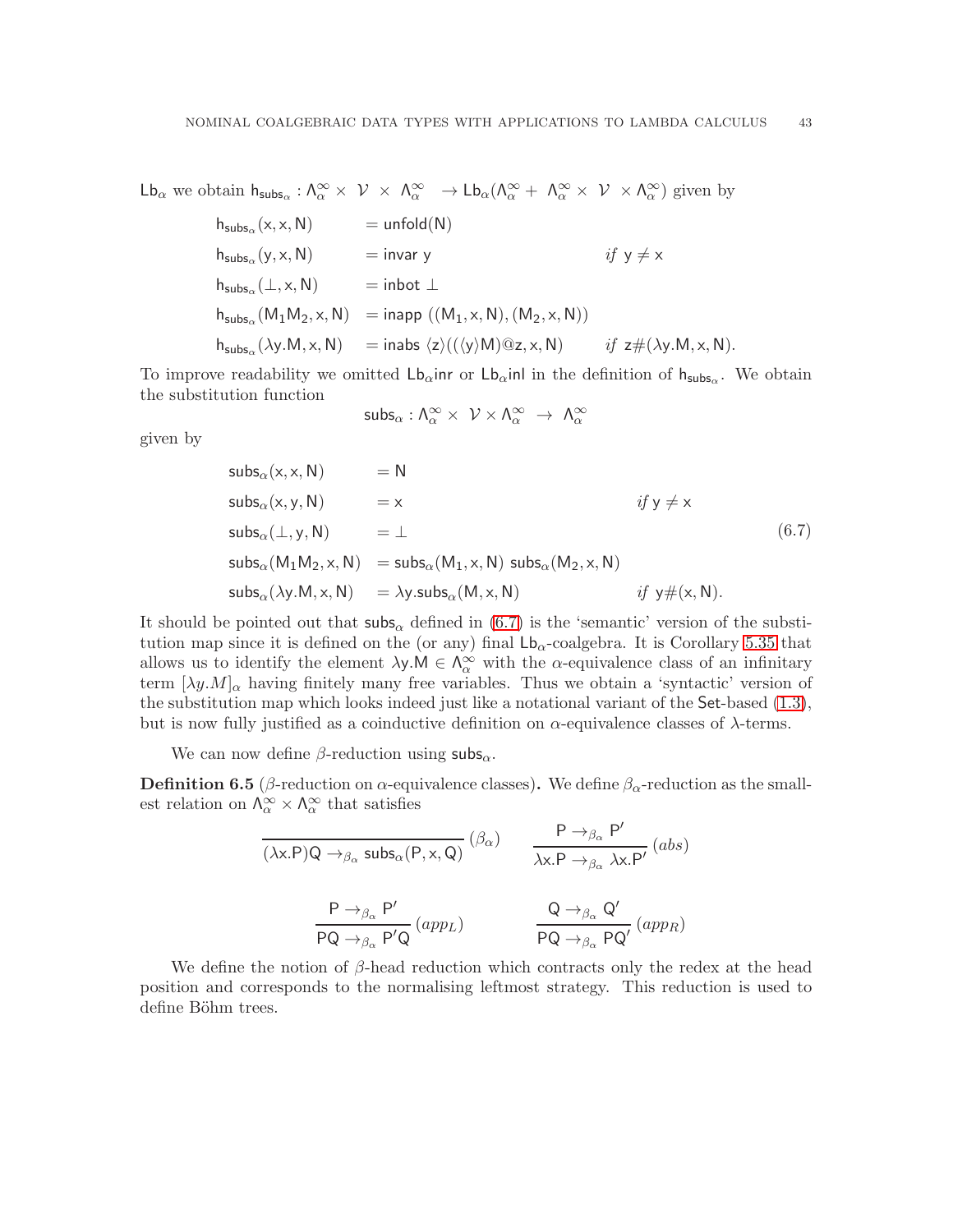$\mathsf{Lb}_\alpha$ we obtain $\mathsf{h}_{\mathsf{subs}_\alpha} : \Lambda^\infty_\alpha \times \mathcal{V} \times \Lambda^\infty_\alpha \to \mathsf{Lb}_\alpha(\Lambda^\infty_\alpha + \Lambda^\infty_\alpha \times \mathcal{V} \times \Lambda^\infty_\alpha)$ given by

$$
\begin{aligned}
&\mathsf{h}_{\mathsf{subs}_\alpha}(\mathsf{x},\mathsf{x},\mathsf{N}) && = \mathsf{unfold}(\mathsf{N}) && \\
&\mathsf{h}_{\mathsf{subs}_\alpha}(\mathsf{y},\mathsf{x},\mathsf{N}) && = \mathsf{invar}\ \mathsf{y} && \textit{if } \mathsf{y} \neq \mathsf{x} \\
&\mathsf{h}_{\mathsf{subs}_\alpha}(\bot,\mathsf{x},\mathsf{N}) && = \mathsf{inbot}\ \bot && \\
&\mathsf{h}_{\mathsf{subs}_\alpha}(\mathsf{M}_1\mathsf{M}_2,\mathsf{x},\mathsf{N}) && = \mathsf{inapp}\ ((\mathsf{M}_1,\mathsf{x},\mathsf{N}),(\mathsf{M}_2,\mathsf{x},\mathsf{N})) && \\
&\mathsf{h}_{\mathsf{subs}_\alpha}(\lambda\mathsf{y}.\mathsf{M},\mathsf{x},\mathsf{N}) && = \mathsf{inabs}\ \langle\mathsf{z}\rangle((\langle\mathsf{y}\rangle\mathsf{M})@\mathsf{z},\mathsf{x},\mathsf{N}) && \textit{if } \mathsf{z}\#(\lambda\mathsf{y}.\mathsf{M},\mathsf{x},\mathsf{N}).
\end{aligned}
$$

To improve readability we omitted $\mathsf{Lb}_\alpha\mathsf{inr}$ or $\mathsf{Lb}_\alpha\mathsf{inl}$ in the definition of $\mathsf{h}_{\mathsf{subs}_\alpha}$. We obtain the substitution function

$$\mathsf{subs}_\alpha : \Lambda^\infty_\alpha \times \mathcal{V} \times \Lambda^\infty_\alpha \to \Lambda^\infty_\alpha$$

given by

$$
\begin{aligned}
&\mathsf{subs}_\alpha(\mathsf{x},\mathsf{x},\mathsf{N}) && = \mathsf{N} && \\
&\mathsf{subs}_\alpha(\mathsf{x},\mathsf{y},\mathsf{N}) && = \mathsf{x} && \textit{if } \mathsf{y} \neq \mathsf{x} \\
&\mathsf{subs}_\alpha(\bot,\mathsf{y},\mathsf{N}) && = \bot && \\
&\mathsf{subs}_\alpha(\mathsf{M}_1\mathsf{M}_2,\mathsf{x},\mathsf{N}) && = \mathsf{subs}_\alpha(\mathsf{M}_1,\mathsf{x},\mathsf{N})\ \mathsf{subs}_\alpha(\mathsf{M}_2,\mathsf{x},\mathsf{N}) && \\
&\mathsf{subs}_\alpha(\lambda\mathsf{y}.\mathsf{M},\mathsf{x},\mathsf{N}) && = \lambda\mathsf{y}.\mathsf{subs}_\alpha(\mathsf{M},\mathsf{x},\mathsf{N}) && \textit{if } \mathsf{y}\#(\mathsf{x},\mathsf{N}).
\end{aligned}
\tag{6.7}
$$

It should be pointed out that $\mathsf{subs}_\alpha$ defined in (6.7) is the 'semantic' version of the substitution map since it is defined on the (or any) final $\mathsf{Lb}_\alpha$-coalgebra. It is Corollary 5.35 that allows us to identify the element $\lambda\mathsf{y}.\mathsf{M} \in \Lambda^\infty_\alpha$ with the $\alpha$-equivalence class of an infinitary term $[\lambda y.M]_\alpha$ having finitely many free variables. Thus we obtain a 'syntactic' version of the substitution map which looks indeed just like a notational variant of the $\mathsf{Set}$-based (1.3), but is now fully justified as a coinductive definition on $\alpha$-equivalence classes of $\lambda$-terms.

We can now define $\beta$-reduction using $\mathsf{subs}_\alpha$.

**Definition 6.5** ($\beta$-reduction on $\alpha$-equivalence classes)**.** We define $\beta_\alpha$-reduction as the smallest relation on $\Lambda^\infty_\alpha \times \Lambda^\infty_\alpha$ that satisfies

$$
\frac{}{(\lambda\mathsf{x}.\mathsf{P})\mathsf{Q} \to_{\beta_\alpha} \mathsf{subs}_\alpha(\mathsf{P},\mathsf{x},\mathsf{Q})}\,(\beta_\alpha)
\qquad
\frac{\mathsf{P} \to_{\beta_\alpha} \mathsf{P}'}{\lambda\mathsf{x}.\mathsf{P} \to_{\beta_\alpha} \lambda\mathsf{x}.\mathsf{P}'}\,(abs)
$$

$$
\frac{\mathsf{P} \to_{\beta_\alpha} \mathsf{P}'}{\mathsf{P}\mathsf{Q} \to_{\beta_\alpha} \mathsf{P}'\mathsf{Q}}\,(app_L)
\qquad
\frac{\mathsf{Q} \to_{\beta_\alpha} \mathsf{Q}'}{\mathsf{P}\mathsf{Q} \to_{\beta_\alpha} \mathsf{P}\mathsf{Q}'}\,(app_R)
$$

We define the notion of $\beta$-head reduction which contracts only the redex at the head position and corresponds to the normalising leftmost strategy. This reduction is used to define Böhm trees.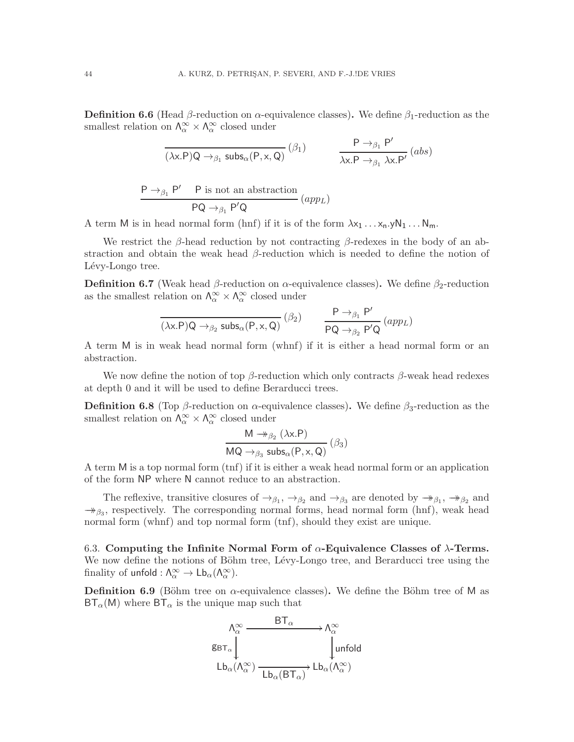**Definition 6.6** (Head $\beta$-reduction on $\alpha$-equivalence classes)**.** We define $\beta_1$-reduction as the smallest relation on $\Lambda^\infty_\alpha \times \Lambda^\infty_\alpha$ closed under

$$\frac{}{(\lambda x.P)Q \to_{\beta_1} \mathsf{subs}_\alpha(P, x, Q)}\,(\beta_1) \qquad \frac{P \to_{\beta_1} P'}{\lambda x.P \to_{\beta_1} \lambda x.P'}\,(abs)$$

$$\frac{P \to_{\beta_1} P' \quad P \text{ is not an abstraction}}{PQ \to_{\beta_1} P'Q}\,(app_L)$$

A term M is in head normal form (hnf) if it is of the form $\lambda x_1 \ldots x_n.yN_1 \ldots N_m$.

We restrict the $\beta$-head reduction by not contracting $\beta$-redexes in the body of an abstraction and obtain the weak head $\beta$-reduction which is needed to define the notion of Lévy-Longo tree.

**Definition 6.7** (Weak head $\beta$-reduction on $\alpha$-equivalence classes)**.** We define $\beta_2$-reduction as the smallest relation on $\Lambda^\infty_\alpha \times \Lambda^\infty_\alpha$ closed under

$$\frac{}{(\lambda x.P)Q \to_{\beta_2} \mathsf{subs}_\alpha(P, x, Q)}\,(\beta_2) \qquad \frac{P \to_{\beta_1} P'}{PQ \to_{\beta_2} P'Q}\,(app_L)$$

A term M is in weak head normal form (whnf) if it is either a head normal form or an abstraction.

We now define the notion of top $\beta$-reduction which only contracts $\beta$-weak head redexes at depth 0 and it will be used to define Berarducci trees.

**Definition 6.8** (Top $\beta$-reduction on $\alpha$-equivalence classes)**.** We define $\beta_3$-reduction as the smallest relation on $\Lambda^\infty_\alpha \times \Lambda^\infty_\alpha$ closed under

$$\frac{M \twoheadrightarrow_{\beta_2} (\lambda x.P)}{MQ \to_{\beta_3} \mathsf{subs}_\alpha(P, x, Q)}\,(\beta_3)$$

A term M is a top normal form (tnf) if it is either a weak head normal form or an application of the form NP where N cannot reduce to an abstraction.

The reflexive, transitive closures of $\to_{\beta_1}$, $\to_{\beta_2}$ and $\to_{\beta_3}$ are denoted by $\twoheadrightarrow_{\beta_1}$, $\twoheadrightarrow_{\beta_2}$ and $\twoheadrightarrow_{\beta_3}$, respectively. The corresponding normal forms, head normal form (hnf), weak head normal form (whnf) and top normal form (tnf), should they exist are unique.

6.3. **Computing the Infinite Normal Form of $\alpha$-Equivalence Classes of $\lambda$-Terms.** We now define the notions of Böhm tree, Lévy-Longo tree, and Berarducci tree using the finality of $\mathsf{unfold} : \Lambda^\infty_\alpha \to \mathsf{Lb}_\alpha(\Lambda^\infty_\alpha)$.

**Definition 6.9** (Böhm tree on $\alpha$-equivalence classes)**.** We define the Böhm tree of M as $\mathsf{BT}_\alpha(M)$ where $\mathsf{BT}_\alpha$ is the unique map such that

$$\begin{array}{ccc}
\Lambda^\infty_\alpha & \xrightarrow{\mathsf{BT}_\alpha} & \Lambda^\infty_\alpha \\
\Big\downarrow {\scriptstyle g_{\mathsf{BT}_\alpha}} & & \Big\downarrow {\scriptstyle \mathsf{unfold}} \\
\mathsf{Lb}_\alpha(\Lambda^\infty_\alpha) & \xrightarrow[\mathsf{Lb}_\alpha(\mathsf{BT}_\alpha)]{} & \mathsf{Lb}_\alpha(\Lambda^\infty_\alpha)
\end{array}$$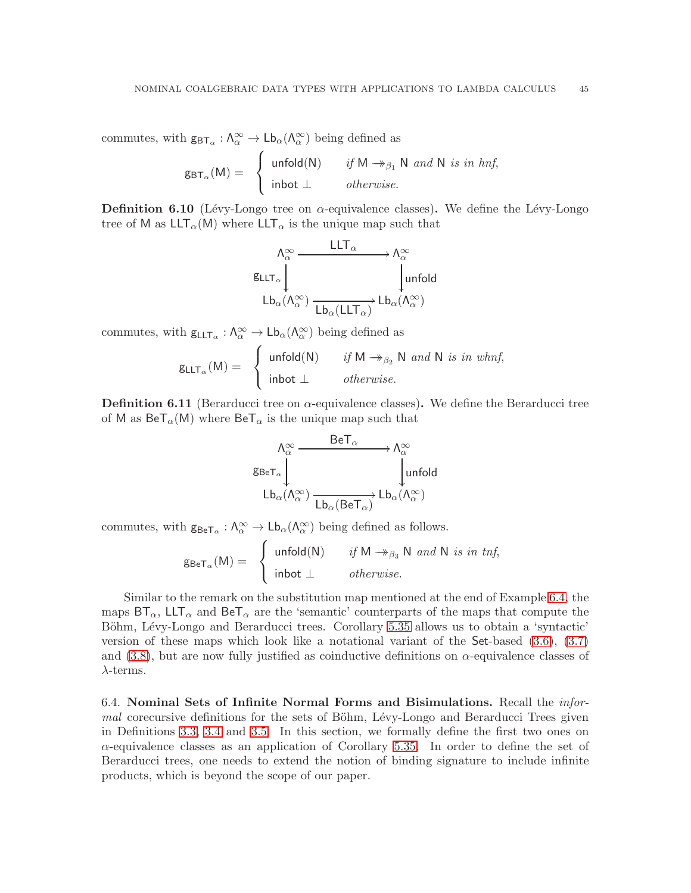commutes, with $\mathsf{g}_{\mathsf{BT}_\alpha} : \Lambda^\infty_\alpha \to \mathsf{Lb}_\alpha(\Lambda^\infty_\alpha)$ being defined as

$$\mathsf{g}_{\mathsf{BT}_\alpha}(\mathsf{M}) = \begin{cases} \mathsf{unfold}(\mathsf{N}) & \textit{if } \mathsf{M} \twoheadrightarrow_{\beta_1} \mathsf{N} \textit{ and } \mathsf{N} \textit{ is in hnf,} \\ \mathsf{inbot}\ \bot & \textit{otherwise.} \end{cases}$$

**Definition 6.10** (Lévy-Longo tree on $\alpha$-equivalence classes)**.** We define the Lévy-Longo tree of $\mathsf{M}$ as $\mathsf{LLT}_\alpha(\mathsf{M})$ where $\mathsf{LLT}_\alpha$ is the unique map such that

$$\begin{array}{ccc} \Lambda^\infty_\alpha & \xrightarrow{\quad \mathsf{LLT}_\alpha \quad} & \Lambda^\infty_\alpha \\ {\scriptstyle \mathsf{g}_{\mathsf{LLT}_\alpha}}\big\downarrow & & \big\downarrow{\scriptstyle \mathsf{unfold}} \\ \mathsf{Lb}_\alpha(\Lambda^\infty_\alpha) & \xrightarrow[\mathsf{Lb}_\alpha(\mathsf{LLT}_\alpha)]{} & \mathsf{Lb}_\alpha(\Lambda^\infty_\alpha) \end{array}$$

commutes, with $\mathsf{g}_{\mathsf{LLT}_\alpha} : \Lambda^\infty_\alpha \to \mathsf{Lb}_\alpha(\Lambda^\infty_\alpha)$ being defined as

$$\mathsf{g}_{\mathsf{LLT}_\alpha}(\mathsf{M}) = \begin{cases} \mathsf{unfold}(\mathsf{N}) & \textit{if } \mathsf{M} \twoheadrightarrow_{\beta_2} \mathsf{N} \textit{ and } \mathsf{N} \textit{ is in whnf,} \\ \mathsf{inbot}\ \bot & \textit{otherwise.} \end{cases}$$

**Definition 6.11** (Berarducci tree on $\alpha$-equivalence classes)**.** We define the Berarducci tree of $\mathsf{M}$ as $\mathsf{BeT}_\alpha(\mathsf{M})$ where $\mathsf{BeT}_\alpha$ is the unique map such that

$$\begin{array}{ccc} \Lambda^\infty_\alpha & \xrightarrow{\quad \mathsf{BeT}_\alpha \quad} & \Lambda^\infty_\alpha \\ {\scriptstyle \mathsf{g}_{\mathsf{BeT}_\alpha}}\big\downarrow & & \big\downarrow{\scriptstyle \mathsf{unfold}} \\ \mathsf{Lb}_\alpha(\Lambda^\infty_\alpha) & \xrightarrow[\mathsf{Lb}_\alpha(\mathsf{BeT}_\alpha)]{} & \mathsf{Lb}_\alpha(\Lambda^\infty_\alpha) \end{array}$$

commutes, with $\mathsf{g}_{\mathsf{BeT}_\alpha} : \Lambda^\infty_\alpha \to \mathsf{Lb}_\alpha(\Lambda^\infty_\alpha)$ being defined as follows.

$$\mathsf{g}_{\mathsf{BeT}_\alpha}(\mathsf{M}) = \begin{cases} \mathsf{unfold}(\mathsf{N}) & \textit{if } \mathsf{M} \twoheadrightarrow_{\beta_3} \mathsf{N} \textit{ and } \mathsf{N} \textit{ is in tnf,} \\ \mathsf{inbot}\ \bot & \textit{otherwise.} \end{cases}$$

Similar to the remark on the substitution map mentioned at the end of Example 6.4, the maps $\mathsf{BT}_\alpha$, $\mathsf{LLT}_\alpha$ and $\mathsf{BeT}_\alpha$ are the 'semantic' counterparts of the maps that compute the Böhm, Lévy-Longo and Berarducci trees. Corollary 5.35 allows us to obtain a 'syntactic' version of these maps which look like a notational variant of the $\mathsf{Set}$-based (3.6), (3.7) and (3.8), but are now fully justified as coinductive definitions on $\alpha$-equivalence classes of $\lambda$-terms.

6.4. **Nominal Sets of Infinite Normal Forms and Bisimulations.** Recall the *informal* corecursive definitions for the sets of Böhm, Lévy-Longo and Berarducci Trees given in Definitions 3.3, 3.4 and 3.5. In this section, we formally define the first two ones on $\alpha$-equivalence classes as an application of Corollary 5.35. In order to define the set of Berarducci trees, one needs to extend the notion of binding signature to include infinite products, which is beyond the scope of our paper.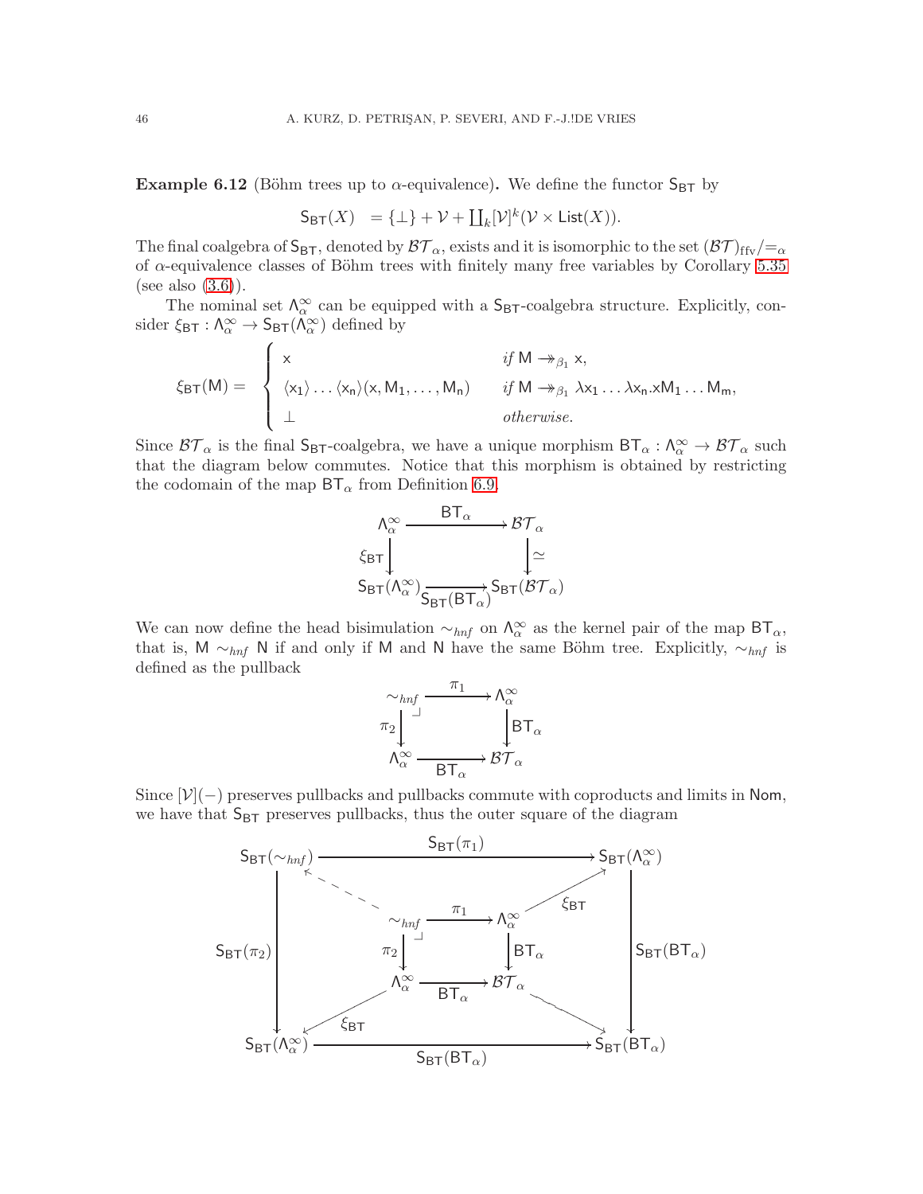**Example 6.12** (Böhm trees up to $\alpha$-equivalence)**.** We define the functor $\mathsf{S_{BT}}$ by

$$\mathsf{S_{BT}}(X) \;\; = \{\bot\} + \mathcal{V} + \textstyle\coprod_k [\mathcal{V}]^k(\mathcal{V} \times \mathsf{List}(X)).$$

The final coalgebra of $\mathsf{S_{BT}}$, denoted by $\mathcal{BT}_\alpha$, exists and it is isomorphic to the set $(\mathcal{BT})_{\mathrm{ffv}}/{=_\alpha}$ of $\alpha$-equivalence classes of Böhm trees with finitely many free variables by Corollary 5.35 (see also (3.6)).

The nominal set $\Lambda^\infty_\alpha$ can be equipped with a $\mathsf{S_{BT}}$-coalgebra structure. Explicitly, consider $\xi_{\mathsf{BT}} : \Lambda^\infty_\alpha \to \mathsf{S_{BT}}(\Lambda^\infty_\alpha)$ defined by

$$\xi_{\mathsf{BT}}(\mathsf{M}) = \begin{cases} \mathsf{x} & \textit{if } \mathsf{M} \twoheadrightarrow_{\beta_1} \mathsf{x}, \\ \langle \mathsf{x_1}\rangle \dots \langle \mathsf{x_n}\rangle(\mathsf{x}, \mathsf{M_1}, \dots, \mathsf{M_n}) & \textit{if } \mathsf{M} \twoheadrightarrow_{\beta_1} \lambda \mathsf{x_1} \dots \lambda \mathsf{x_n}.\mathsf{x}\mathsf{M_1} \dots \mathsf{M_m}, \\ \bot & \textit{otherwise.} \end{cases}$$

Since $\mathcal{BT}_\alpha$ is the final $\mathsf{S_{BT}}$-coalgebra, we have a unique morphism $\mathsf{BT}_\alpha : \Lambda^\infty_\alpha \to \mathcal{BT}_\alpha$ such that the diagram below commutes. Notice that this morphism is obtained by restricting the codomain of the map $\mathsf{BT}_\alpha$ from Definition 6.9.

$$\begin{array}{ccc} \Lambda^\infty_\alpha & \xrightarrow{\mathsf{BT}_\alpha} & \mathcal{BT}_\alpha \\ {\scriptstyle \xi_{\mathsf{BT}}}\downarrow & & \downarrow{\scriptstyle \simeq} \\ \mathsf{S_{BT}}(\Lambda^\infty_\alpha) & \xrightarrow[\mathsf{S_{BT}}(\mathsf{BT}_\alpha)]{} & \mathsf{S_{BT}}(\mathcal{BT}_\alpha) \end{array}$$

We can now define the head bisimulation $\sim_{hnf}$ on $\Lambda^\infty_\alpha$ as the kernel pair of the map $\mathsf{BT}_\alpha$, that is, $\mathsf{M} \sim_{hnf} \mathsf{N}$ if and only if $\mathsf{M}$ and $\mathsf{N}$ have the same Böhm tree. Explicitly, $\sim_{hnf}$ is defined as the pullback

$$\begin{array}{ccc} \sim_{hnf} & \xrightarrow{\pi_1} & \Lambda^\infty_\alpha \\ {\scriptstyle \pi_2}\downarrow & \lrcorner & \downarrow{\scriptstyle \mathsf{BT}_\alpha} \\ \Lambda^\infty_\alpha & \xrightarrow[\mathsf{BT}_\alpha]{} & \mathcal{BT}_\alpha \end{array}$$

Since $[\mathcal{V}](-)$ preserves pullbacks and pullbacks commute with coproducts and limits in $\mathsf{Nom}$, we have that $\mathsf{S_{BT}}$ preserves pullbacks, thus the outer square of the diagram

$$\begin{array}{ccccccc} \mathsf{S_{BT}}(\sim_{hnf}) & & & \xrightarrow{\mathsf{S_{BT}}(\pi_1)} & & & \mathsf{S_{BT}}(\Lambda^\infty_\alpha) \\ & \nwarrow & & & & \nearrow{\scriptstyle \xi_{\mathsf{BT}}} & \\ & & \sim_{hnf} & \xrightarrow{\pi_1} & \Lambda^\infty_\alpha & & \\ {\scriptstyle \mathsf{S_{BT}}(\pi_2)}\downarrow & & {\scriptstyle \pi_2}\downarrow & \lrcorner & \downarrow{\scriptstyle \mathsf{BT}_\alpha} & & \downarrow{\scriptstyle \mathsf{S_{BT}}(\mathsf{BT}_\alpha)} \\ & & \Lambda^\infty_\alpha & \xrightarrow[\mathsf{BT}_\alpha]{} & \mathcal{BT}_\alpha & & \\ & \swarrow{\scriptstyle \xi_{\mathsf{BT}}} & & & & \searrow & \\ \mathsf{S_{BT}}(\Lambda^\infty_\alpha) & & & \xrightarrow[\mathsf{S_{BT}}(\mathsf{BT}_\alpha)]{} & & & \mathsf{S_{BT}}(\mathsf{BT}_\alpha) \end{array}$$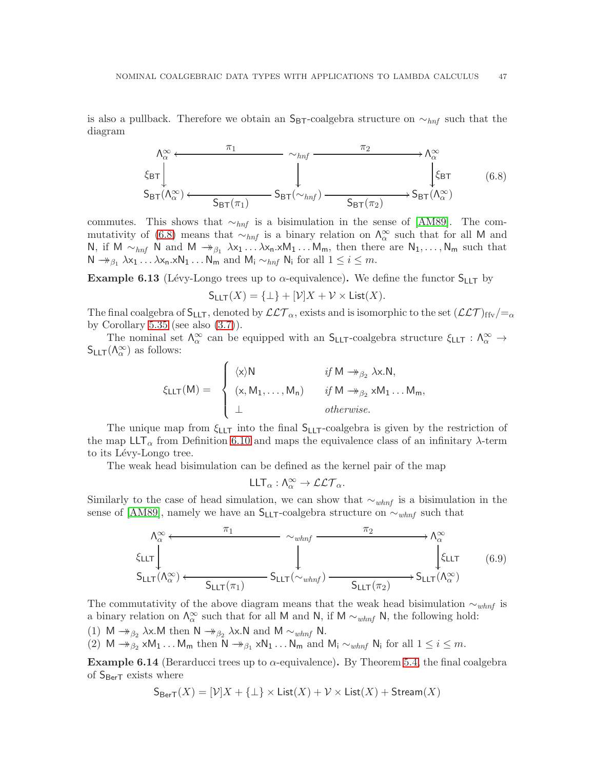is also a pullback. Therefore we obtain an $\mathsf{S}_{\mathsf{BT}}$-coalgebra structure on $\sim_{hnf}$ such that the diagram

$$\begin{array}{ccccc}
\Lambda^\infty_\alpha & \xleftarrow{\quad\pi_1\quad} & \sim_{hnf} & \xrightarrow{\quad\pi_2\quad} & \Lambda^\infty_\alpha \\
\downarrow{\scriptstyle \xi_{\mathsf{BT}}} & & \downarrow & & \downarrow{\scriptstyle \xi_{\mathsf{BT}}} \\
\mathsf{S}_{\mathsf{BT}}(\Lambda^\infty_\alpha) & \xleftarrow[\mathsf{S}_{\mathsf{BT}}(\pi_1)]{} & \mathsf{S}_{\mathsf{BT}}(\sim_{hnf}) & \xrightarrow[\mathsf{S}_{\mathsf{BT}}(\pi_2)]{} & \mathsf{S}_{\mathsf{BT}}(\Lambda^\infty_\alpha)
\end{array} \tag{6.8}$$

commutes. This shows that $\sim_{hnf}$ is a bisimulation in the sense of [AM89]. The commutativity of (6.8) means that $\sim_{hnf}$ is a binary relation on $\Lambda^\infty_\alpha$ such that for all $\mathsf{M}$ and $\mathsf{N}$, if $\mathsf{M} \sim_{hnf} \mathsf{N}$ and $\mathsf{M} \twoheadrightarrow_{\beta_1} \lambda \mathsf{x}_1 \ldots \lambda \mathsf{x}_n.\mathsf{x}\mathsf{M}_1 \ldots \mathsf{M}_m$, then there are $\mathsf{N}_1, \ldots, \mathsf{N}_m$ such that $\mathsf{N} \twoheadrightarrow_{\beta_1} \lambda \mathsf{x}_1 \ldots \lambda \mathsf{x}_n.\mathsf{x}\mathsf{N}_1 \ldots \mathsf{N}_m$ and $\mathsf{M}_i \sim_{hnf} \mathsf{N}_i$ for all $1 \le i \le m$.

**Example 6.13** (Lévy-Longo trees up to $\alpha$-equivalence)**.** We define the functor $\mathsf{S}_{\mathsf{LLT}}$ by

$$\mathsf{S}_{\mathsf{LLT}}(X) = \{\bot\} + [\mathcal{V}]X + \mathcal{V} \times \mathsf{List}(X).$$

The final coalgebra of $\mathsf{S}_{\mathsf{LLT}}$, denoted by $\mathcal{LLT}_\alpha$, exists and is isomorphic to the set $(\mathcal{LLT})_{\mathrm{ffv}}/{=_\alpha}$ by Corollary 5.35 (see also (3.7)).

The nominal set $\Lambda^\infty_\alpha$ can be equipped with an $\mathsf{S}_{\mathsf{LLT}}$-coalgebra structure $\xi_{\mathsf{LLT}} : \Lambda^\infty_\alpha \to \mathsf{S}_{\mathsf{LLT}}(\Lambda^\infty_\alpha)$ as follows:

$$\xi_{\mathsf{LLT}}(\mathsf{M}) = \begin{cases} \langle \mathsf{x} \rangle \mathsf{N} & \textit{if } \mathsf{M} \twoheadrightarrow_{\beta_2} \lambda \mathsf{x}.\mathsf{N}, \\ (\mathsf{x}, \mathsf{M}_1, \ldots, \mathsf{M}_n) & \textit{if } \mathsf{M} \twoheadrightarrow_{\beta_2} \mathsf{x}\mathsf{M}_1 \ldots \mathsf{M}_m, \\ \bot & \textit{otherwise.} \end{cases}$$

The unique map from $\xi_{\mathsf{LLT}}$ into the final $\mathsf{S}_{\mathsf{LLT}}$-coalgebra is given by the restriction of the map $\mathsf{LLT}_\alpha$ from Definition 6.10 and maps the equivalence class of an infinitary $\lambda$-term to its Lévy-Longo tree.

The weak head bisimulation can be defined as the kernel pair of the map

$$\mathsf{LLT}_\alpha : \Lambda^\infty_\alpha \to \mathcal{LLT}_\alpha.$$

Similarly to the case of head simulation, we can show that $\sim_{whnf}$ is a bisimulation in the sense of [AM89], namely we have an $\mathsf{S}_{\mathsf{LLT}}$-coalgebra structure on $\sim_{whnf}$ such that

$$\begin{array}{ccccc}
\Lambda^\infty_\alpha & \xleftarrow{\quad\pi_1\quad} & \sim_{whnf} & \xrightarrow{\quad\pi_2\quad} & \Lambda^\infty_\alpha \\
\downarrow{\scriptstyle \xi_{\mathsf{LLT}}} & & \downarrow & & \downarrow{\scriptstyle \xi_{\mathsf{LLT}}} \\
\mathsf{S}_{\mathsf{LLT}}(\Lambda^\infty_\alpha) & \xleftarrow[\mathsf{S}_{\mathsf{LLT}}(\pi_1)]{} & \mathsf{S}_{\mathsf{LLT}}(\sim_{whnf}) & \xrightarrow[\mathsf{S}_{\mathsf{LLT}}(\pi_2)]{} & \mathsf{S}_{\mathsf{LLT}}(\Lambda^\infty_\alpha)
\end{array} \tag{6.9}$$

The commutativity of the above diagram means that the weak head bisimulation $\sim_{whnf}$ is a binary relation on $\Lambda^\infty_\alpha$ such that for all $\mathsf{M}$ and $\mathsf{N}$, if $\mathsf{M} \sim_{whnf} \mathsf{N}$, the following hold:

(1) $\mathsf{M} \twoheadrightarrow_{\beta_2} \lambda \mathsf{x}.\mathsf{M}$ then $\mathsf{N} \twoheadrightarrow_{\beta_2} \lambda \mathsf{x}.\mathsf{N}$ and $\mathsf{M} \sim_{whnf} \mathsf{N}$.

(2) $\mathsf{M} \twoheadrightarrow_{\beta_2} \mathsf{x}\mathsf{M}_1 \ldots \mathsf{M}_m$ then $\mathsf{N} \twoheadrightarrow_{\beta_1} \mathsf{x}\mathsf{N}_1 \ldots \mathsf{N}_m$ and $\mathsf{M}_i \sim_{whnf} \mathsf{N}_i$ for all $1 \le i \le m$.

**Example 6.14** (Berarducci trees up to $\alpha$-equivalence)**.** By Theorem 5.4, the final coalgebra of $\mathsf{S}_{\mathsf{BerT}}$ exists where

$$\mathsf{S}_{\mathsf{BerT}}(X) = [\mathcal{V}]X + \{\bot\} \times \mathsf{List}(X) + \mathcal{V} \times \mathsf{List}(X) + \mathsf{Stream}(X)$$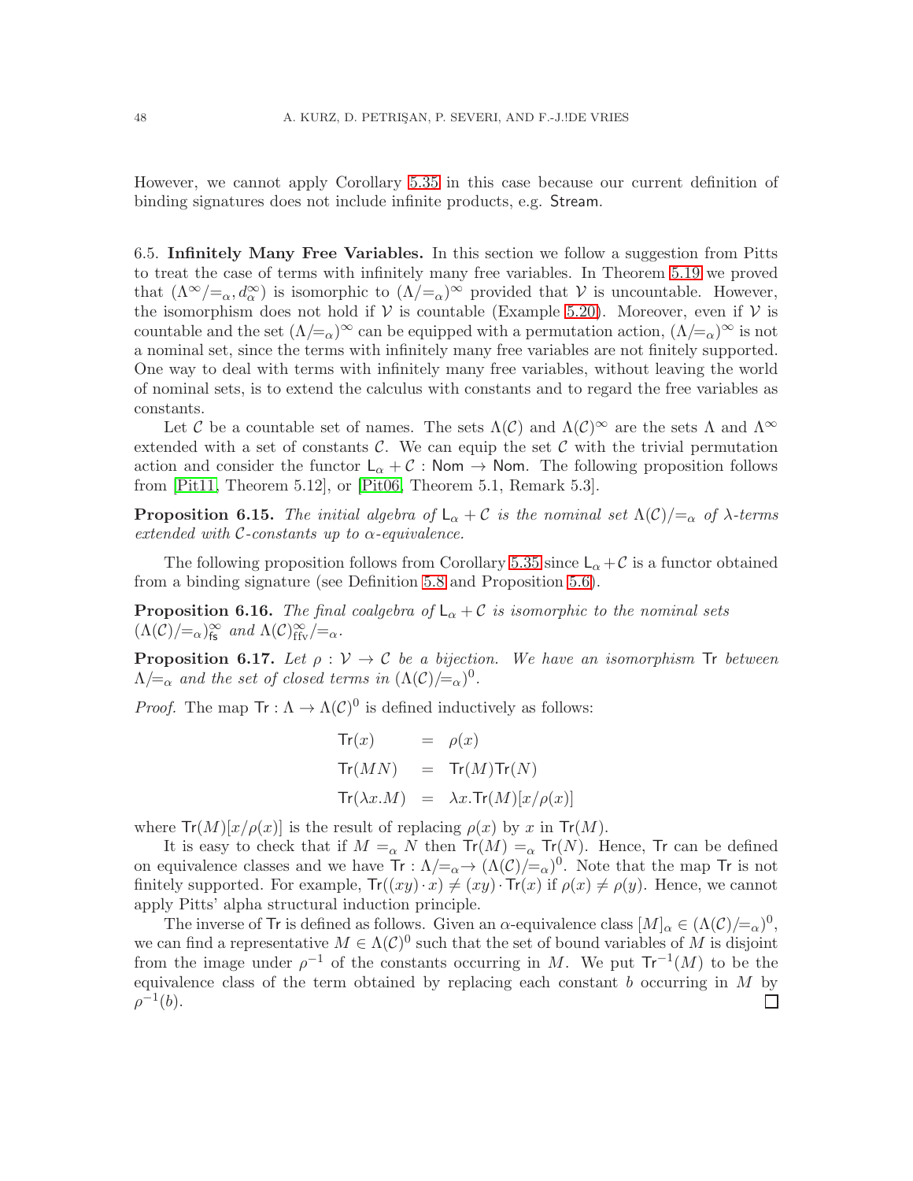However, we cannot apply Corollary 5.35 in this case because our current definition of binding signatures does not include infinite products, e.g. Stream.

6.5. **Infinitely Many Free Variables.** In this section we follow a suggestion from Pitts to treat the case of terms with infinitely many free variables. In Theorem 5.19 we proved that $(\Lambda^\infty/{=_\alpha}, d^\infty_\alpha)$ is isomorphic to $(\Lambda/{=_\alpha})^\infty$ provided that $\mathcal{V}$ is uncountable. However, the isomorphism does not hold if $\mathcal{V}$ is countable (Example 5.20). Moreover, even if $\mathcal{V}$ is countable and the set $(\Lambda/{=_\alpha})^\infty$ can be equipped with a permutation action, $(\Lambda/{=_\alpha})^\infty$ is not a nominal set, since the terms with infinitely many free variables are not finitely supported. One way to deal with terms with infinitely many free variables, without leaving the world of nominal sets, is to extend the calculus with constants and to regard the free variables as constants.

Let $\mathcal{C}$ be a countable set of names. The sets $\Lambda(\mathcal{C})$ and $\Lambda(\mathcal{C})^\infty$ are the sets $\Lambda$ and $\Lambda^\infty$ extended with a set of constants $\mathcal{C}$. We can equip the set $\mathcal{C}$ with the trivial permutation action and consider the functor $\mathsf{L}_\alpha + \mathcal{C} : \mathsf{Nom} \to \mathsf{Nom}$. The following proposition follows from [Pit11, Theorem 5.12], or [Pit06, Theorem 5.1, Remark 5.3].

**Proposition 6.15.** *The initial algebra of $\mathsf{L}_\alpha + \mathcal{C}$ is the nominal set $\Lambda(\mathcal{C})/{=_\alpha}$ of $\lambda$-terms extended with $\mathcal{C}$-constants up to $\alpha$-equivalence.*

The following proposition follows from Corollary 5.35 since $\mathsf{L}_\alpha + \mathcal{C}$ is a functor obtained from a binding signature (see Definition 5.8 and Proposition 5.6).

**Proposition 6.16.** *The final coalgebra of $\mathsf{L}_\alpha + \mathcal{C}$ is isomorphic to the nominal sets $(\Lambda(\mathcal{C})/{=_\alpha})^\infty_{\mathsf{fs}}$ and $\Lambda(\mathcal{C})^\infty_{\mathrm{ffv}}/{=_\alpha}$.*

**Proposition 6.17.** *Let $\rho : \mathcal{V} \to \mathcal{C}$ be a bijection. We have an isomorphism $\mathsf{Tr}$ between $\Lambda/{=_\alpha}$ and the set of closed terms in $(\Lambda(\mathcal{C})/{=_\alpha})^0$.*

*Proof.* The map $\mathsf{Tr} : \Lambda \to \Lambda(\mathcal{C})^0$ is defined inductively as follows:

$$
\begin{aligned}
\mathsf{Tr}(x) &= \rho(x)\\
\mathsf{Tr}(MN) &= \mathsf{Tr}(M)\mathsf{Tr}(N)\\
\mathsf{Tr}(\lambda x.M) &= \lambda x.\mathsf{Tr}(M)[x/\rho(x)]
\end{aligned}
$$

where $\mathsf{Tr}(M)[x/\rho(x)]$ is the result of replacing $\rho(x)$ by $x$ in $\mathsf{Tr}(M)$.

It is easy to check that if $M =_\alpha N$ then $\mathsf{Tr}(M) =_\alpha \mathsf{Tr}(N)$. Hence, $\mathsf{Tr}$ can be defined on equivalence classes and we have $\mathsf{Tr} : \Lambda/{=_\alpha} \to (\Lambda(\mathcal{C})/{=_\alpha})^0$. Note that the map $\mathsf{Tr}$ is not finitely supported. For example, $\mathsf{Tr}((xy)\cdot x) \neq (xy)\cdot \mathsf{Tr}(x)$ if $\rho(x) \neq \rho(y)$. Hence, we cannot apply Pitts' alpha structural induction principle.

The inverse of $\mathsf{Tr}$ is defined as follows. Given an $\alpha$-equivalence class $[M]_\alpha \in (\Lambda(\mathcal{C})/{=_\alpha})^0$, we can find a representative $M \in \Lambda(\mathcal{C})^0$ such that the set of bound variables of $M$ is disjoint from the image under $\rho^{-1}$ of the constants occurring in $M$. We put $\mathsf{Tr}^{-1}(M)$ to be the equivalence class of the term obtained by replacing each constant $b$ occurring in $M$ by $\rho^{-1}(b)$. ☐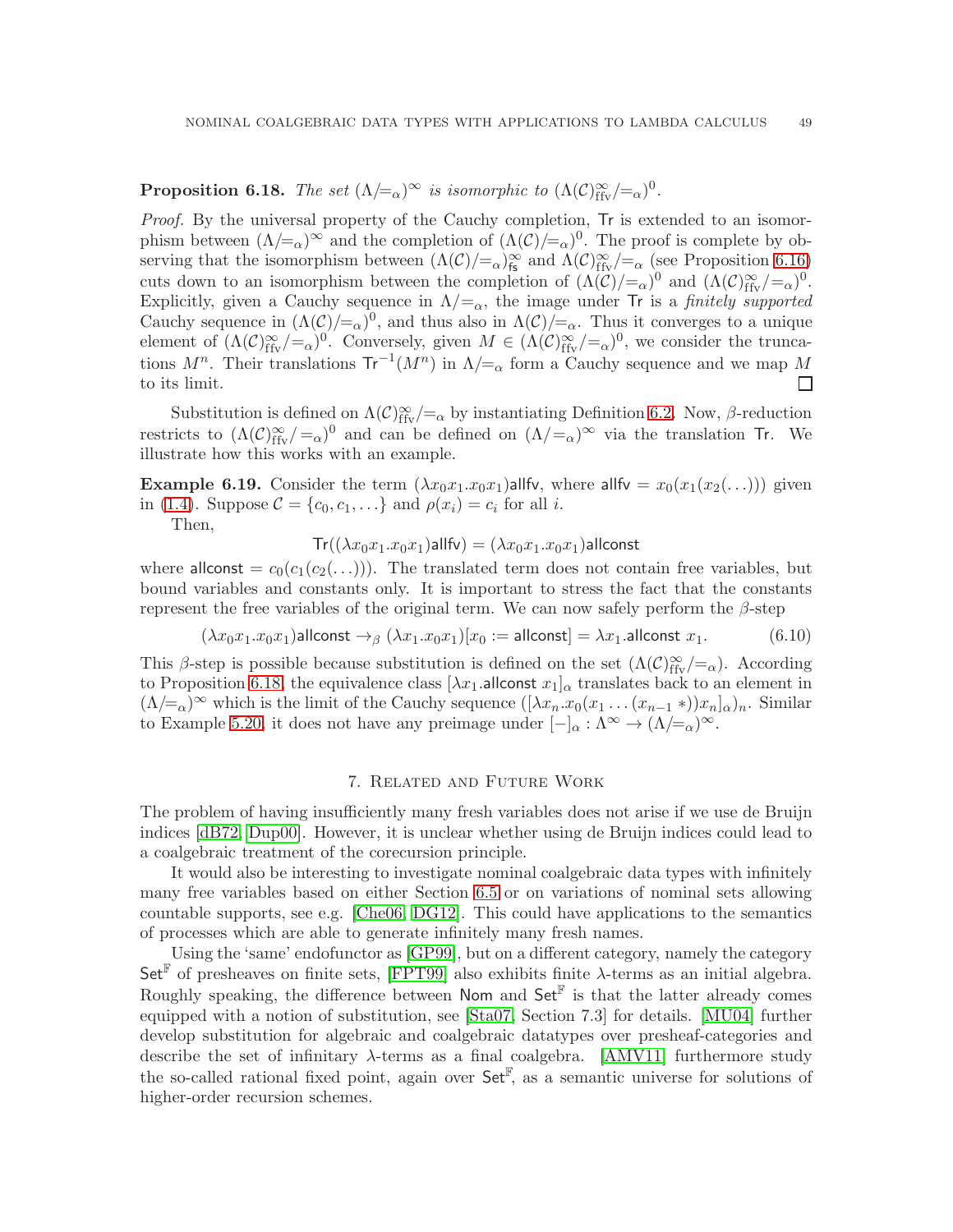**Proposition 6.18.** *The set* $(\Lambda/{=_\alpha})^\infty$ *is isomorphic to* $(\Lambda(\mathcal{C})^\infty_{\text{ffv}}/{=_\alpha})^0$.

*Proof.* By the universal property of the Cauchy completion, $\mathsf{Tr}$ is extended to an isomorphism between $(\Lambda/{=_\alpha})^\infty$ and the completion of $(\Lambda(\mathcal{C})/{=_\alpha})^0$. The proof is complete by observing that the isomorphism between $(\Lambda(\mathcal{C})/{=_\alpha})^\infty_{\mathsf{fs}}$ and $\Lambda(\mathcal{C})^\infty_{\text{ffv}}/{=_\alpha}$ (see Proposition 6.16) cuts down to an isomorphism between the completion of $(\Lambda(\mathcal{C})/{=_\alpha})^0$ and $(\Lambda(\mathcal{C})^\infty_{\text{ffv}}/{=_\alpha})^0$. Explicitly, given a Cauchy sequence in $\Lambda/{=_\alpha}$, the image under $\mathsf{Tr}$ is a *finitely supported* Cauchy sequence in $(\Lambda(\mathcal{C})/{=_\alpha})^0$, and thus also in $\Lambda(\mathcal{C})/{=_\alpha}$. Thus it converges to a unique element of $(\Lambda(\mathcal{C})^\infty_{\text{ffv}}/{=_\alpha})^0$. Conversely, given $M \in (\Lambda(\mathcal{C})^\infty_{\text{ffv}}/{=_\alpha})^0$, we consider the truncations $M^n$. Their translations $\mathsf{Tr}^{-1}(M^n)$ in $\Lambda/{=_\alpha}$ form a Cauchy sequence and we map $M$ to its limit. $\square$

Substitution is defined on $\Lambda(\mathcal{C})^\infty_{\text{ffv}}/{=_\alpha}$ by instantiating Definition 6.2. Now, $\beta$-reduction restricts to $(\Lambda(\mathcal{C})^\infty_{\text{ffv}}/{=_\alpha})^0$ and can be defined on $(\Lambda/{=_\alpha})^\infty$ via the translation $\mathsf{Tr}$. We illustrate how this works with an example.

**Example 6.19.** Consider the term $(\lambda x_0 x_1.x_0 x_1)\mathsf{allfv}$, where $\mathsf{allfv} = x_0(x_1(x_2(\ldots)))$ given in (1.4). Suppose $\mathcal{C} = \{c_0, c_1, \ldots\}$ and $\rho(x_i) = c_i$ for all $i$.

Then,

$$\mathsf{Tr}((\lambda x_0 x_1.x_0 x_1)\mathsf{allfv}) = (\lambda x_0 x_1.x_0 x_1)\mathsf{allconst}$$

where $\mathsf{allconst} = c_0(c_1(c_2(\ldots)))$. The translated term does not contain free variables, but bound variables and constants only. It is important to stress the fact that the constants represent the free variables of the original term. We can now safely perform the $\beta$-step

$$(\lambda x_0 x_1.x_0 x_1)\mathsf{allconst} \to_\beta (\lambda x_1.x_0 x_1)[x_0 := \mathsf{allconst}] = \lambda x_1.\mathsf{allconst}\ x_1. \tag{6.10}$$

This $\beta$-step is possible because substitution is defined on the set $(\Lambda(\mathcal{C})^\infty_{\text{ffv}}/{=_\alpha})$. According to Proposition 6.18, the equivalence class $[\lambda x_1.\mathsf{allconst}\ x_1]_\alpha$ translates back to an element in $(\Lambda/{=_\alpha})^\infty$ which is the limit of the Cauchy sequence $([\lambda x_n.x_0(x_1 \ldots (x_{n-1} *))x_n]_\alpha)_n$. Similar to Example 5.20, it does not have any preimage under $[-]_\alpha : \Lambda^\infty \to (\Lambda/{=_\alpha})^\infty$.

## 7. Related and Future Work

The problem of having insufficiently many fresh variables does not arise if we use de Bruijn indices [dB72, Dup00]. However, it is unclear whether using de Bruijn indices could lead to a coalgebraic treatment of the corecursion principle.

It would also be interesting to investigate nominal coalgebraic data types with infinitely many free variables based on either Section 6.5 or on variations of nominal sets allowing countable supports, see e.g. [Che06, DG12]. This could have applications to the semantics of processes which are able to generate infinitely many fresh names.

Using the 'same' endofunctor as [GP99], but on a different category, namely the category $\mathsf{Set}^{\mathbb{F}}$ of presheaves on finite sets, [FPT99] also exhibits finite $\lambda$-terms as an initial algebra. Roughly speaking, the difference between $\mathsf{Nom}$ and $\mathsf{Set}^{\mathbb{F}}$ is that the latter already comes equipped with a notion of substitution, see [Sta07, Section 7.3] for details. [MU04] further develop substitution for algebraic and coalgebraic datatypes over presheaf-categories and describe the set of infinitary $\lambda$-terms as a final coalgebra. [AMV11] furthermore study the so-called rational fixed point, again over $\mathsf{Set}^{\mathbb{F}}$, as a semantic universe for solutions of higher-order recursion schemes.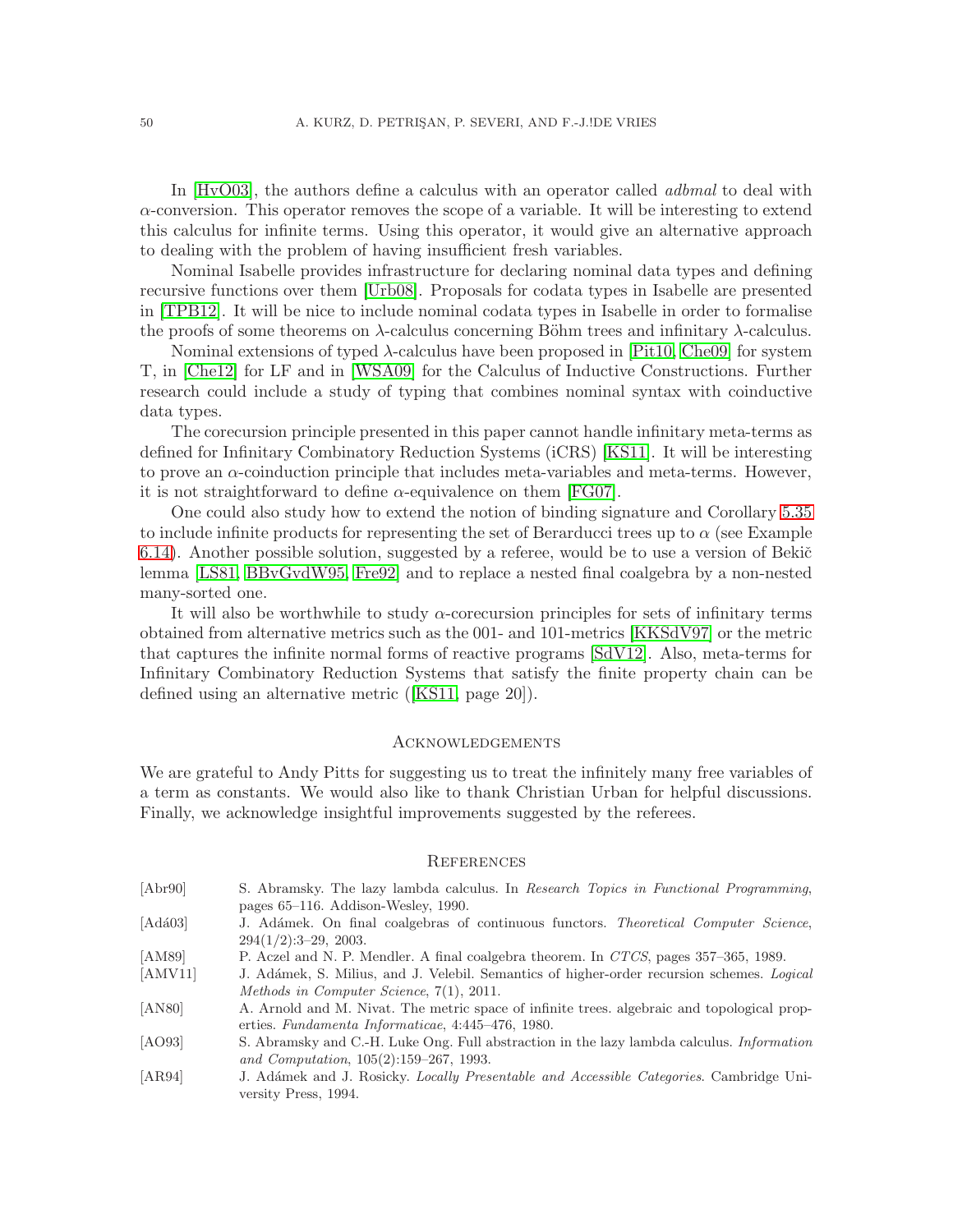In [HvO03], the authors define a calculus with an operator called *adbmal* to deal with $\alpha$-conversion. This operator removes the scope of a variable. It will be interesting to extend this calculus for infinite terms. Using this operator, it would give an alternative approach to dealing with the problem of having insufficient fresh variables.

Nominal Isabelle provides infrastructure for declaring nominal data types and defining recursive functions over them [Urb08]. Proposals for codata types in Isabelle are presented in [TPB12]. It will be nice to include nominal codata types in Isabelle in order to formalise the proofs of some theorems on $\lambda$-calculus concerning Böhm trees and infinitary $\lambda$-calculus.

Nominal extensions of typed $\lambda$-calculus have been proposed in [Pit10, Che09] for system T, in [Che12] for LF and in [WSA09] for the Calculus of Inductive Constructions. Further research could include a study of typing that combines nominal syntax with coinductive data types.

The corecursion principle presented in this paper cannot handle infinitary meta-terms as defined for Infinitary Combinatory Reduction Systems (iCRS) [KS11]. It will be interesting to prove an $\alpha$-coinduction principle that includes meta-variables and meta-terms. However, it is not straightforward to define $\alpha$-equivalence on them [FG07].

One could also study how to extend the notion of binding signature and Corollary 5.35 to include infinite products for representing the set of Berarducci trees up to $\alpha$ (see Example 6.14). Another possible solution, suggested by a referee, would be to use a version of Bekič lemma [LS81, BBvGvdW95, Fre92] and to replace a nested final coalgebra by a non-nested many-sorted one.

It will also be worthwhile to study $\alpha$-corecursion principles for sets of infinitary terms obtained from alternative metrics such as the 001- and 101-metrics [KKSdV97] or the metric that captures the infinite normal forms of reactive programs [SdV12]. Also, meta-terms for Infinitary Combinatory Reduction Systems that satisfy the finite property chain can be defined using an alternative metric ([KS11, page 20]).

## Acknowledgements

We are grateful to Andy Pitts for suggesting us to treat the infinitely many free variables of a term as constants. We would also like to thank Christian Urban for helpful discussions. Finally, we acknowledge insightful improvements suggested by the referees.

## References

- [Abr90] S. Abramsky. The lazy lambda calculus. In *Research Topics in Functional Programming*, pages 65–116. Addison-Wesley, 1990.
- [Adá03] J. Adámek. On final coalgebras of continuous functors. *Theoretical Computer Science*, 294(1/2):3–29, 2003.
- [AM89] P. Aczel and N. P. Mendler. A final coalgebra theorem. In *CTCS*, pages 357–365, 1989.
- [AMV11] J. Adámek, S. Milius, and J. Velebil. Semantics of higher-order recursion schemes. *Logical Methods in Computer Science*, 7(1), 2011.
- [AN80] A. Arnold and M. Nivat. The metric space of infinite trees. algebraic and topological properties. *Fundamenta Informaticae*, 4:445–476, 1980.
- [AO93] S. Abramsky and C.-H. Luke Ong. Full abstraction in the lazy lambda calculus. *Information and Computation*, 105(2):159–267, 1993.
- [AR94] J. Adámek and J. Rosicky. *Locally Presentable and Accessible Categories*. Cambridge University Press, 1994.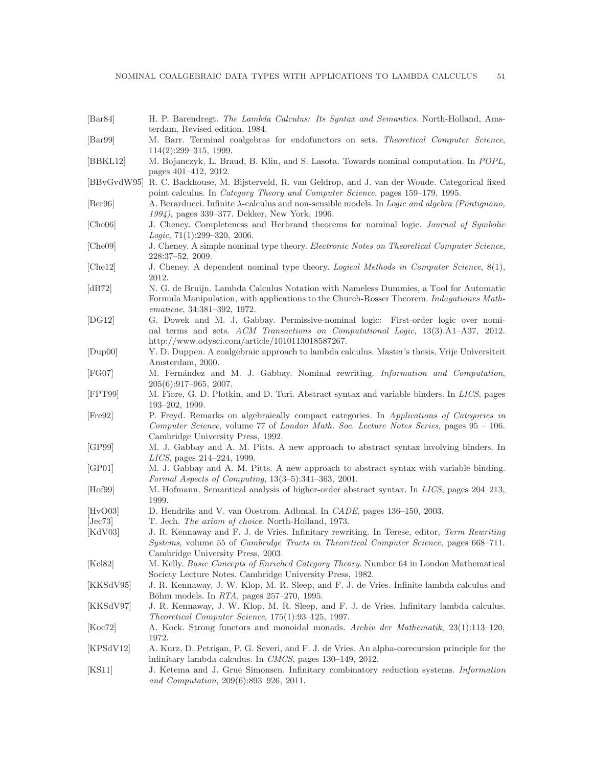[Bar84] H. P. Barendregt. *The Lambda Calculus: Its Syntax and Semantics*. North-Holland, Amsterdam, Revised edition, 1984.

[Bar99] M. Barr. Terminal coalgebras for endofunctors on sets. *Theoretical Computer Science*, 114(2):299–315, 1999.

[BBKL12] M. Bojanczyk, L. Braud, B. Klin, and S. Lasota. Towards nominal computation. In *POPL*, pages 401–412, 2012.

[BBvGvdW95] R. C. Backhouse, M. Bijsterveld, R. van Geldrop, and J. van der Woude. Categorical fixed point calculus. In *Category Theory and Computer Science*, pages 159–179, 1995.

[Ber96] A. Berarducci. Infinite λ-calculus and non-sensible models. In *Logic and algebra (Pontignano, 1994)*, pages 339–377. Dekker, New York, 1996.

[Che06] J. Cheney. Completeness and Herbrand theorems for nominal logic. *Journal of Symbolic Logic*, 71(1):299–320, 2006.

[Che09] J. Cheney. A simple nominal type theory. *Electronic Notes on Theoretical Computer Science*, 228:37–52, 2009.

[Che12] J. Cheney. A dependent nominal type theory. *Logical Methods in Computer Science*, 8(1), 2012.

[dB72] N. G. de Bruijn. Lambda Calculus Notation with Nameless Dummies, a Tool for Automatic Formula Manipulation, with applications to the Church-Rosser Theorem. *Indagationes Mathematicae*, 34:381–392, 1972.

[DG12] G. Dowek and M. J. Gabbay. Permissive-nominal logic: First-order logic over nominal terms and sets. *ACM Transactions on Computational Logic*, 13(3):A1–A37, 2012. http://www.odysci.com/article/1010113018587267.

[Dup00] Y. D. Duppen. A coalgebraic approach to lambda calculus. Master's thesis, Vrije Universiteit Amsterdam, 2000.

[FG07] M. Fernández and M. J. Gabbay. Nominal rewriting. *Information and Computation*, 205(6):917–965, 2007.

[FPT99] M. Fiore, G. D. Plotkin, and D. Turi. Abstract syntax and variable binders. In *LICS*, pages 193–202, 1999.

[Fre92] P. Freyd. Remarks on algebraically compact categories. In *Applications of Categories in Computer Science*, volume 77 of *London Math. Soc. Lecture Notes Series*, pages 95 – 106. Cambridge University Press, 1992.

[GP99] M. J. Gabbay and A. M. Pitts. A new approach to abstract syntax involving binders. In *LICS*, pages 214–224, 1999.

[GP01] M. J. Gabbay and A. M. Pitts. A new approach to abstract syntax with variable binding. *Formal Aspects of Computing*, 13(3–5):341–363, 2001.

[Hof99] M. Hofmann. Semantical analysis of higher-order abstract syntax. In *LICS*, pages 204–213, 1999.

[HvO03] D. Hendriks and V. van Oostrom. Adbmal. In *CADE*, pages 136–150, 2003.

[Jec73] T. Jech. *The axiom of choice*. North-Holland, 1973.

[KdV03] J. R. Kennaway and F. J. de Vries. Infinitary rewriting. In Terese, editor, *Term Rewriting Systems*, volume 55 of *Cambridge Tracts in Theoretical Computer Science*, pages 668–711. Cambridge University Press, 2003.

[Kel82] M. Kelly. *Basic Concepts of Enriched Category Theory*. Number 64 in London Mathematical Society Lecture Notes. Cambridge University Press, 1982.

[KKSdV95] J. R. Kennaway, J. W. Klop, M. R. Sleep, and F. J. de Vries. Infinite lambda calculus and Böhm models. In *RTA*, pages 257–270, 1995.

[KKSdV97] J. R. Kennaway, J. W. Klop, M. R. Sleep, and F. J. de Vries. Infinitary lambda calculus. *Theoretical Computer Science*, 175(1):93–125, 1997.

[Koc72] A. Kock. Strong functors and monoidal monads. *Archiv der Mathematik*, 23(1):113–120, 1972.

[KPSdV12] A. Kurz, D. Petrişan, P. G. Severi, and F. J. de Vries. An alpha-corecursion principle for the infinitary lambda calculus. In *CMCS*, pages 130–149, 2012.

[KS11] J. Ketema and J. Grue Simonsen. Infinitary combinatory reduction systems. *Information and Computation*, 209(6):893–926, 2011.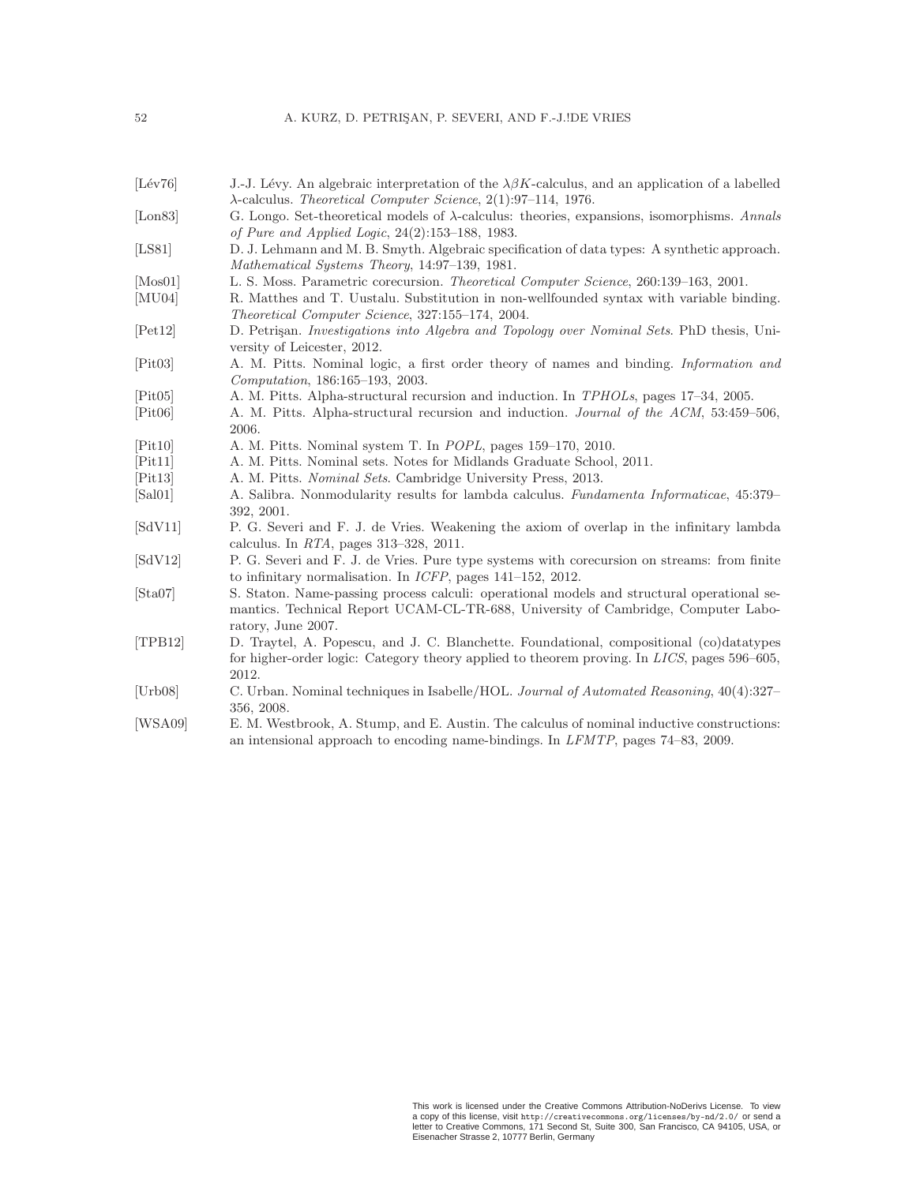[Lév76] J.-J. Lévy. An algebraic interpretation of the $\lambda\beta K$-calculus, and an application of a labelled $\lambda$-calculus. *Theoretical Computer Science*, 2(1):97–114, 1976.

[Lon83] G. Longo. Set-theoretical models of $\lambda$-calculus: theories, expansions, isomorphisms. *Annals of Pure and Applied Logic*, 24(2):153–188, 1983.

[LS81] D. J. Lehmann and M. B. Smyth. Algebraic specification of data types: A synthetic approach. *Mathematical Systems Theory*, 14:97–139, 1981.

[Mos01] L. S. Moss. Parametric corecursion. *Theoretical Computer Science*, 260:139–163, 2001.

[MU04] R. Matthes and T. Uustalu. Substitution in non-wellfounded syntax with variable binding. *Theoretical Computer Science*, 327:155–174, 2004.

[Pet12] D. Petrişan. *Investigations into Algebra and Topology over Nominal Sets*. PhD thesis, University of Leicester, 2012.

[Pit03] A. M. Pitts. Nominal logic, a first order theory of names and binding. *Information and Computation*, 186:165–193, 2003.

[Pit05] A. M. Pitts. Alpha-structural recursion and induction. In *TPHOLs*, pages 17–34, 2005.

[Pit06] A. M. Pitts. Alpha-structural recursion and induction. *Journal of the ACM*, 53:459–506, 2006.

[Pit10] A. M. Pitts. Nominal system T. In *POPL*, pages 159–170, 2010.

[Pit11] A. M. Pitts. Nominal sets. Notes for Midlands Graduate School, 2011.

[Pit13] A. M. Pitts. *Nominal Sets*. Cambridge University Press, 2013.

[Sal01] A. Salibra. Nonmodularity results for lambda calculus. *Fundamenta Informaticae*, 45:379–392, 2001.

[SdV11] P. G. Severi and F. J. de Vries. Weakening the axiom of overlap in the infinitary lambda calculus. In *RTA*, pages 313–328, 2011.

[SdV12] P. G. Severi and F. J. de Vries. Pure type systems with corecursion on streams: from finite to infinitary normalisation. In *ICFP*, pages 141–152, 2012.

[Sta07] S. Staton. Name-passing process calculi: operational models and structural operational semantics. Technical Report UCAM-CL-TR-688, University of Cambridge, Computer Laboratory, June 2007.

[TPB12] D. Traytel, A. Popescu, and J. C. Blanchette. Foundational, compositional (co)datatypes for higher-order logic: Category theory applied to theorem proving. In *LICS*, pages 596–605, 2012.

[Urb08] C. Urban. Nominal techniques in Isabelle/HOL. *Journal of Automated Reasoning*, 40(4):327–356, 2008.

[WSA09] E. M. Westbrook, A. Stump, and E. Austin. The calculus of nominal inductive constructions: an intensional approach to encoding name-bindings. In *LFMTP*, pages 74–83, 2009.

This work is licensed under the Creative Commons Attribution-NoDerivs License. To view a copy of this license, visit http://creativecommons.org/licenses/by-nd/2.0/ or send a letter to Creative Commons, 171 Second St, Suite 300, San Francisco, CA 94105, USA, or Eisenacher Strasse 2, 10777 Berlin, Germany